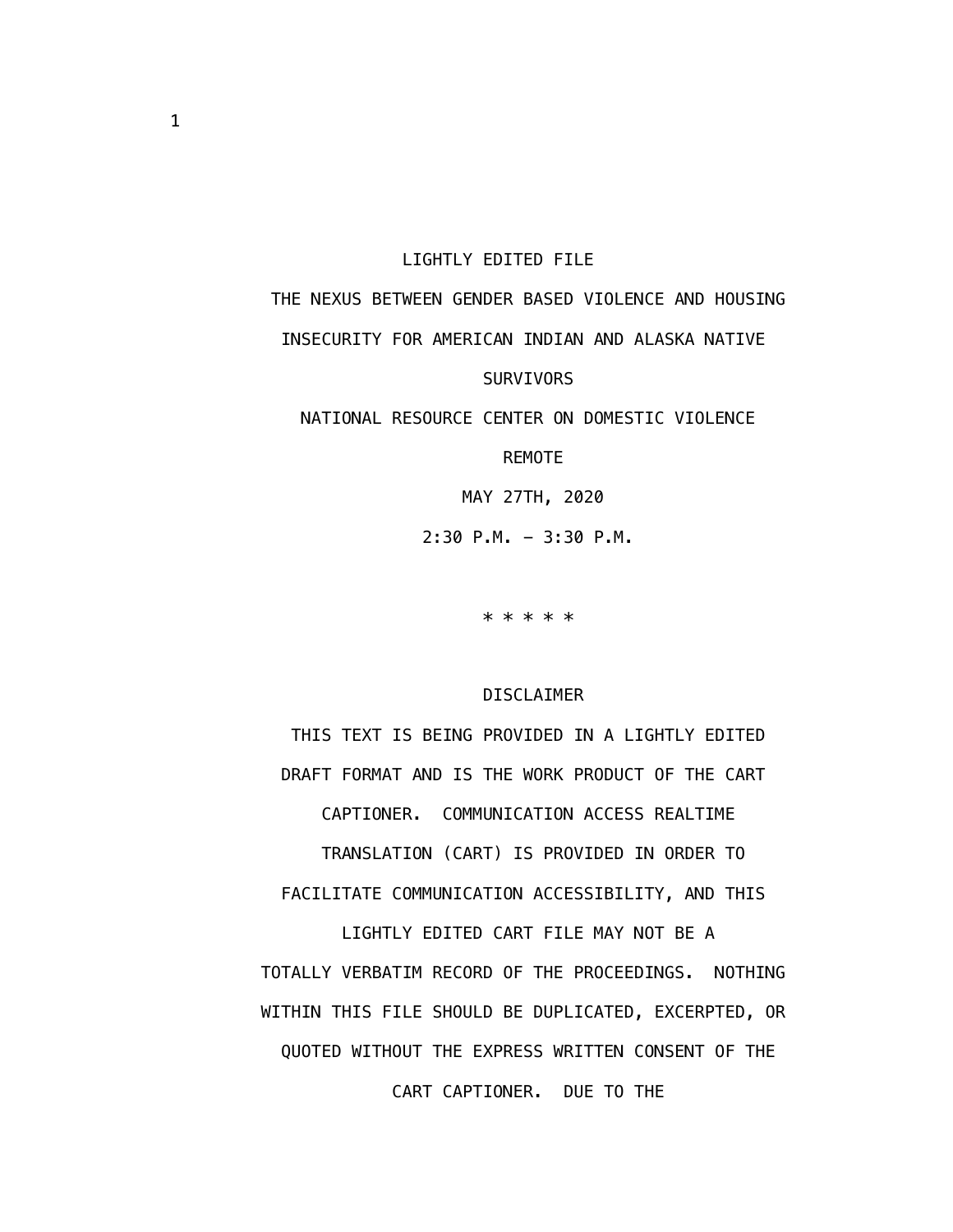LIGHTLY EDITED FILE

# THE NEXUS BETWEEN GENDER BASED VIOLENCE AND HOUSING INSECURITY FOR AMERICAN INDIAN AND ALASKA NATIVE SURVIVORS

NATIONAL RESOURCE CENTER ON DOMESTIC VIOLENCE

REMOTE

MAY 27TH, 2020

2:30 P.M. – 3:30 P.M.

* * * * *

DISCLAIMER

THIS TEXT IS BEING PROVIDED IN A LIGHTLY EDITED DRAFT FORMAT AND IS THE WORK PRODUCT OF THE CART CAPTIONER. COMMUNICATION ACCESS REALTIME TRANSLATION (CART) IS PROVIDED IN ORDER TO FACILITATE COMMUNICATION ACCESSIBILITY, AND THIS LIGHTLY EDITED CART FILE MAY NOT BE A TOTALLY VERBATIM RECORD OF THE PROCEEDINGS. NOTHING WITHIN THIS FILE SHOULD BE DUPLICATED, EXCERPTED, OR QUOTED WITHOUT THE EXPRESS WRITTEN CONSENT OF THE CART CAPTIONER. DUE TO THE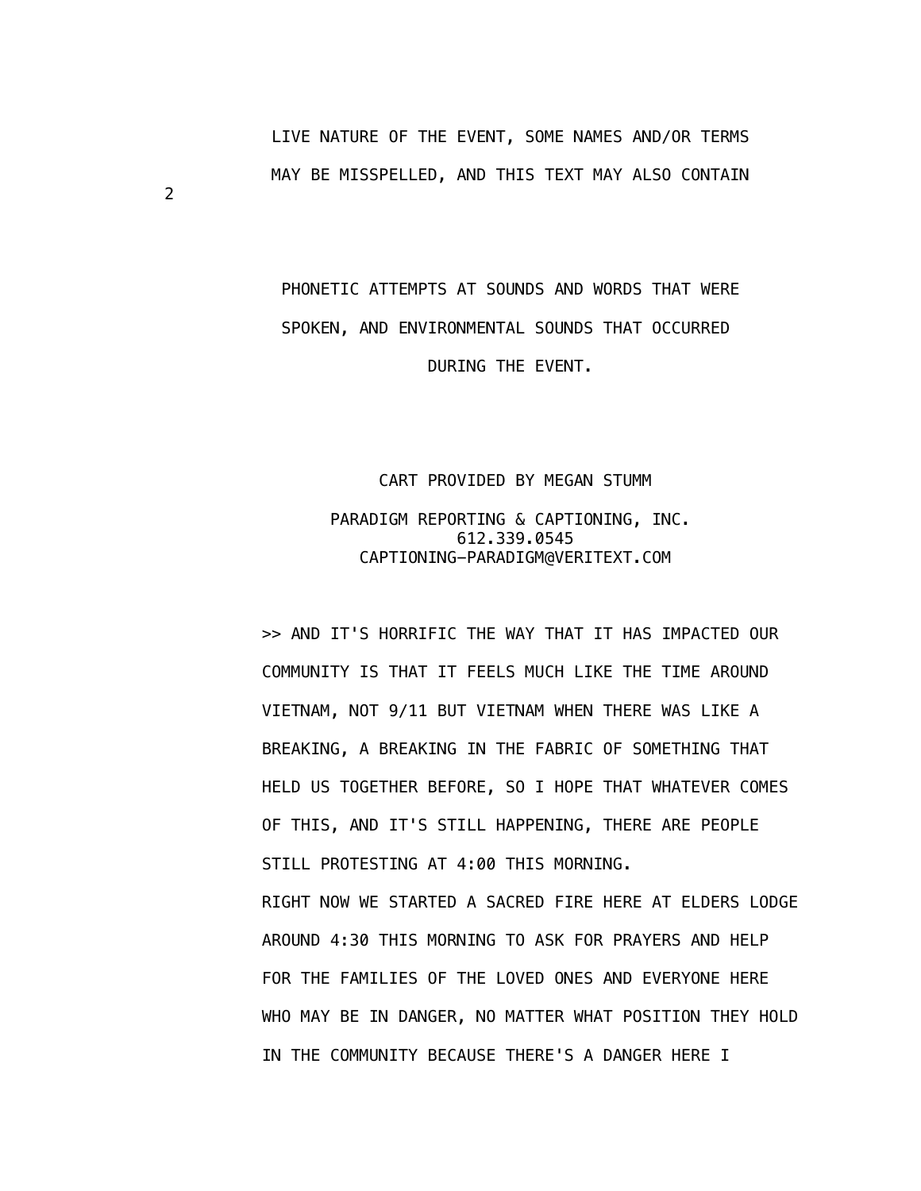LIVE NATURE OF THE EVENT, SOME NAMES AND/OR TERMS MAY BE MISSPELLED, AND THIS TEXT MAY ALSO CONTAIN PHONETIC ATTEMPTS AT SOUNDS AND WORDS THAT WERE SPOKEN, AND ENVIRONMENTAL SOUNDS THAT OCCURRED DURING THE EVENT.

CART PROVIDED BY MEGAN STUMM

PARADIGM REPORTING & CAPTIONING, INC.
612.339.0545
CAPTIONING-PARADIGM@VERITEXT.COM

>> AND IT'S HORRIFIC THE WAY THAT IT HAS IMPACTED OUR COMMUNITY IS THAT IT FEELS MUCH LIKE THE TIME AROUND VIETNAM, NOT 9/11 BUT VIETNAM WHEN THERE WAS LIKE A BREAKING, A BREAKING IN THE FABRIC OF SOMETHING THAT HELD US TOGETHER BEFORE, SO I HOPE THAT WHATEVER COMES OF THIS, AND IT'S STILL HAPPENING, THERE ARE PEOPLE STILL PROTESTING AT 4:00 THIS MORNING.

RIGHT NOW WE STARTED A SACRED FIRE HERE AT ELDERS LODGE AROUND 4:30 THIS MORNING TO ASK FOR PRAYERS AND HELP FOR THE FAMILIES OF THE LOVED ONES AND EVERYONE HERE WHO MAY BE IN DANGER, NO MATTER WHAT POSITION THEY HOLD IN THE COMMUNITY BECAUSE THERE'S A DANGER HERE I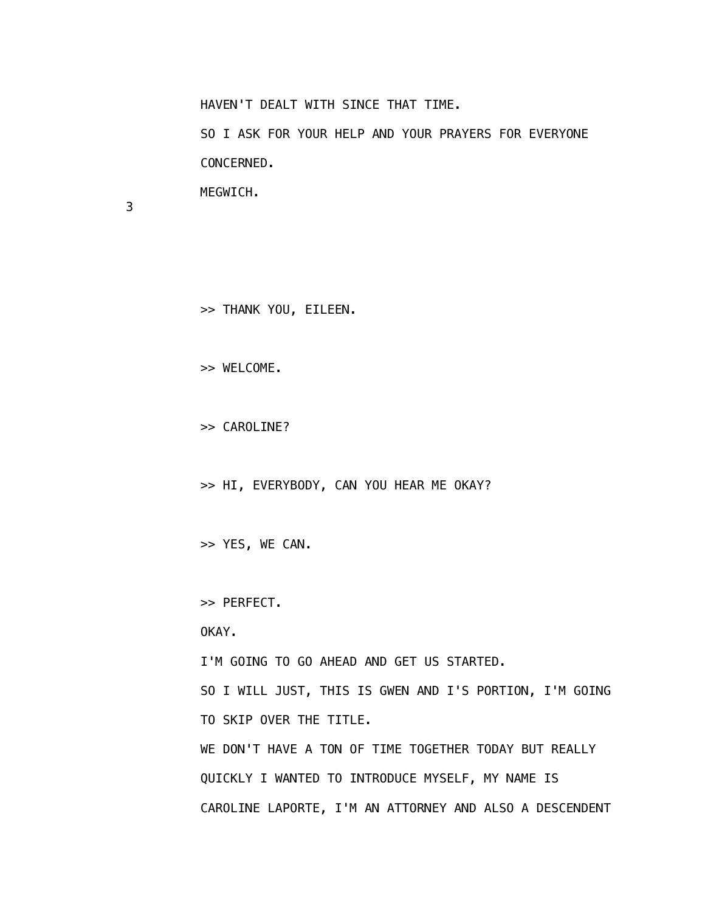HAVEN'T DEALT WITH SINCE THAT TIME.

SO I ASK FOR YOUR HELP AND YOUR PRAYERS FOR EVERYONE CONCERNED.

MEGWICH.

>> THANK YOU, EILEEN.

>> WELCOME.

>> CAROLINE?

>> HI, EVERYBODY, CAN YOU HEAR ME OKAY?

>> YES, WE CAN.

>> PERFECT.

OKAY.

I'M GOING TO GO AHEAD AND GET US STARTED.

SO I WILL JUST, THIS IS GWEN AND I'S PORTION, I'M GOING TO SKIP OVER THE TITLE.

WE DON'T HAVE A TON OF TIME TOGETHER TODAY BUT REALLY QUICKLY I WANTED TO INTRODUCE MYSELF, MY NAME IS CAROLINE LAPORTE, I'M AN ATTORNEY AND ALSO A DESCENDENT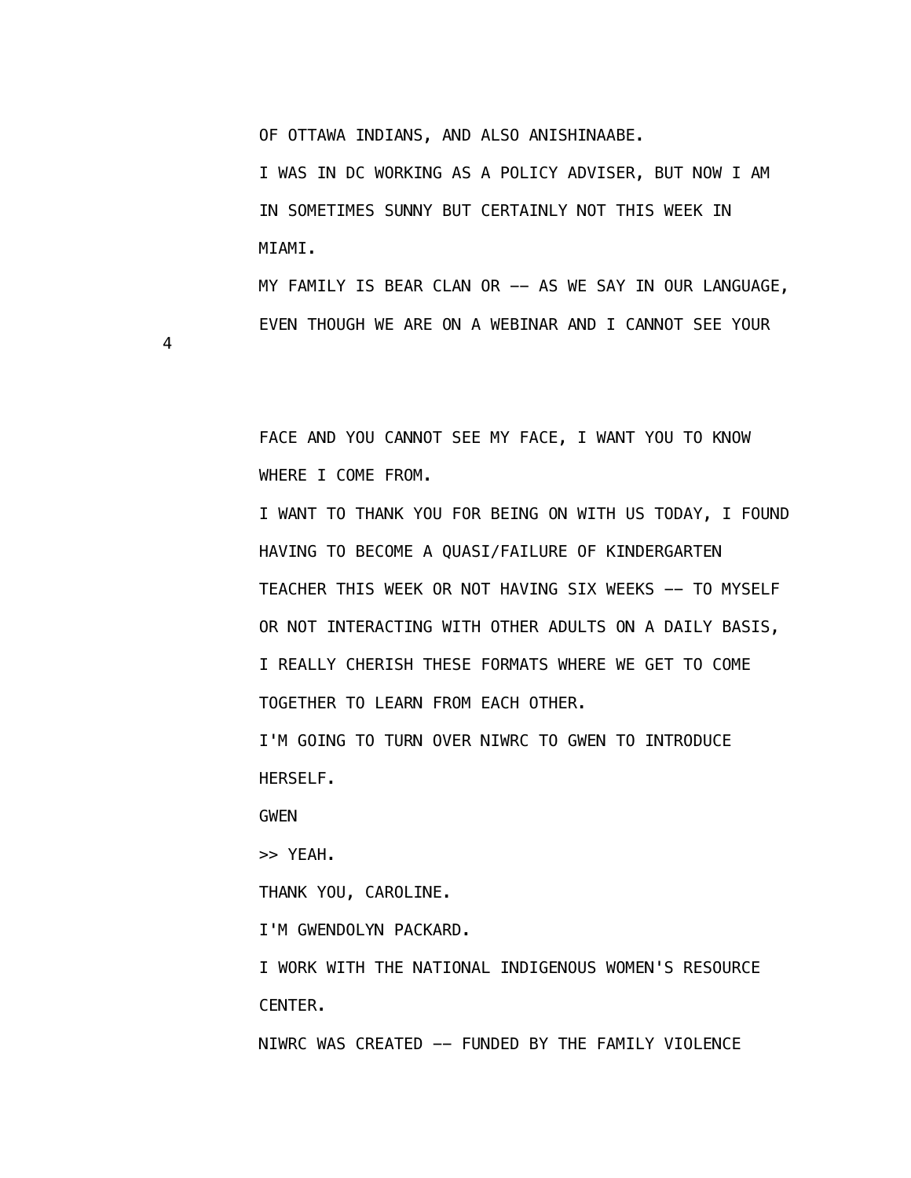OF OTTAWA INDIANS, AND ALSO ANISHINAABE.

I WAS IN DC WORKING AS A POLICY ADVISER, BUT NOW I AM IN SOMETIMES SUNNY BUT CERTAINLY NOT THIS WEEK IN MIAMI.

MY FAMILY IS BEAR CLAN OR -- AS WE SAY IN OUR LANGUAGE, EVEN THOUGH WE ARE ON A WEBINAR AND I CANNOT SEE YOUR FACE AND YOU CANNOT SEE MY FACE, I WANT YOU TO KNOW WHERE I COME FROM.

I WANT TO THANK YOU FOR BEING ON WITH US TODAY, I FOUND HAVING TO BECOME A QUASI/FAILURE OF KINDERGARTEN TEACHER THIS WEEK OR NOT HAVING SIX WEEKS -- TO MYSELF OR NOT INTERACTING WITH OTHER ADULTS ON A DAILY BASIS, I REALLY CHERISH THESE FORMATS WHERE WE GET TO COME TOGETHER TO LEARN FROM EACH OTHER.

I'M GOING TO TURN OVER NIWRC TO GWEN TO INTRODUCE HERSELF.

GWEN

>> YEAH.

THANK YOU, CAROLINE.

I'M GWENDOLYN PACKARD.

I WORK WITH THE NATIONAL INDIGENOUS WOMEN'S RESOURCE CENTER.

NIWRC WAS CREATED -- FUNDED BY THE FAMILY VIOLENCE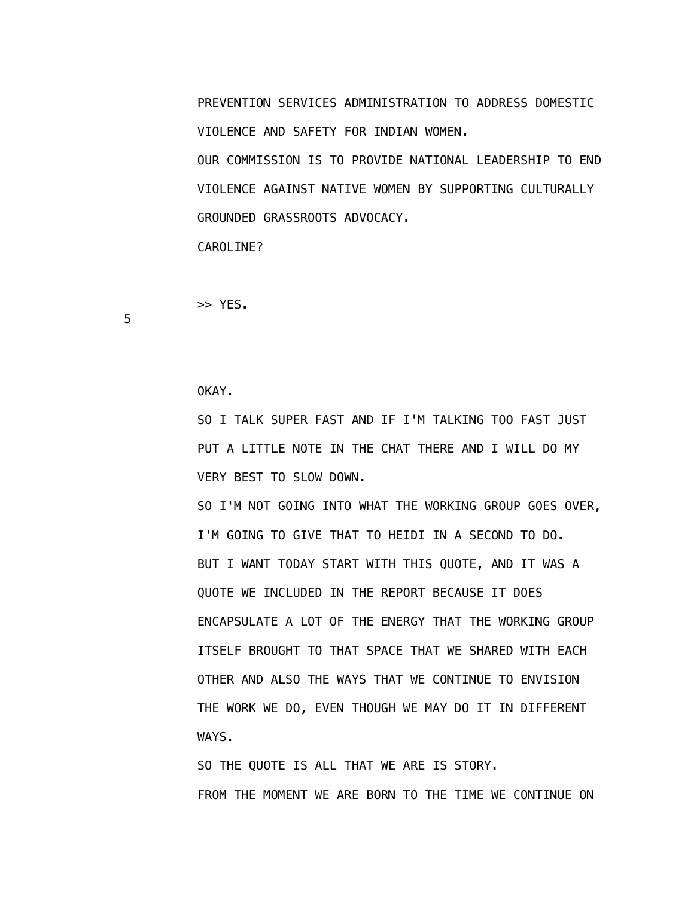PREVENTION SERVICES ADMINISTRATION TO ADDRESS DOMESTIC VIOLENCE AND SAFETY FOR INDIAN WOMEN.

OUR COMMISSION IS TO PROVIDE NATIONAL LEADERSHIP TO END VIOLENCE AGAINST NATIVE WOMEN BY SUPPORTING CULTURALLY GROUNDED GRASSROOTS ADVOCACY.

CAROLINE?

>> YES.

OKAY.

SO I TALK SUPER FAST AND IF I'M TALKING TOO FAST JUST PUT A LITTLE NOTE IN THE CHAT THERE AND I WILL DO MY VERY BEST TO SLOW DOWN.

SO I'M NOT GOING INTO WHAT THE WORKING GROUP GOES OVER, I'M GOING TO GIVE THAT TO HEIDI IN A SECOND TO DO.

BUT I WANT TODAY START WITH THIS QUOTE, AND IT WAS A QUOTE WE INCLUDED IN THE REPORT BECAUSE IT DOES ENCAPSULATE A LOT OF THE ENERGY THAT THE WORKING GROUP ITSELF BROUGHT TO THAT SPACE THAT WE SHARED WITH EACH OTHER AND ALSO THE WAYS THAT WE CONTINUE TO ENVISION THE WORK WE DO, EVEN THOUGH WE MAY DO IT IN DIFFERENT WAYS.

SO THE QUOTE IS ALL THAT WE ARE IS STORY.

FROM THE MOMENT WE ARE BORN TO THE TIME WE CONTINUE ON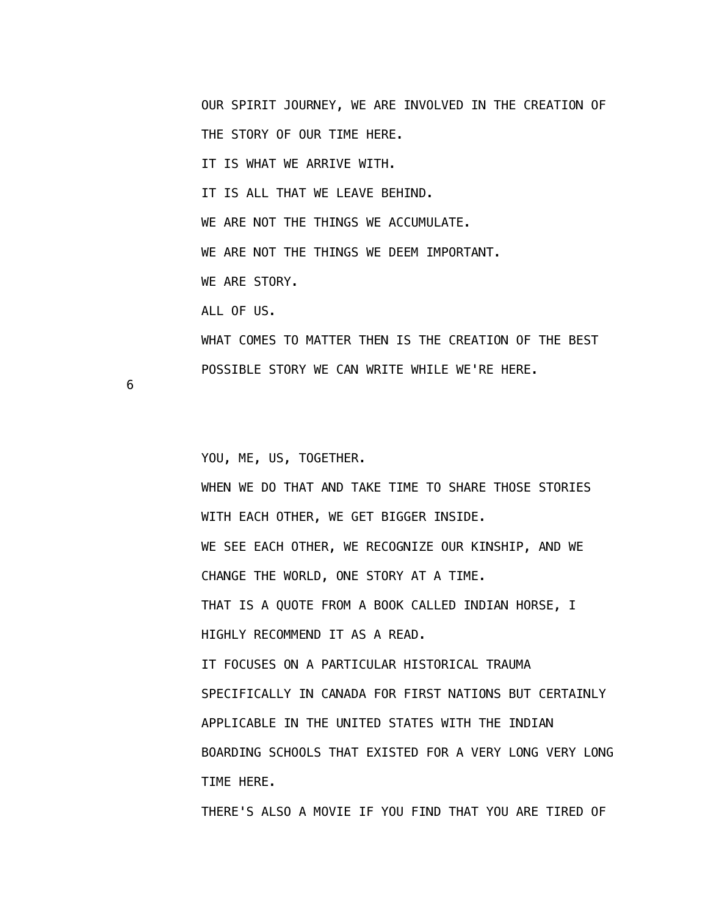OUR SPIRIT JOURNEY, WE ARE INVOLVED IN THE CREATION OF THE STORY OF OUR TIME HERE.

IT IS WHAT WE ARRIVE WITH.

IT IS ALL THAT WE LEAVE BEHIND.

WE ARE NOT THE THINGS WE ACCUMULATE.

WE ARE NOT THE THINGS WE DEEM IMPORTANT.

WE ARE STORY.

ALL OF US.

WHAT COMES TO MATTER THEN IS THE CREATION OF THE BEST POSSIBLE STORY WE CAN WRITE WHILE WE'RE HERE.

YOU, ME, US, TOGETHER.

WHEN WE DO THAT AND TAKE TIME TO SHARE THOSE STORIES WITH EACH OTHER, WE GET BIGGER INSIDE.

WE SEE EACH OTHER, WE RECOGNIZE OUR KINSHIP, AND WE CHANGE THE WORLD, ONE STORY AT A TIME.

THAT IS A QUOTE FROM A BOOK CALLED INDIAN HORSE, I HIGHLY RECOMMEND IT AS A READ.

IT FOCUSES ON A PARTICULAR HISTORICAL TRAUMA SPECIFICALLY IN CANADA FOR FIRST NATIONS BUT CERTAINLY APPLICABLE IN THE UNITED STATES WITH THE INDIAN BOARDING SCHOOLS THAT EXISTED FOR A VERY LONG VERY LONG TIME HERE.

THERE'S ALSO A MOVIE IF YOU FIND THAT YOU ARE TIRED OF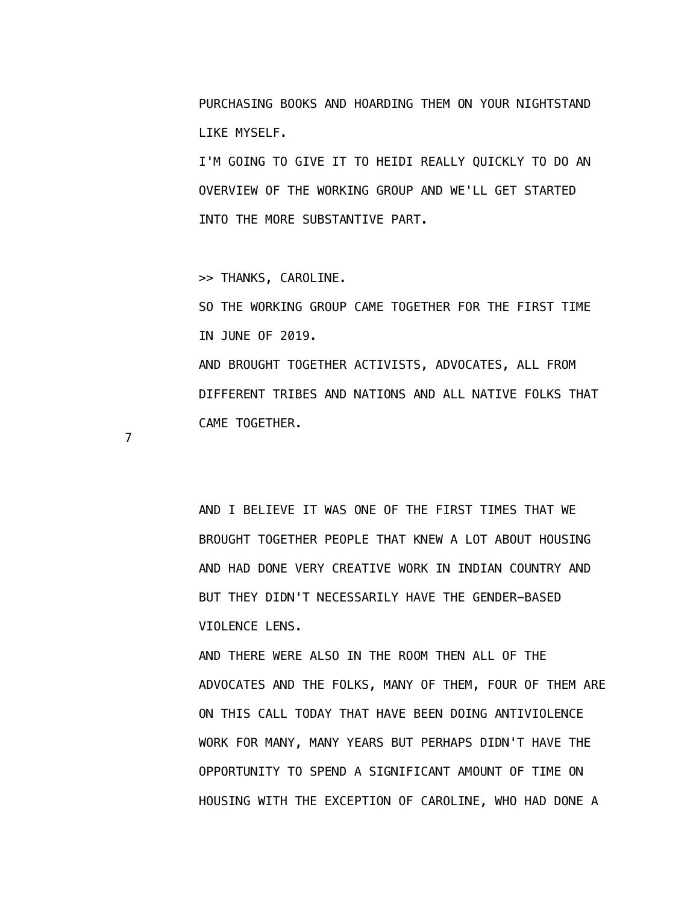PURCHASING BOOKS AND HOARDING THEM ON YOUR NIGHTSTAND LIKE MYSELF.

I'M GOING TO GIVE IT TO HEIDI REALLY QUICKLY TO DO AN OVERVIEW OF THE WORKING GROUP AND WE'LL GET STARTED INTO THE MORE SUBSTANTIVE PART.

>> THANKS, CAROLINE.

SO THE WORKING GROUP CAME TOGETHER FOR THE FIRST TIME IN JUNE OF 2019.

AND BROUGHT TOGETHER ACTIVISTS, ADVOCATES, ALL FROM DIFFERENT TRIBES AND NATIONS AND ALL NATIVE FOLKS THAT CAME TOGETHER.

AND I BELIEVE IT WAS ONE OF THE FIRST TIMES THAT WE BROUGHT TOGETHER PEOPLE THAT KNEW A LOT ABOUT HOUSING AND HAD DONE VERY CREATIVE WORK IN INDIAN COUNTRY AND BUT THEY DIDN'T NECESSARILY HAVE THE GENDER-BASED VIOLENCE LENS.

AND THERE WERE ALSO IN THE ROOM THEN ALL OF THE ADVOCATES AND THE FOLKS, MANY OF THEM, FOUR OF THEM ARE ON THIS CALL TODAY THAT HAVE BEEN DOING ANTIVIOLENCE WORK FOR MANY, MANY YEARS BUT PERHAPS DIDN'T HAVE THE OPPORTUNITY TO SPEND A SIGNIFICANT AMOUNT OF TIME ON HOUSING WITH THE EXCEPTION OF CAROLINE, WHO HAD DONE A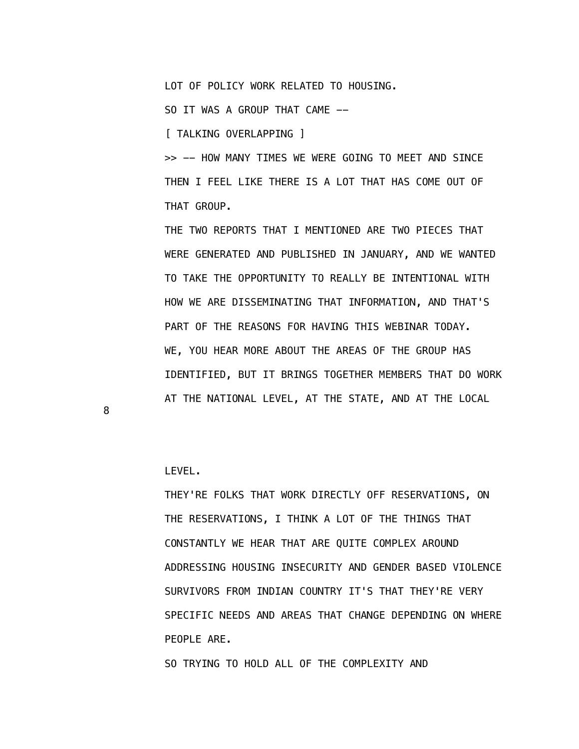LOT OF POLICY WORK RELATED TO HOUSING.

SO IT WAS A GROUP THAT CAME --

[ TALKING OVERLAPPING ]

>> -- HOW MANY TIMES WE WERE GOING TO MEET AND SINCE THEN I FEEL LIKE THERE IS A LOT THAT HAS COME OUT OF THAT GROUP.

THE TWO REPORTS THAT I MENTIONED ARE TWO PIECES THAT WERE GENERATED AND PUBLISHED IN JANUARY, AND WE WANTED TO TAKE THE OPPORTUNITY TO REALLY BE INTENTIONAL WITH HOW WE ARE DISSEMINATING THAT INFORMATION, AND THAT'S PART OF THE REASONS FOR HAVING THIS WEBINAR TODAY.

WE, YOU HEAR MORE ABOUT THE AREAS OF THE GROUP HAS IDENTIFIED, BUT IT BRINGS TOGETHER MEMBERS THAT DO WORK AT THE NATIONAL LEVEL, AT THE STATE, AND AT THE LOCAL LEVEL.

THEY'RE FOLKS THAT WORK DIRECTLY OFF RESERVATIONS, ON THE RESERVATIONS, I THINK A LOT OF THE THINGS THAT CONSTANTLY WE HEAR THAT ARE QUITE COMPLEX AROUND ADDRESSING HOUSING INSECURITY AND GENDER BASED VIOLENCE SURVIVORS FROM INDIAN COUNTRY IT'S THAT THEY'RE VERY SPECIFIC NEEDS AND AREAS THAT CHANGE DEPENDING ON WHERE PEOPLE ARE.

SO TRYING TO HOLD ALL OF THE COMPLEXITY AND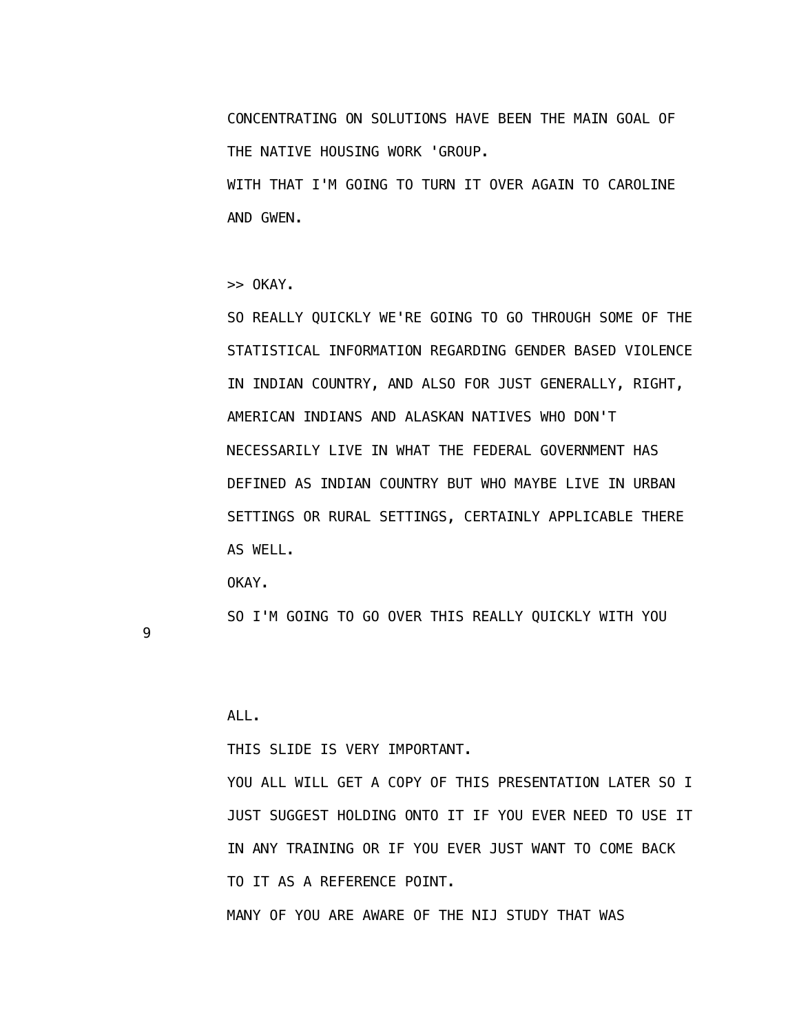CONCENTRATING ON SOLUTIONS HAVE BEEN THE MAIN GOAL OF THE NATIVE HOUSING WORK 'GROUP.
WITH THAT I'M GOING TO TURN IT OVER AGAIN TO CAROLINE AND GWEN.

>> OKAY.
SO REALLY QUICKLY WE'RE GOING TO GO THROUGH SOME OF THE STATISTICAL INFORMATION REGARDING GENDER BASED VIOLENCE IN INDIAN COUNTRY, AND ALSO FOR JUST GENERALLY, RIGHT, AMERICAN INDIANS AND ALASKAN NATIVES WHO DON'T NECESSARILY LIVE IN WHAT THE FEDERAL GOVERNMENT HAS DEFINED AS INDIAN COUNTRY BUT WHO MAYBE LIVE IN URBAN SETTINGS OR RURAL SETTINGS, CERTAINLY APPLICABLE THERE AS WELL.
OKAY.
SO I'M GOING TO GO OVER THIS REALLY QUICKLY WITH YOU ALL.
THIS SLIDE IS VERY IMPORTANT.
YOU ALL WILL GET A COPY OF THIS PRESENTATION LATER SO I JUST SUGGEST HOLDING ONTO IT IF YOU EVER NEED TO USE IT IN ANY TRAINING OR IF YOU EVER JUST WANT TO COME BACK TO IT AS A REFERENCE POINT.
MANY OF YOU ARE AWARE OF THE NIJ STUDY THAT WAS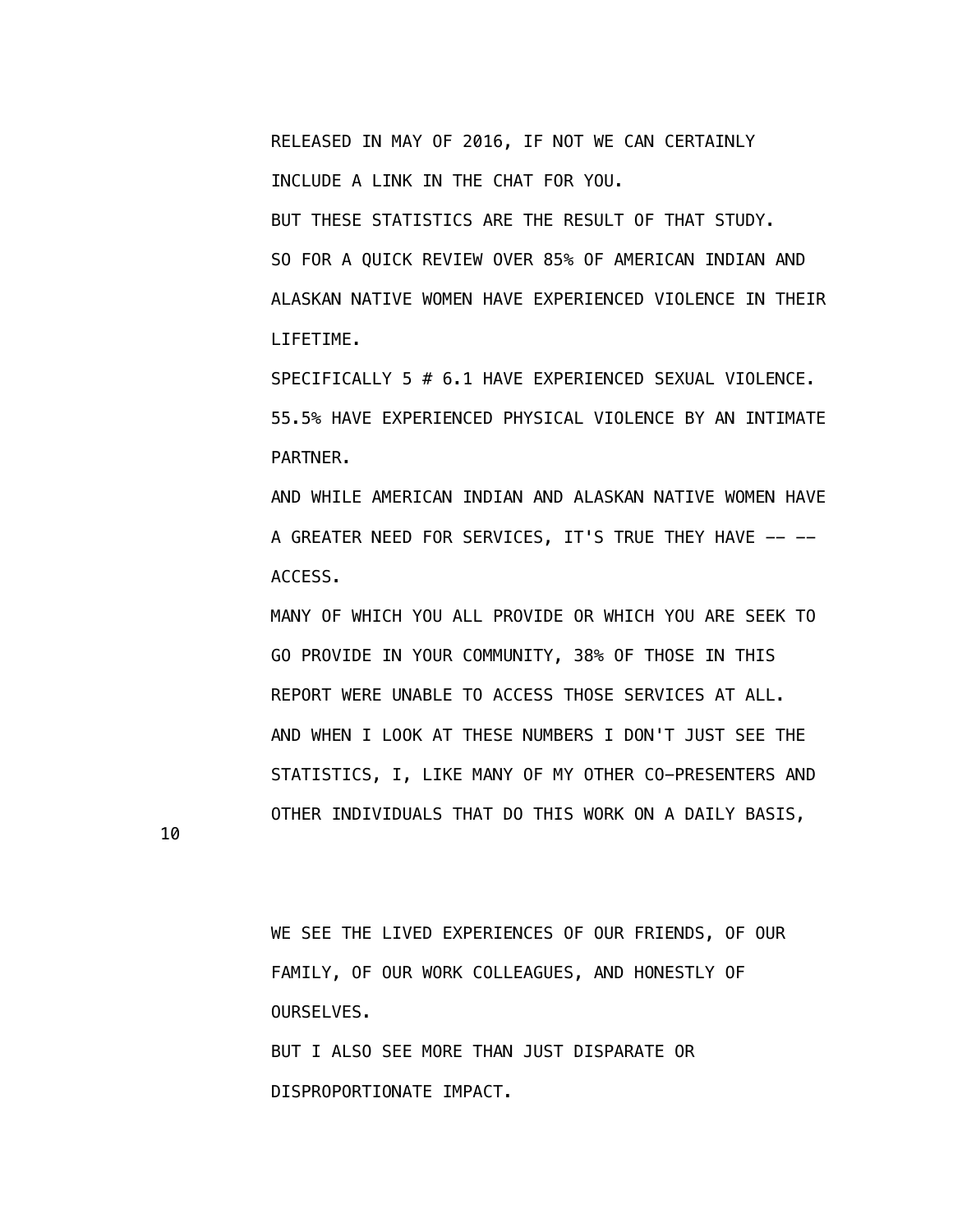RELEASED IN MAY OF 2016, IF NOT WE CAN CERTAINLY INCLUDE A LINK IN THE CHAT FOR YOU.

BUT THESE STATISTICS ARE THE RESULT OF THAT STUDY.

SO FOR A QUICK REVIEW OVER 85% OF AMERICAN INDIAN AND ALASKAN NATIVE WOMEN HAVE EXPERIENCED VIOLENCE IN THEIR LIFETIME.

SPECIFICALLY 5 # 6.1 HAVE EXPERIENCED SEXUAL VIOLENCE.

55.5% HAVE EXPERIENCED PHYSICAL VIOLENCE BY AN INTIMATE PARTNER.

AND WHILE AMERICAN INDIAN AND ALASKAN NATIVE WOMEN HAVE A GREATER NEED FOR SERVICES, IT'S TRUE THEY HAVE -- -- ACCESS.

MANY OF WHICH YOU ALL PROVIDE OR WHICH YOU ARE SEEK TO GO PROVIDE IN YOUR COMMUNITY, 38% OF THOSE IN THIS REPORT WERE UNABLE TO ACCESS THOSE SERVICES AT ALL.

AND WHEN I LOOK AT THESE NUMBERS I DON'T JUST SEE THE STATISTICS, I, LIKE MANY OF MY OTHER CO-PRESENTERS AND OTHER INDIVIDUALS THAT DO THIS WORK ON A DAILY BASIS, WE SEE THE LIVED EXPERIENCES OF OUR FRIENDS, OF OUR FAMILY, OF OUR WORK COLLEAGUES, AND HONESTLY OF OURSELVES.

BUT I ALSO SEE MORE THAN JUST DISPARATE OR DISPROPORTIONATE IMPACT.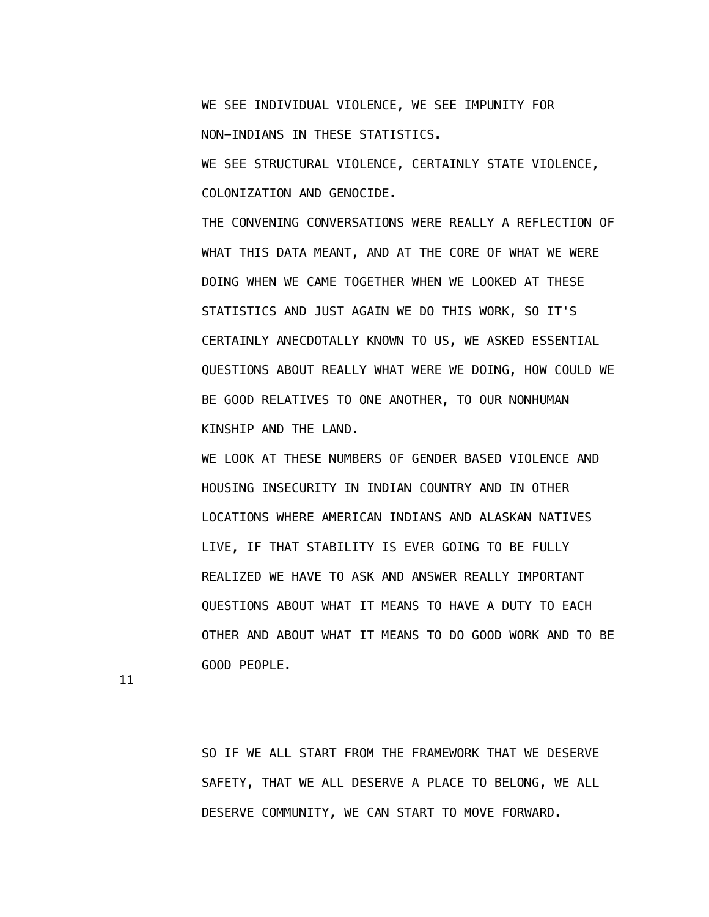WE SEE INDIVIDUAL VIOLENCE, WE SEE IMPUNITY FOR NON-INDIANS IN THESE STATISTICS.

WE SEE STRUCTURAL VIOLENCE, CERTAINLY STATE VIOLENCE, COLONIZATION AND GENOCIDE.

THE CONVENING CONVERSATIONS WERE REALLY A REFLECTION OF WHAT THIS DATA MEANT, AND AT THE CORE OF WHAT WE WERE DOING WHEN WE CAME TOGETHER WHEN WE LOOKED AT THESE STATISTICS AND JUST AGAIN WE DO THIS WORK, SO IT'S CERTAINLY ANECDOTALLY KNOWN TO US, WE ASKED ESSENTIAL QUESTIONS ABOUT REALLY WHAT WERE WE DOING, HOW COULD WE BE GOOD RELATIVES TO ONE ANOTHER, TO OUR NONHUMAN KINSHIP AND THE LAND.

WE LOOK AT THESE NUMBERS OF GENDER BASED VIOLENCE AND HOUSING INSECURITY IN INDIAN COUNTRY AND IN OTHER LOCATIONS WHERE AMERICAN INDIANS AND ALASKAN NATIVES LIVE, IF THAT STABILITY IS EVER GOING TO BE FULLY REALIZED WE HAVE TO ASK AND ANSWER REALLY IMPORTANT QUESTIONS ABOUT WHAT IT MEANS TO HAVE A DUTY TO EACH OTHER AND ABOUT WHAT IT MEANS TO DO GOOD WORK AND TO BE GOOD PEOPLE.

SO IF WE ALL START FROM THE FRAMEWORK THAT WE DESERVE SAFETY, THAT WE ALL DESERVE A PLACE TO BELONG, WE ALL DESERVE COMMUNITY, WE CAN START TO MOVE FORWARD.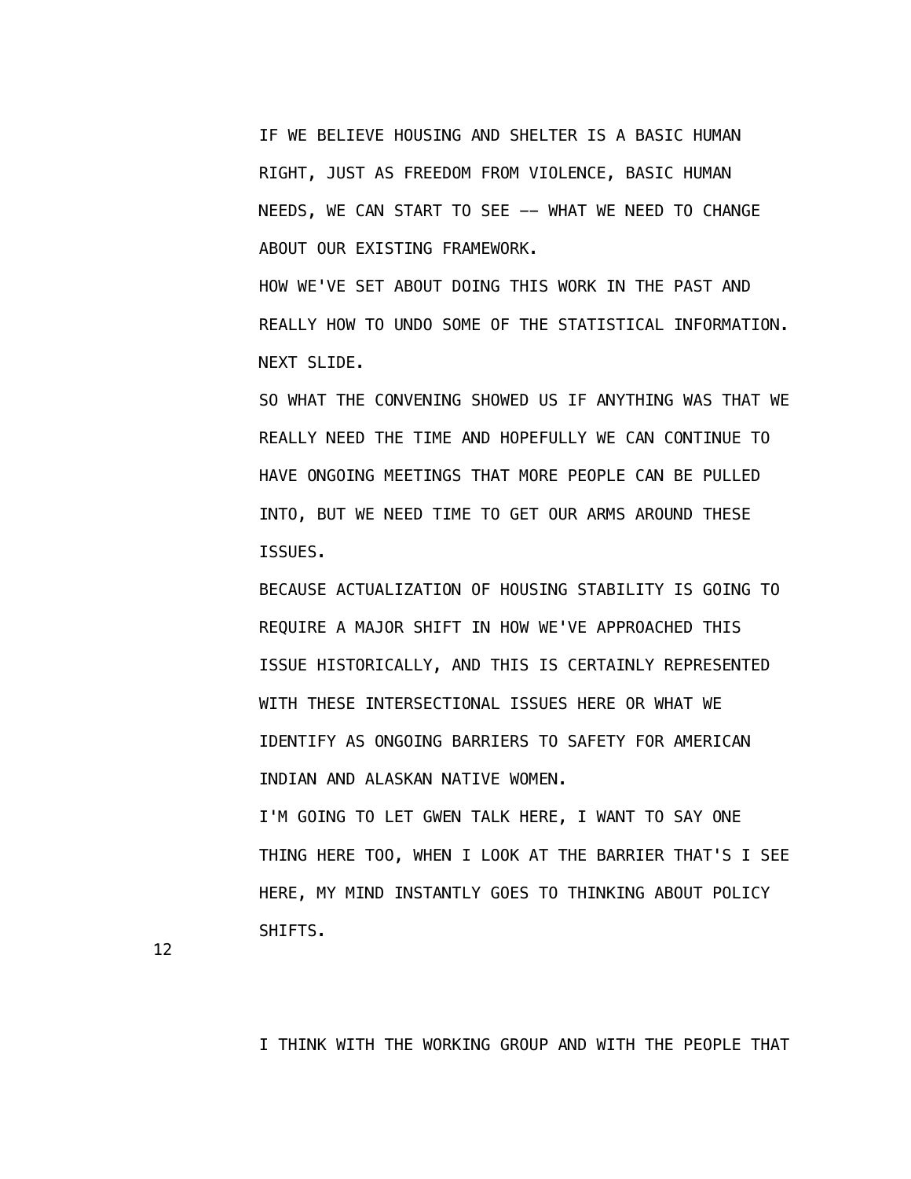IF WE BELIEVE HOUSING AND SHELTER IS A BASIC HUMAN RIGHT, JUST AS FREEDOM FROM VIOLENCE, BASIC HUMAN NEEDS, WE CAN START TO SEE -- WHAT WE NEED TO CHANGE ABOUT OUR EXISTING FRAMEWORK.

HOW WE'VE SET ABOUT DOING THIS WORK IN THE PAST AND REALLY HOW TO UNDO SOME OF THE STATISTICAL INFORMATION.

NEXT SLIDE.

SO WHAT THE CONVENING SHOWED US IF ANYTHING WAS THAT WE REALLY NEED THE TIME AND HOPEFULLY WE CAN CONTINUE TO HAVE ONGOING MEETINGS THAT MORE PEOPLE CAN BE PULLED INTO, BUT WE NEED TIME TO GET OUR ARMS AROUND THESE ISSUES.

BECAUSE ACTUALIZATION OF HOUSING STABILITY IS GOING TO REQUIRE A MAJOR SHIFT IN HOW WE'VE APPROACHED THIS ISSUE HISTORICALLY, AND THIS IS CERTAINLY REPRESENTED WITH THESE INTERSECTIONAL ISSUES HERE OR WHAT WE IDENTIFY AS ONGOING BARRIERS TO SAFETY FOR AMERICAN INDIAN AND ALASKAN NATIVE WOMEN.

I'M GOING TO LET GWEN TALK HERE, I WANT TO SAY ONE THING HERE TOO, WHEN I LOOK AT THE BARRIER THAT'S I SEE HERE, MY MIND INSTANTLY GOES TO THINKING ABOUT POLICY SHIFTS.

I THINK WITH THE WORKING GROUP AND WITH THE PEOPLE THAT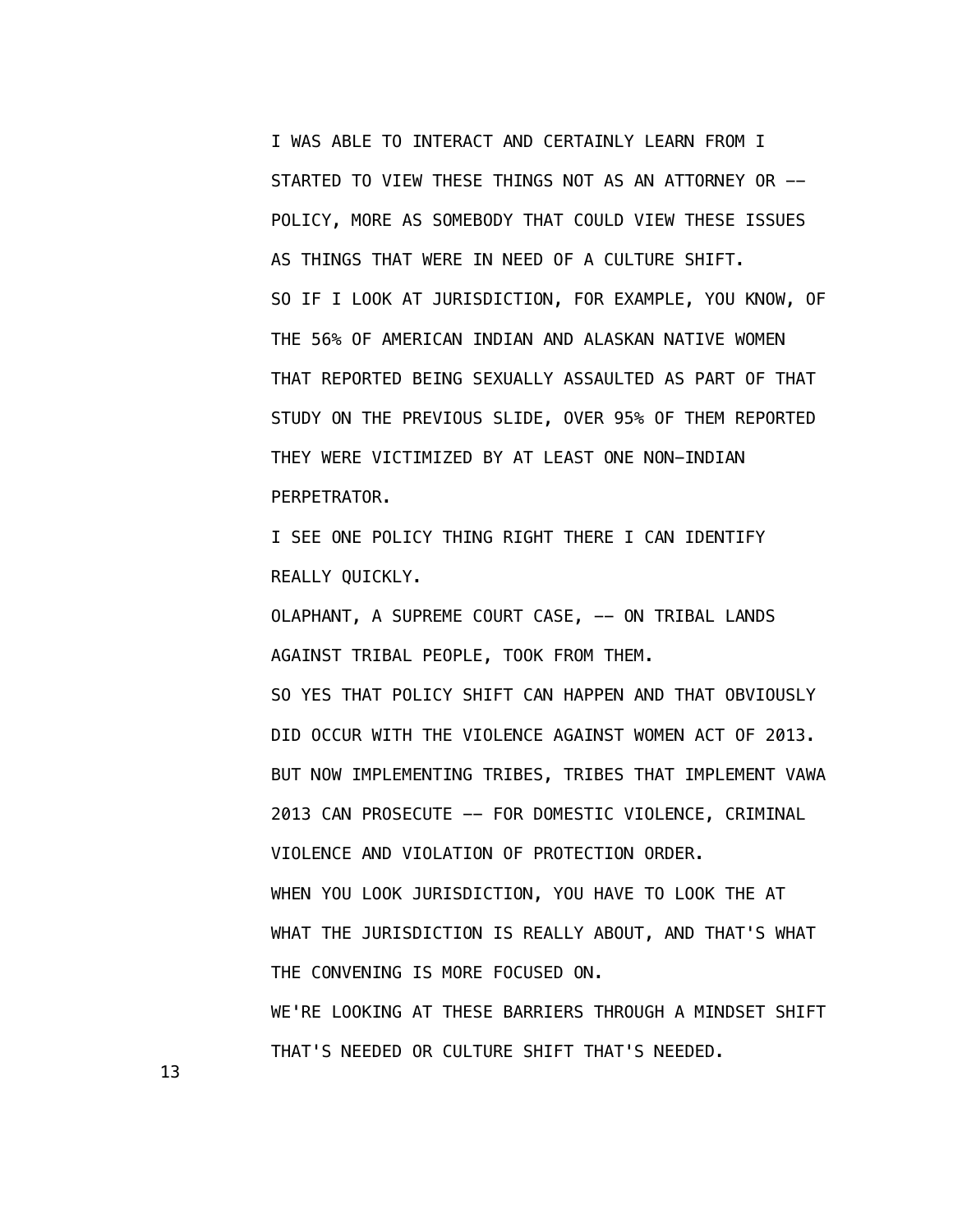I WAS ABLE TO INTERACT AND CERTAINLY LEARN FROM I STARTED TO VIEW THESE THINGS NOT AS AN ATTORNEY OR -- POLICY, MORE AS SOMEBODY THAT COULD VIEW THESE ISSUES AS THINGS THAT WERE IN NEED OF A CULTURE SHIFT.

SO IF I LOOK AT JURISDICTION, FOR EXAMPLE, YOU KNOW, OF THE 56% OF AMERICAN INDIAN AND ALASKAN NATIVE WOMEN THAT REPORTED BEING SEXUALLY ASSAULTED AS PART OF THAT STUDY ON THE PREVIOUS SLIDE, OVER 95% OF THEM REPORTED THEY WERE VICTIMIZED BY AT LEAST ONE NON-INDIAN PERPETRATOR.

I SEE ONE POLICY THING RIGHT THERE I CAN IDENTIFY REALLY QUICKLY.

OLAPHANT, A SUPREME COURT CASE, -- ON TRIBAL LANDS AGAINST TRIBAL PEOPLE, TOOK FROM THEM.

SO YES THAT POLICY SHIFT CAN HAPPEN AND THAT OBVIOUSLY DID OCCUR WITH THE VIOLENCE AGAINST WOMEN ACT OF 2013.

BUT NOW IMPLEMENTING TRIBES, TRIBES THAT IMPLEMENT VAWA 2013 CAN PROSECUTE -- FOR DOMESTIC VIOLENCE, CRIMINAL VIOLENCE AND VIOLATION OF PROTECTION ORDER.

WHEN YOU LOOK JURISDICTION, YOU HAVE TO LOOK THE AT WHAT THE JURISDICTION IS REALLY ABOUT, AND THAT'S WHAT THE CONVENING IS MORE FOCUSED ON.

WE'RE LOOKING AT THESE BARRIERS THROUGH A MINDSET SHIFT THAT'S NEEDED OR CULTURE SHIFT THAT'S NEEDED.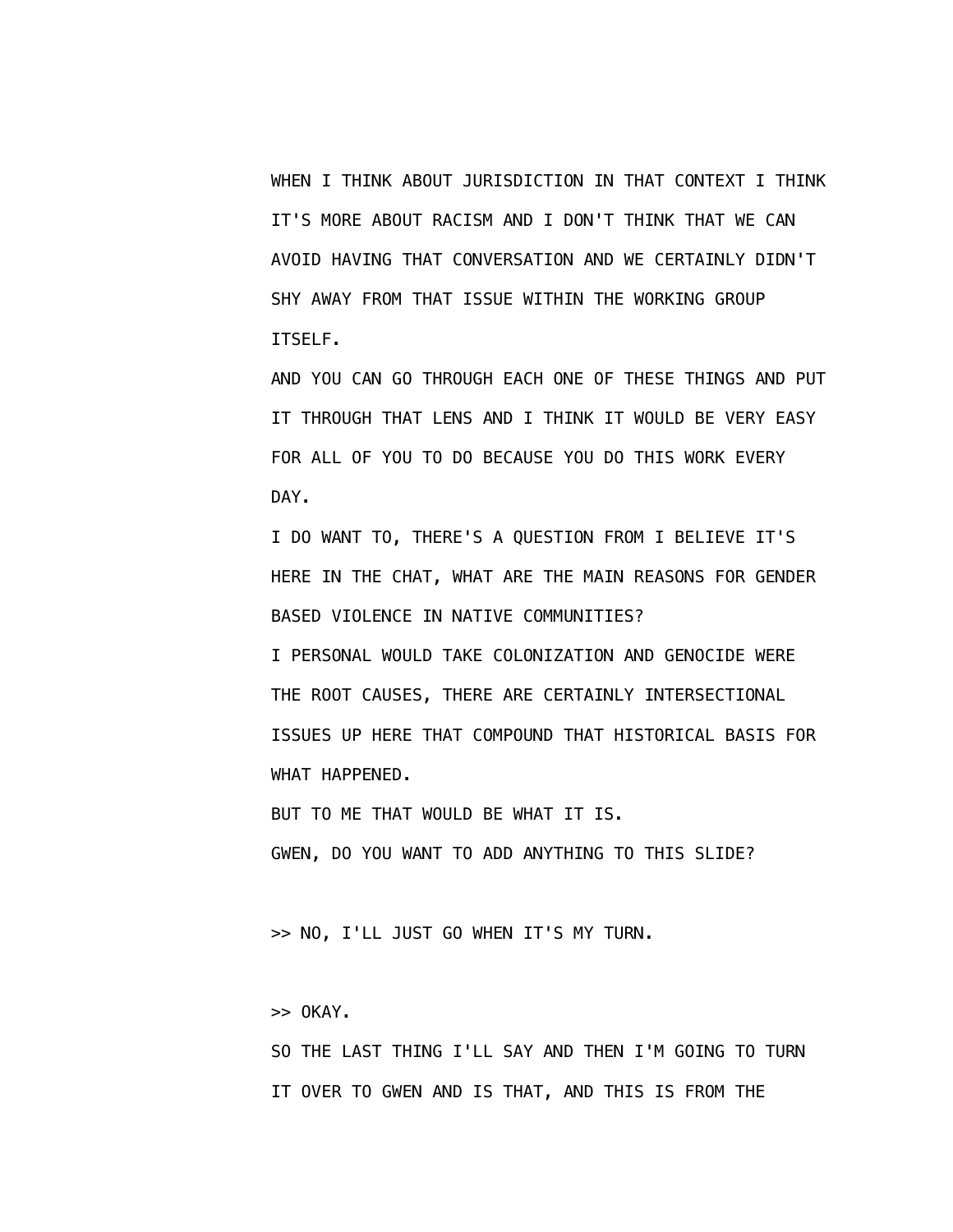WHEN I THINK ABOUT JURISDICTION IN THAT CONTEXT I THINK IT'S MORE ABOUT RACISM AND I DON'T THINK THAT WE CAN AVOID HAVING THAT CONVERSATION AND WE CERTAINLY DIDN'T SHY AWAY FROM THAT ISSUE WITHIN THE WORKING GROUP ITSELF.

AND YOU CAN GO THROUGH EACH ONE OF THESE THINGS AND PUT IT THROUGH THAT LENS AND I THINK IT WOULD BE VERY EASY FOR ALL OF YOU TO DO BECAUSE YOU DO THIS WORK EVERY DAY.

I DO WANT TO, THERE'S A QUESTION FROM I BELIEVE IT'S HERE IN THE CHAT, WHAT ARE THE MAIN REASONS FOR GENDER BASED VIOLENCE IN NATIVE COMMUNITIES?

I PERSONAL WOULD TAKE COLONIZATION AND GENOCIDE WERE THE ROOT CAUSES, THERE ARE CERTAINLY INTERSECTIONAL ISSUES UP HERE THAT COMPOUND THAT HISTORICAL BASIS FOR WHAT HAPPENED.

BUT TO ME THAT WOULD BE WHAT IT IS.

GWEN, DO YOU WANT TO ADD ANYTHING TO THIS SLIDE?

>> NO, I'LL JUST GO WHEN IT'S MY TURN.

>> OKAY.

SO THE LAST THING I'LL SAY AND THEN I'M GOING TO TURN IT OVER TO GWEN AND IS THAT, AND THIS IS FROM THE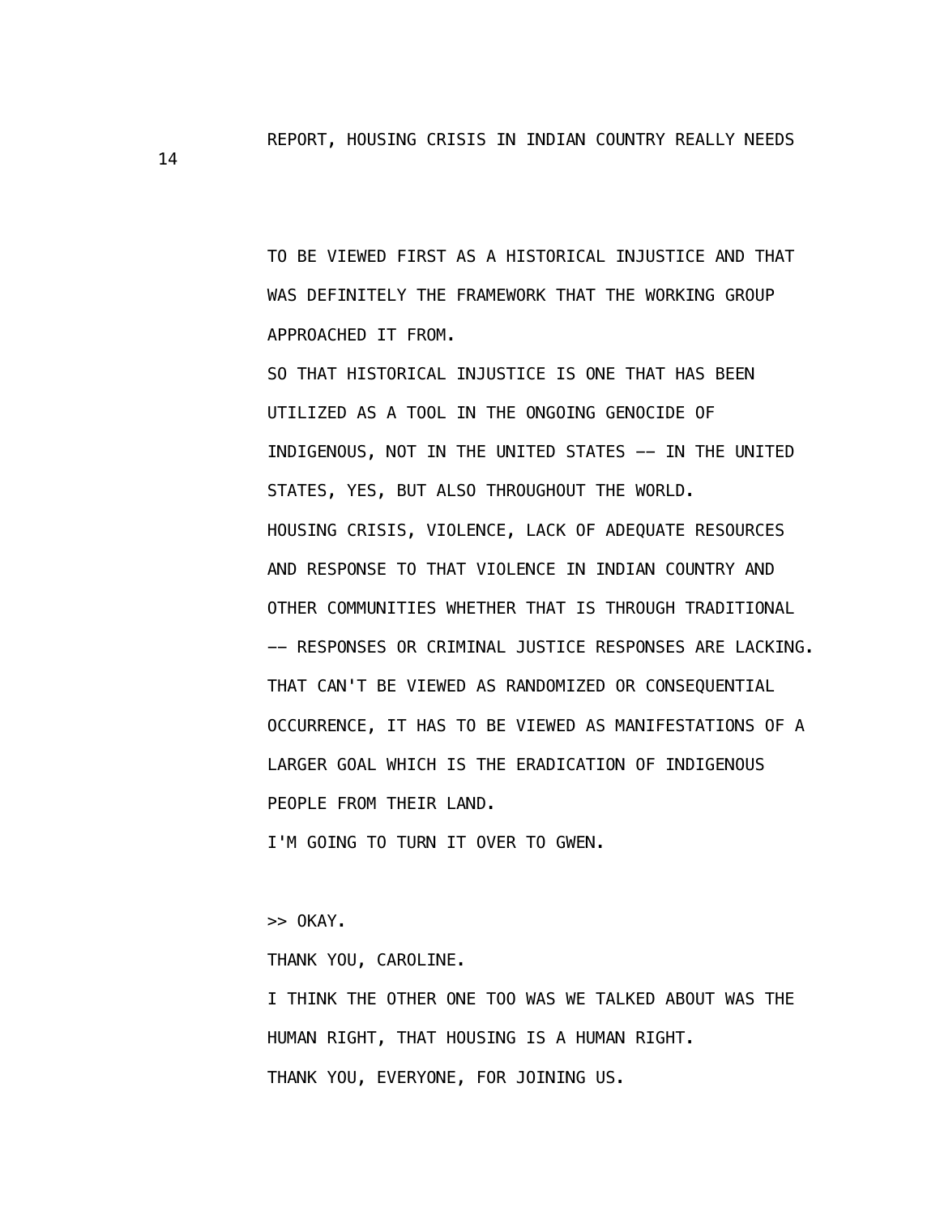REPORT, HOUSING CRISIS IN INDIAN COUNTRY REALLY NEEDS

TO BE VIEWED FIRST AS A HISTORICAL INJUSTICE AND THAT WAS DEFINITELY THE FRAMEWORK THAT THE WORKING GROUP APPROACHED IT FROM.

SO THAT HISTORICAL INJUSTICE IS ONE THAT HAS BEEN UTILIZED AS A TOOL IN THE ONGOING GENOCIDE OF INDIGENOUS, NOT IN THE UNITED STATES -- IN THE UNITED STATES, YES, BUT ALSO THROUGHOUT THE WORLD.

HOUSING CRISIS, VIOLENCE, LACK OF ADEQUATE RESOURCES AND RESPONSE TO THAT VIOLENCE IN INDIAN COUNTRY AND OTHER COMMUNITIES WHETHER THAT IS THROUGH TRADITIONAL -- RESPONSES OR CRIMINAL JUSTICE RESPONSES ARE LACKING.

THAT CAN'T BE VIEWED AS RANDOMIZED OR CONSEQUENTIAL OCCURRENCE, IT HAS TO BE VIEWED AS MANIFESTATIONS OF A LARGER GOAL WHICH IS THE ERADICATION OF INDIGENOUS PEOPLE FROM THEIR LAND.

I'M GOING TO TURN IT OVER TO GWEN.

>> OKAY.

THANK YOU, CAROLINE.

I THINK THE OTHER ONE TOO WAS WE TALKED ABOUT WAS THE HUMAN RIGHT, THAT HOUSING IS A HUMAN RIGHT.

THANK YOU, EVERYONE, FOR JOINING US.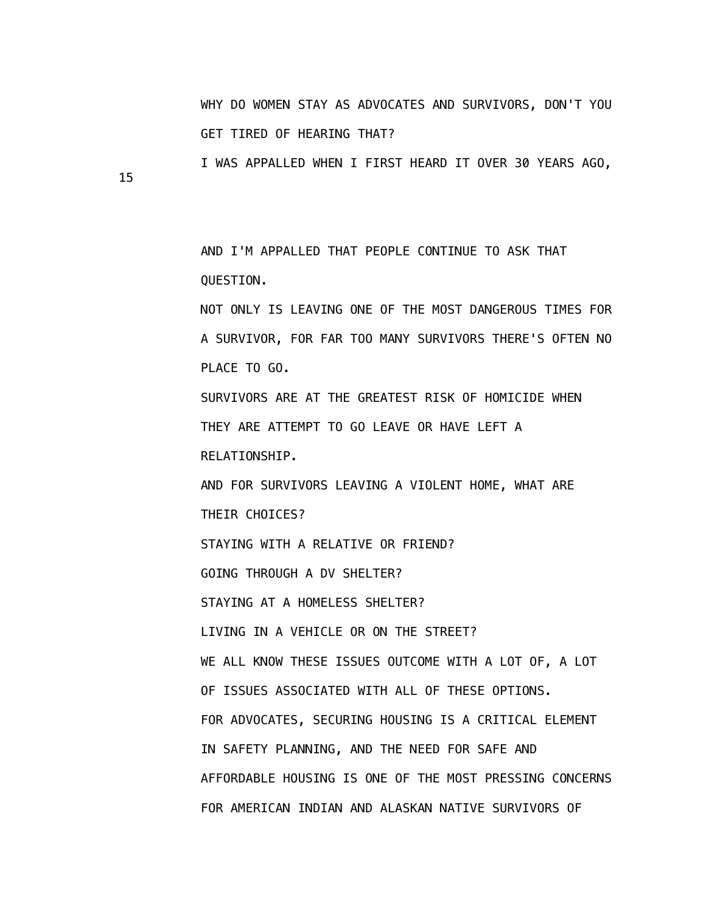WHY DO WOMEN STAY AS ADVOCATES AND SURVIVORS, DON'T YOU GET TIRED OF HEARING THAT?

I WAS APPALLED WHEN I FIRST HEARD IT OVER 30 YEARS AGO,

AND I'M APPALLED THAT PEOPLE CONTINUE TO ASK THAT QUESTION.

NOT ONLY IS LEAVING ONE OF THE MOST DANGEROUS TIMES FOR A SURVIVOR, FOR FAR TOO MANY SURVIVORS THERE'S OFTEN NO PLACE TO GO.

SURVIVORS ARE AT THE GREATEST RISK OF HOMICIDE WHEN THEY ARE ATTEMPT TO GO LEAVE OR HAVE LEFT A RELATIONSHIP.

AND FOR SURVIVORS LEAVING A VIOLENT HOME, WHAT ARE THEIR CHOICES?

STAYING WITH A RELATIVE OR FRIEND?

GOING THROUGH A DV SHELTER?

STAYING AT A HOMELESS SHELTER?

LIVING IN A VEHICLE OR ON THE STREET?

WE ALL KNOW THESE ISSUES OUTCOME WITH A LOT OF, A LOT OF ISSUES ASSOCIATED WITH ALL OF THESE OPTIONS.

FOR ADVOCATES, SECURING HOUSING IS A CRITICAL ELEMENT IN SAFETY PLANNING, AND THE NEED FOR SAFE AND AFFORDABLE HOUSING IS ONE OF THE MOST PRESSING CONCERNS FOR AMERICAN INDIAN AND ALASKAN NATIVE SURVIVORS OF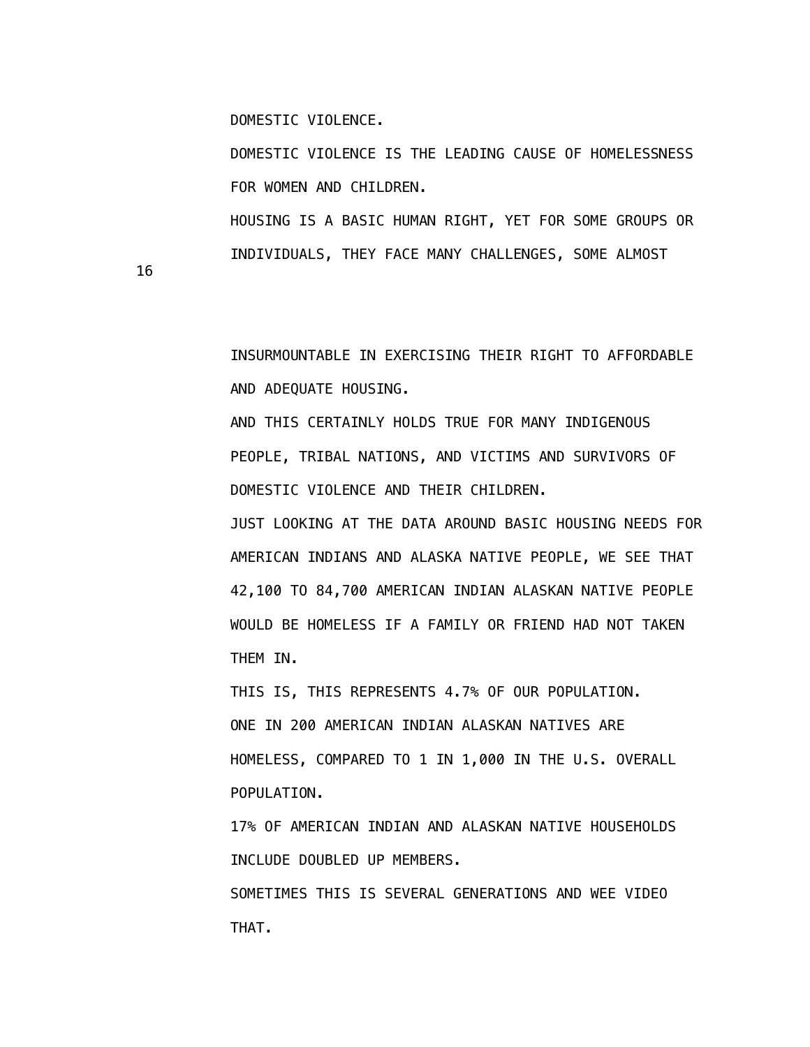DOMESTIC VIOLENCE.

DOMESTIC VIOLENCE IS THE LEADING CAUSE OF HOMELESSNESS FOR WOMEN AND CHILDREN.

HOUSING IS A BASIC HUMAN RIGHT, YET FOR SOME GROUPS OR INDIVIDUALS, THEY FACE MANY CHALLENGES, SOME ALMOST INSURMOUNTABLE IN EXERCISING THEIR RIGHT TO AFFORDABLE AND ADEQUATE HOUSING.

AND THIS CERTAINLY HOLDS TRUE FOR MANY INDIGENOUS PEOPLE, TRIBAL NATIONS, AND VICTIMS AND SURVIVORS OF DOMESTIC VIOLENCE AND THEIR CHILDREN.

JUST LOOKING AT THE DATA AROUND BASIC HOUSING NEEDS FOR AMERICAN INDIANS AND ALASKA NATIVE PEOPLE, WE SEE THAT 42,100 TO 84,700 AMERICAN INDIAN ALASKAN NATIVE PEOPLE WOULD BE HOMELESS IF A FAMILY OR FRIEND HAD NOT TAKEN THEM IN.

THIS IS, THIS REPRESENTS 4.7% OF OUR POPULATION.

ONE IN 200 AMERICAN INDIAN ALASKAN NATIVES ARE HOMELESS, COMPARED TO 1 IN 1,000 IN THE U.S. OVERALL POPULATION.

17% OF AMERICAN INDIAN AND ALASKAN NATIVE HOUSEHOLDS INCLUDE DOUBLED UP MEMBERS.

SOMETIMES THIS IS SEVERAL GENERATIONS AND WEE VIDEO THAT.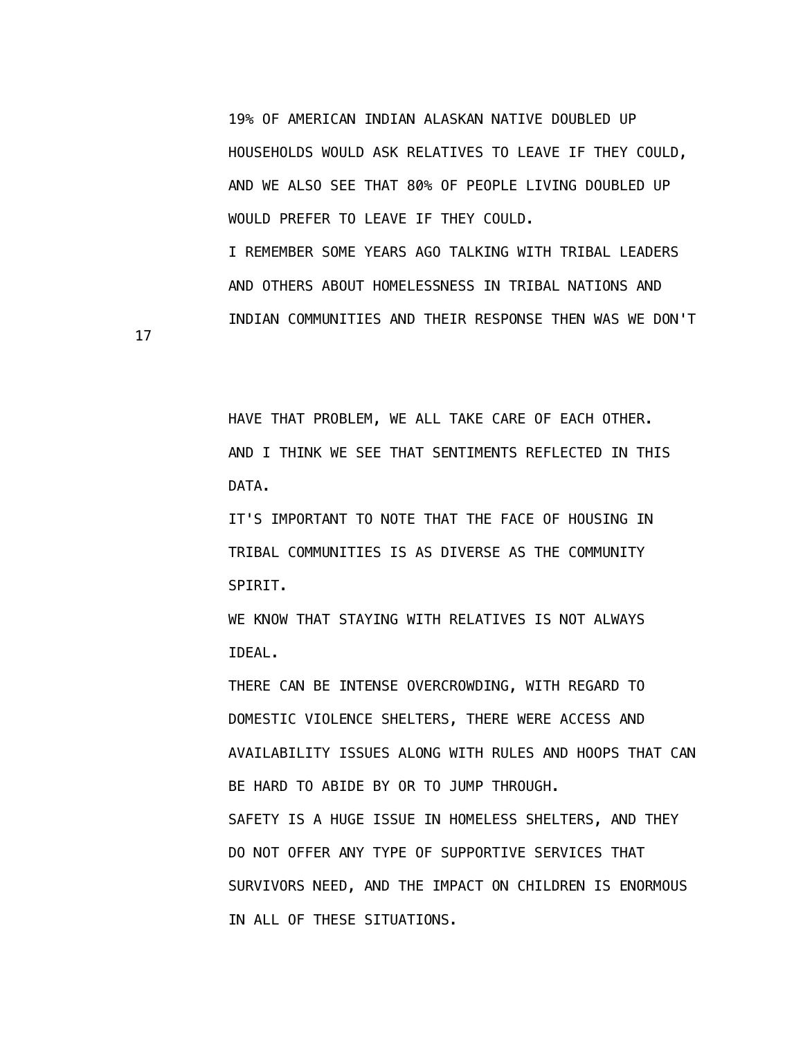19% OF AMERICAN INDIAN ALASKAN NATIVE DOUBLED UP HOUSEHOLDS WOULD ASK RELATIVES TO LEAVE IF THEY COULD, AND WE ALSO SEE THAT 80% OF PEOPLE LIVING DOUBLED UP WOULD PREFER TO LEAVE IF THEY COULD.

I REMEMBER SOME YEARS AGO TALKING WITH TRIBAL LEADERS AND OTHERS ABOUT HOMELESSNESS IN TRIBAL NATIONS AND INDIAN COMMUNITIES AND THEIR RESPONSE THEN WAS WE DON'T HAVE THAT PROBLEM, WE ALL TAKE CARE OF EACH OTHER.

AND I THINK WE SEE THAT SENTIMENTS REFLECTED IN THIS DATA.

IT'S IMPORTANT TO NOTE THAT THE FACE OF HOUSING IN TRIBAL COMMUNITIES IS AS DIVERSE AS THE COMMUNITY SPIRIT.

WE KNOW THAT STAYING WITH RELATIVES IS NOT ALWAYS IDEAL.

THERE CAN BE INTENSE OVERCROWDING, WITH REGARD TO DOMESTIC VIOLENCE SHELTERS, THERE WERE ACCESS AND AVAILABILITY ISSUES ALONG WITH RULES AND HOOPS THAT CAN BE HARD TO ABIDE BY OR TO JUMP THROUGH.

SAFETY IS A HUGE ISSUE IN HOMELESS SHELTERS, AND THEY DO NOT OFFER ANY TYPE OF SUPPORTIVE SERVICES THAT SURVIVORS NEED, AND THE IMPACT ON CHILDREN IS ENORMOUS IN ALL OF THESE SITUATIONS.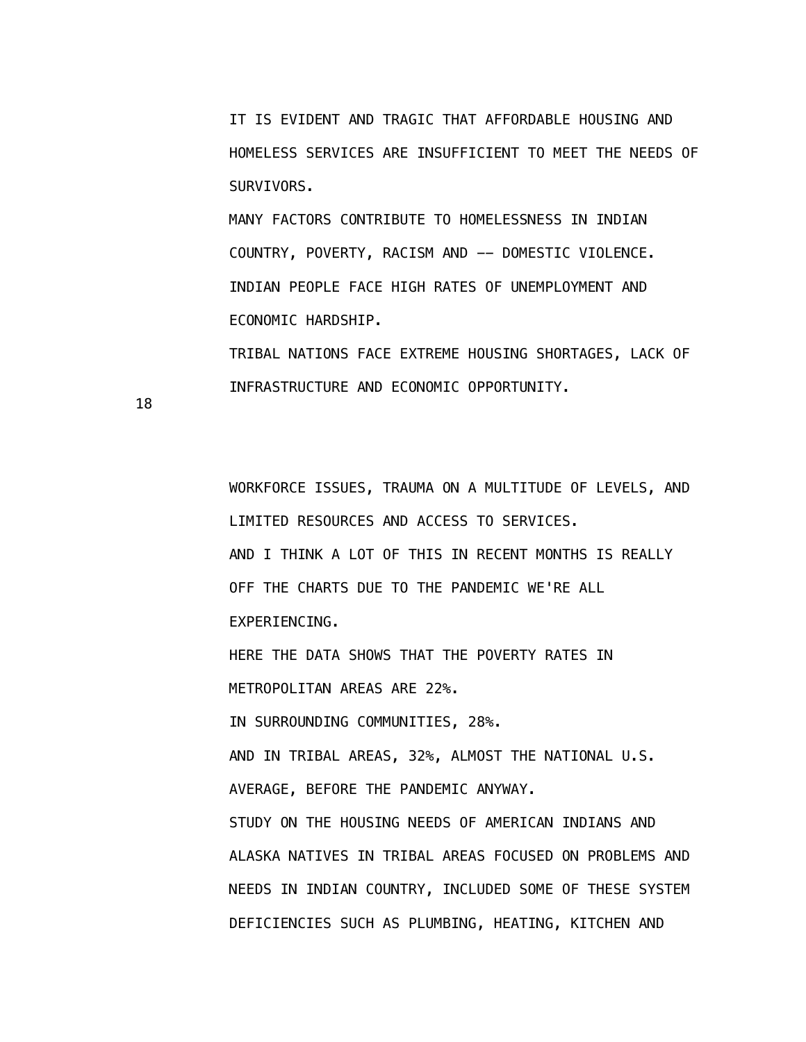IT IS EVIDENT AND TRAGIC THAT AFFORDABLE HOUSING AND HOMELESS SERVICES ARE INSUFFICIENT TO MEET THE NEEDS OF SURVIVORS.

MANY FACTORS CONTRIBUTE TO HOMELESSNESS IN INDIAN COUNTRY, POVERTY, RACISM AND -- DOMESTIC VIOLENCE.

INDIAN PEOPLE FACE HIGH RATES OF UNEMPLOYMENT AND ECONOMIC HARDSHIP.

TRIBAL NATIONS FACE EXTREME HOUSING SHORTAGES, LACK OF INFRASTRUCTURE AND ECONOMIC OPPORTUNITY.

WORKFORCE ISSUES, TRAUMA ON A MULTITUDE OF LEVELS, AND LIMITED RESOURCES AND ACCESS TO SERVICES.

AND I THINK A LOT OF THIS IN RECENT MONTHS IS REALLY OFF THE CHARTS DUE TO THE PANDEMIC WE'RE ALL EXPERIENCING.

HERE THE DATA SHOWS THAT THE POVERTY RATES IN METROPOLITAN AREAS ARE 22%.

IN SURROUNDING COMMUNITIES, 28%.

AND IN TRIBAL AREAS, 32%, ALMOST THE NATIONAL U.S. AVERAGE, BEFORE THE PANDEMIC ANYWAY.

STUDY ON THE HOUSING NEEDS OF AMERICAN INDIANS AND ALASKA NATIVES IN TRIBAL AREAS FOCUSED ON PROBLEMS AND NEEDS IN INDIAN COUNTRY, INCLUDED SOME OF THESE SYSTEM DEFICIENCIES SUCH AS PLUMBING, HEATING, KITCHEN AND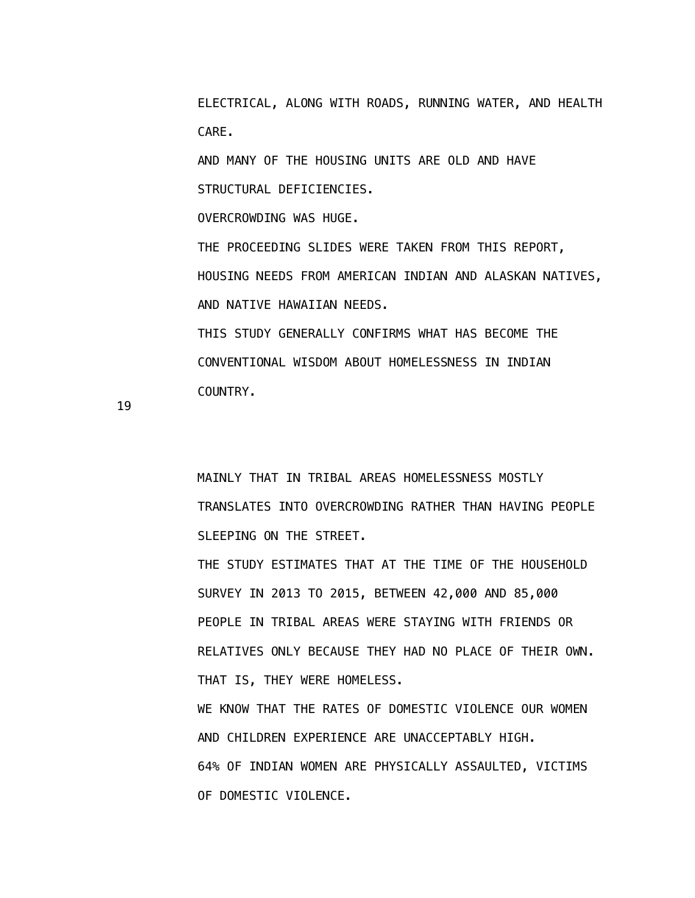ELECTRICAL, ALONG WITH ROADS, RUNNING WATER, AND HEALTH CARE.

AND MANY OF THE HOUSING UNITS ARE OLD AND HAVE STRUCTURAL DEFICIENCIES.

OVERCROWDING WAS HUGE.

THE PROCEEDING SLIDES WERE TAKEN FROM THIS REPORT, HOUSING NEEDS FROM AMERICAN INDIAN AND ALASKAN NATIVES, AND NATIVE HAWAIIAN NEEDS.

THIS STUDY GENERALLY CONFIRMS WHAT HAS BECOME THE CONVENTIONAL WISDOM ABOUT HOMELESSNESS IN INDIAN COUNTRY.

MAINLY THAT IN TRIBAL AREAS HOMELESSNESS MOSTLY TRANSLATES INTO OVERCROWDING RATHER THAN HAVING PEOPLE SLEEPING ON THE STREET.

THE STUDY ESTIMATES THAT AT THE TIME OF THE HOUSEHOLD SURVEY IN 2013 TO 2015, BETWEEN 42,000 AND 85,000 PEOPLE IN TRIBAL AREAS WERE STAYING WITH FRIENDS OR RELATIVES ONLY BECAUSE THEY HAD NO PLACE OF THEIR OWN.

THAT IS, THEY WERE HOMELESS.

WE KNOW THAT THE RATES OF DOMESTIC VIOLENCE OUR WOMEN AND CHILDREN EXPERIENCE ARE UNACCEPTABLY HIGH.

64% OF INDIAN WOMEN ARE PHYSICALLY ASSAULTED, VICTIMS OF DOMESTIC VIOLENCE.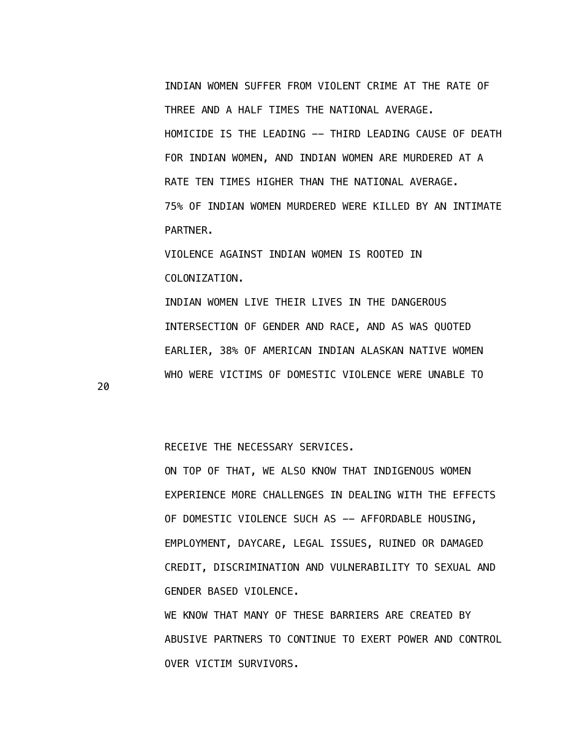INDIAN WOMEN SUFFER FROM VIOLENT CRIME AT THE RATE OF THREE AND A HALF TIMES THE NATIONAL AVERAGE.

HOMICIDE IS THE LEADING -- THIRD LEADING CAUSE OF DEATH FOR INDIAN WOMEN, AND INDIAN WOMEN ARE MURDERED AT A RATE TEN TIMES HIGHER THAN THE NATIONAL AVERAGE.

75% OF INDIAN WOMEN MURDERED WERE KILLED BY AN INTIMATE PARTNER.

VIOLENCE AGAINST INDIAN WOMEN IS ROOTED IN COLONIZATION.

INDIAN WOMEN LIVE THEIR LIVES IN THE DANGEROUS INTERSECTION OF GENDER AND RACE, AND AS WAS QUOTED EARLIER, 38% OF AMERICAN INDIAN ALASKAN NATIVE WOMEN WHO WERE VICTIMS OF DOMESTIC VIOLENCE WERE UNABLE TO RECEIVE THE NECESSARY SERVICES.

ON TOP OF THAT, WE ALSO KNOW THAT INDIGENOUS WOMEN EXPERIENCE MORE CHALLENGES IN DEALING WITH THE EFFECTS OF DOMESTIC VIOLENCE SUCH AS -- AFFORDABLE HOUSING, EMPLOYMENT, DAYCARE, LEGAL ISSUES, RUINED OR DAMAGED CREDIT, DISCRIMINATION AND VULNERABILITY TO SEXUAL AND GENDER BASED VIOLENCE.

WE KNOW THAT MANY OF THESE BARRIERS ARE CREATED BY ABUSIVE PARTNERS TO CONTINUE TO EXERT POWER AND CONTROL OVER VICTIM SURVIVORS.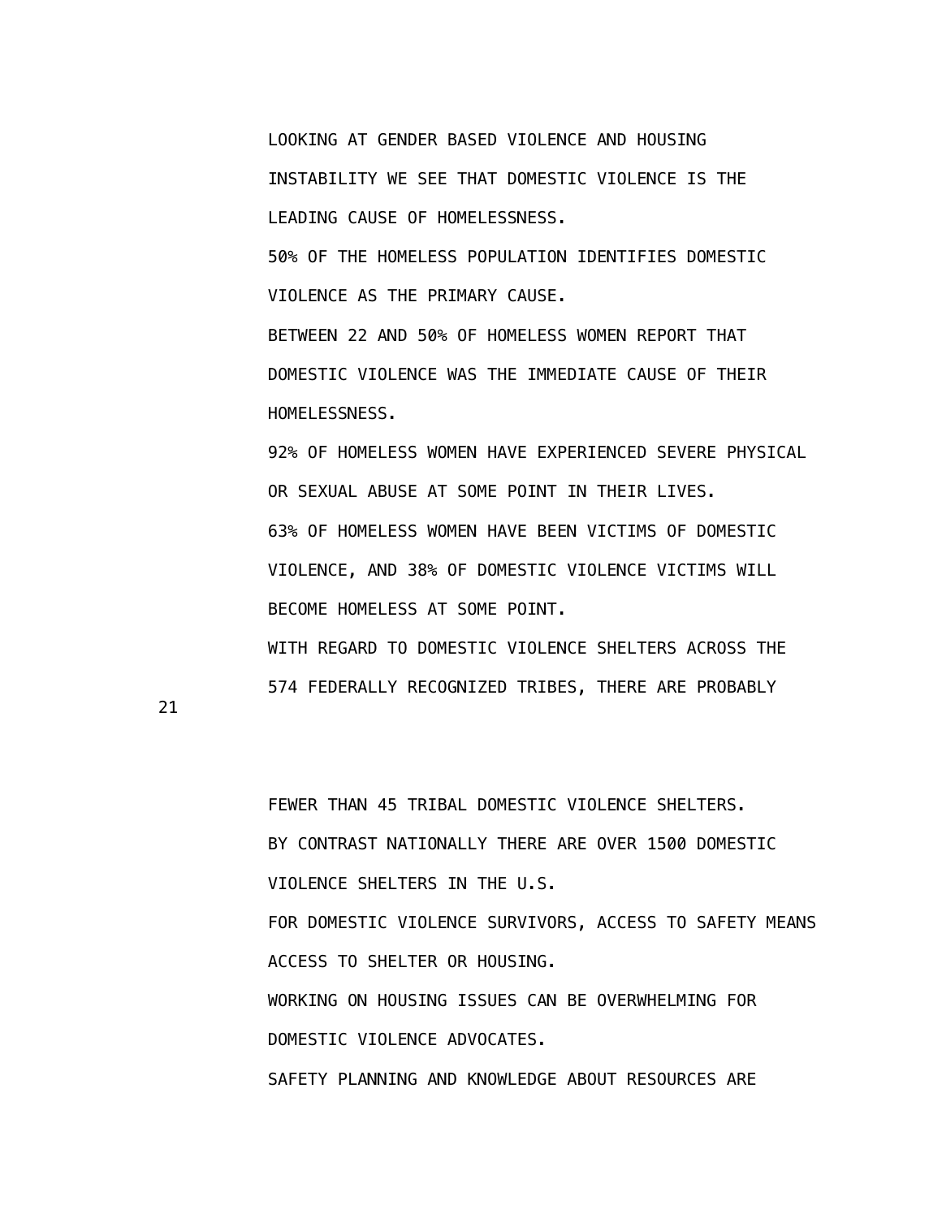LOOKING AT GENDER BASED VIOLENCE AND HOUSING INSTABILITY WE SEE THAT DOMESTIC VIOLENCE IS THE LEADING CAUSE OF HOMELESSNESS.

50% OF THE HOMELESS POPULATION IDENTIFIES DOMESTIC VIOLENCE AS THE PRIMARY CAUSE.

BETWEEN 22 AND 50% OF HOMELESS WOMEN REPORT THAT DOMESTIC VIOLENCE WAS THE IMMEDIATE CAUSE OF THEIR HOMELESSNESS.

92% OF HOMELESS WOMEN HAVE EXPERIENCED SEVERE PHYSICAL OR SEXUAL ABUSE AT SOME POINT IN THEIR LIVES.

63% OF HOMELESS WOMEN HAVE BEEN VICTIMS OF DOMESTIC VIOLENCE, AND 38% OF DOMESTIC VIOLENCE VICTIMS WILL BECOME HOMELESS AT SOME POINT.

WITH REGARD TO DOMESTIC VIOLENCE SHELTERS ACROSS THE 574 FEDERALLY RECOGNIZED TRIBES, THERE ARE PROBABLY FEWER THAN 45 TRIBAL DOMESTIC VIOLENCE SHELTERS.

BY CONTRAST NATIONALLY THERE ARE OVER 1500 DOMESTIC VIOLENCE SHELTERS IN THE U.S.

FOR DOMESTIC VIOLENCE SURVIVORS, ACCESS TO SAFETY MEANS ACCESS TO SHELTER OR HOUSING.

WORKING ON HOUSING ISSUES CAN BE OVERWHELMING FOR DOMESTIC VIOLENCE ADVOCATES.

SAFETY PLANNING AND KNOWLEDGE ABOUT RESOURCES ARE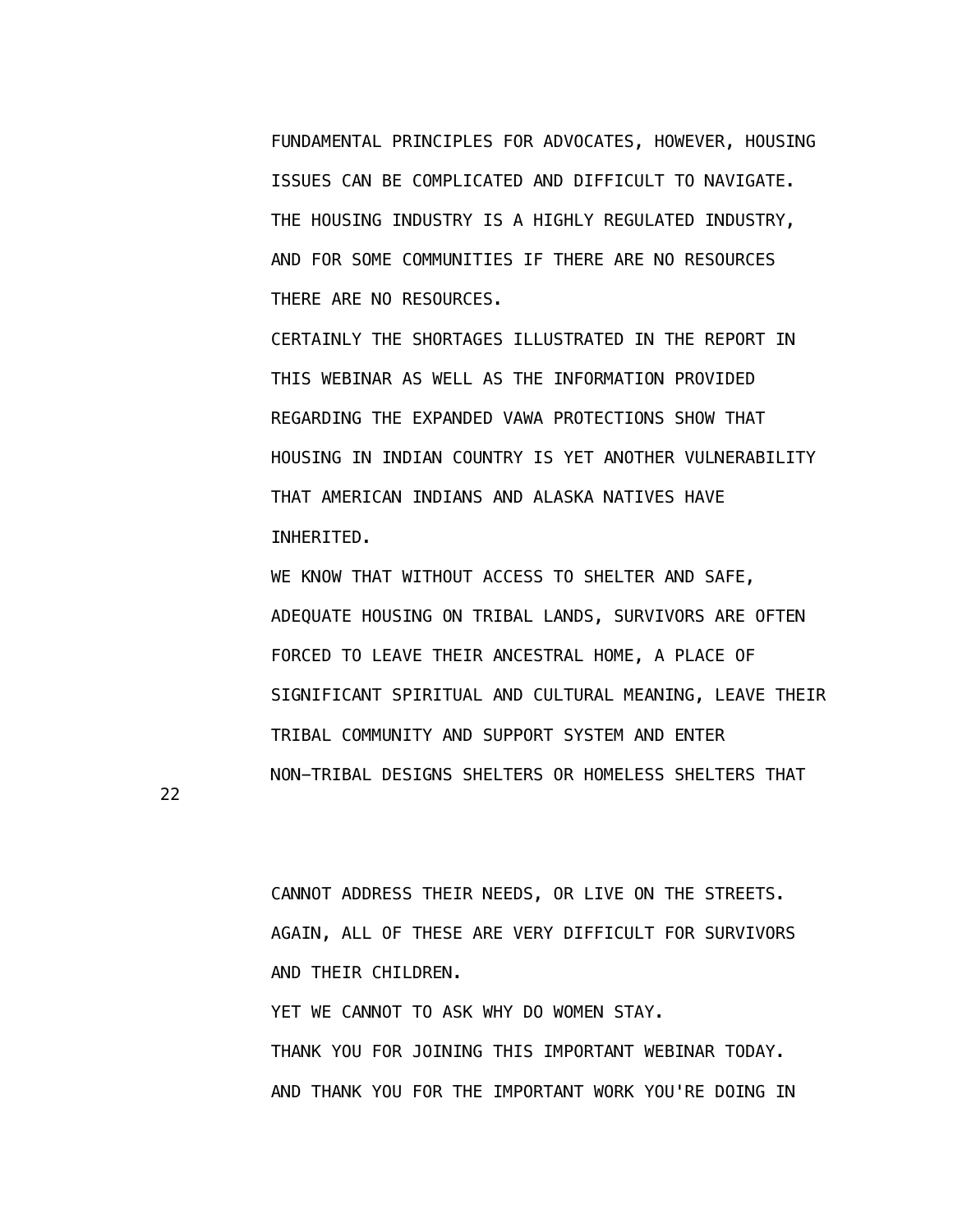FUNDAMENTAL PRINCIPLES FOR ADVOCATES, HOWEVER, HOUSING ISSUES CAN BE COMPLICATED AND DIFFICULT TO NAVIGATE. THE HOUSING INDUSTRY IS A HIGHLY REGULATED INDUSTRY, AND FOR SOME COMMUNITIES IF THERE ARE NO RESOURCES THERE ARE NO RESOURCES.

CERTAINLY THE SHORTAGES ILLUSTRATED IN THE REPORT IN THIS WEBINAR AS WELL AS THE INFORMATION PROVIDED REGARDING THE EXPANDED VAWA PROTECTIONS SHOW THAT HOUSING IN INDIAN COUNTRY IS YET ANOTHER VULNERABILITY THAT AMERICAN INDIANS AND ALASKA NATIVES HAVE INHERITED.

WE KNOW THAT WITHOUT ACCESS TO SHELTER AND SAFE, ADEQUATE HOUSING ON TRIBAL LANDS, SURVIVORS ARE OFTEN FORCED TO LEAVE THEIR ANCESTRAL HOME, A PLACE OF SIGNIFICANT SPIRITUAL AND CULTURAL MEANING, LEAVE THEIR TRIBAL COMMUNITY AND SUPPORT SYSTEM AND ENTER NON-TRIBAL DESIGNS SHELTERS OR HOMELESS SHELTERS THAT CANNOT ADDRESS THEIR NEEDS, OR LIVE ON THE STREETS.

AGAIN, ALL OF THESE ARE VERY DIFFICULT FOR SURVIVORS AND THEIR CHILDREN.

YET WE CANNOT TO ASK WHY DO WOMEN STAY.

THANK YOU FOR JOINING THIS IMPORTANT WEBINAR TODAY.

AND THANK YOU FOR THE IMPORTANT WORK YOU'RE DOING IN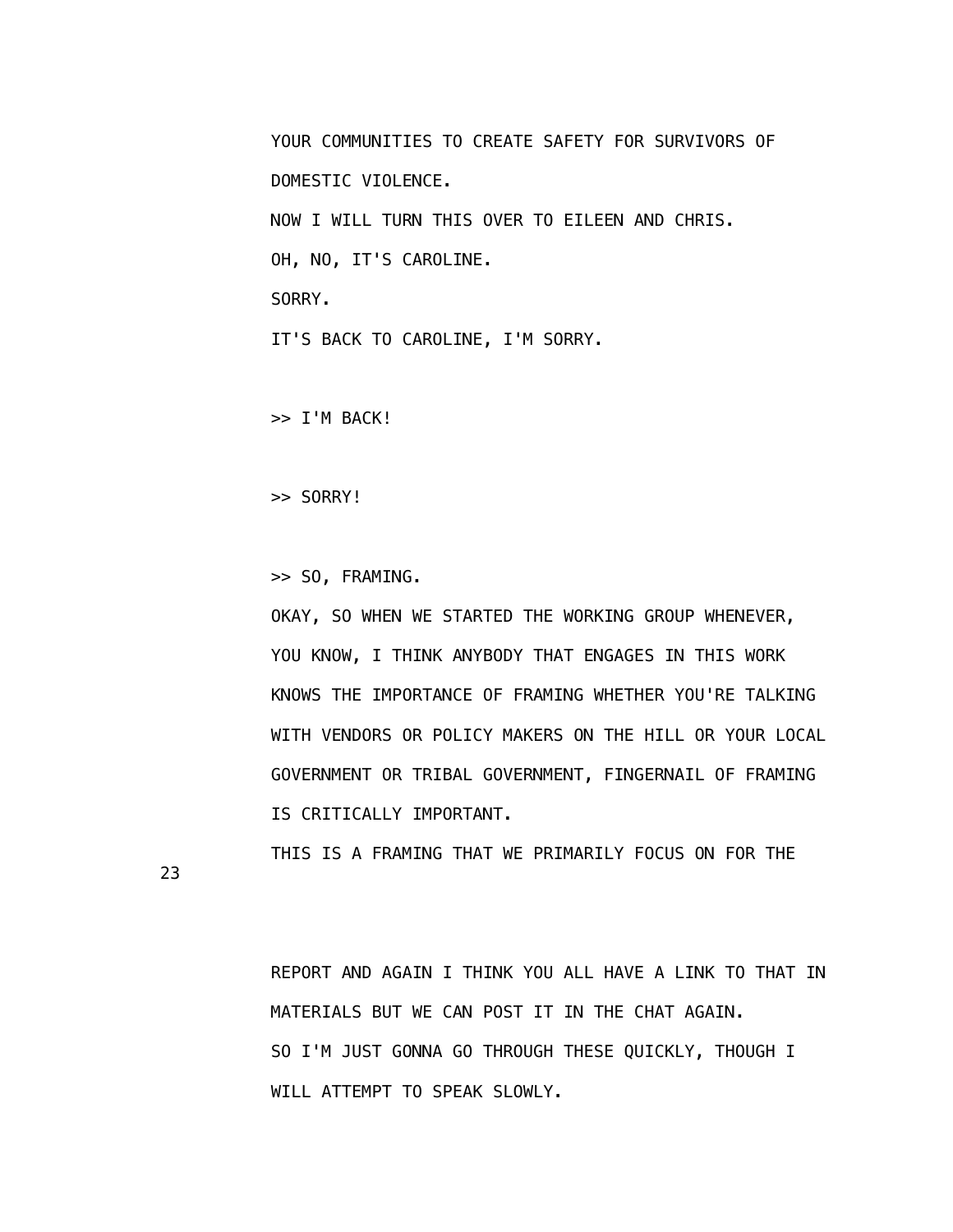YOUR COMMUNITIES TO CREATE SAFETY FOR SURVIVORS OF DOMESTIC VIOLENCE.

NOW I WILL TURN THIS OVER TO EILEEN AND CHRIS.

OH, NO, IT'S CAROLINE.

SORRY.

IT'S BACK TO CAROLINE, I'M SORRY.

>> I'M BACK!

>> SORRY!

>> SO, FRAMING.

OKAY, SO WHEN WE STARTED THE WORKING GROUP WHENEVER, YOU KNOW, I THINK ANYBODY THAT ENGAGES IN THIS WORK KNOWS THE IMPORTANCE OF FRAMING WHETHER YOU'RE TALKING WITH VENDORS OR POLICY MAKERS ON THE HILL OR YOUR LOCAL GOVERNMENT OR TRIBAL GOVERNMENT, FINGERNAIL OF FRAMING IS CRITICALLY IMPORTANT.

THIS IS A FRAMING THAT WE PRIMARILY FOCUS ON FOR THE REPORT AND AGAIN I THINK YOU ALL HAVE A LINK TO THAT IN MATERIALS BUT WE CAN POST IT IN THE CHAT AGAIN.

SO I'M JUST GONNA GO THROUGH THESE QUICKLY, THOUGH I WILL ATTEMPT TO SPEAK SLOWLY.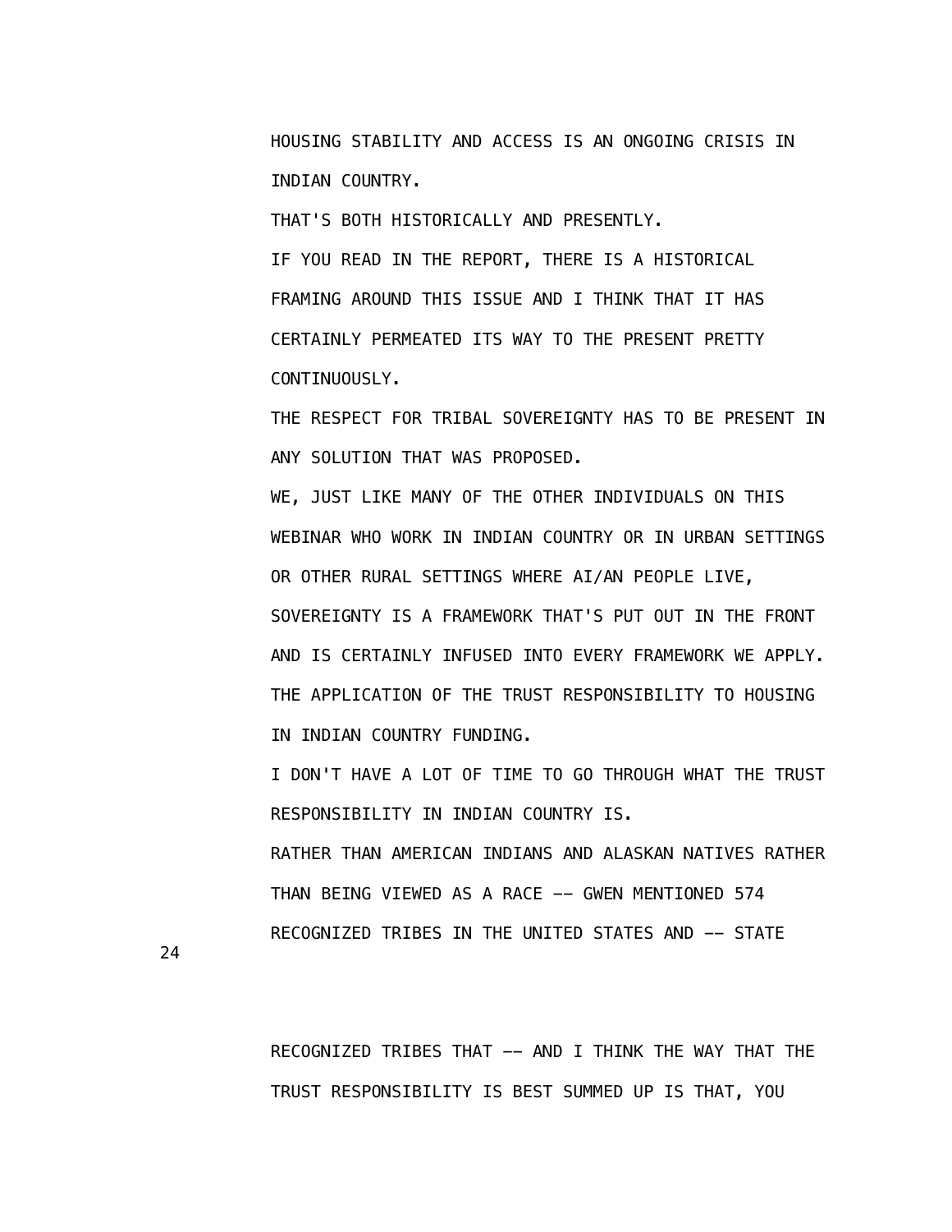HOUSING STABILITY AND ACCESS IS AN ONGOING CRISIS IN INDIAN COUNTRY.

THAT'S BOTH HISTORICALLY AND PRESENTLY.

IF YOU READ IN THE REPORT, THERE IS A HISTORICAL FRAMING AROUND THIS ISSUE AND I THINK THAT IT HAS CERTAINLY PERMEATED ITS WAY TO THE PRESENT PRETTY CONTINUOUSLY.

THE RESPECT FOR TRIBAL SOVEREIGNTY HAS TO BE PRESENT IN ANY SOLUTION THAT WAS PROPOSED.

WE, JUST LIKE MANY OF THE OTHER INDIVIDUALS ON THIS WEBINAR WHO WORK IN INDIAN COUNTRY OR IN URBAN SETTINGS OR OTHER RURAL SETTINGS WHERE AI/AN PEOPLE LIVE, SOVEREIGNTY IS A FRAMEWORK THAT'S PUT OUT IN THE FRONT AND IS CERTAINLY INFUSED INTO EVERY FRAMEWORK WE APPLY.

THE APPLICATION OF THE TRUST RESPONSIBILITY TO HOUSING IN INDIAN COUNTRY FUNDING.

I DON'T HAVE A LOT OF TIME TO GO THROUGH WHAT THE TRUST RESPONSIBILITY IN INDIAN COUNTRY IS.

RATHER THAN AMERICAN INDIANS AND ALASKAN NATIVES RATHER THAN BEING VIEWED AS A RACE -- GWEN MENTIONED 574 RECOGNIZED TRIBES IN THE UNITED STATES AND -- STATE

RECOGNIZED TRIBES THAT -- AND I THINK THE WAY THAT THE TRUST RESPONSIBILITY IS BEST SUMMED UP IS THAT, YOU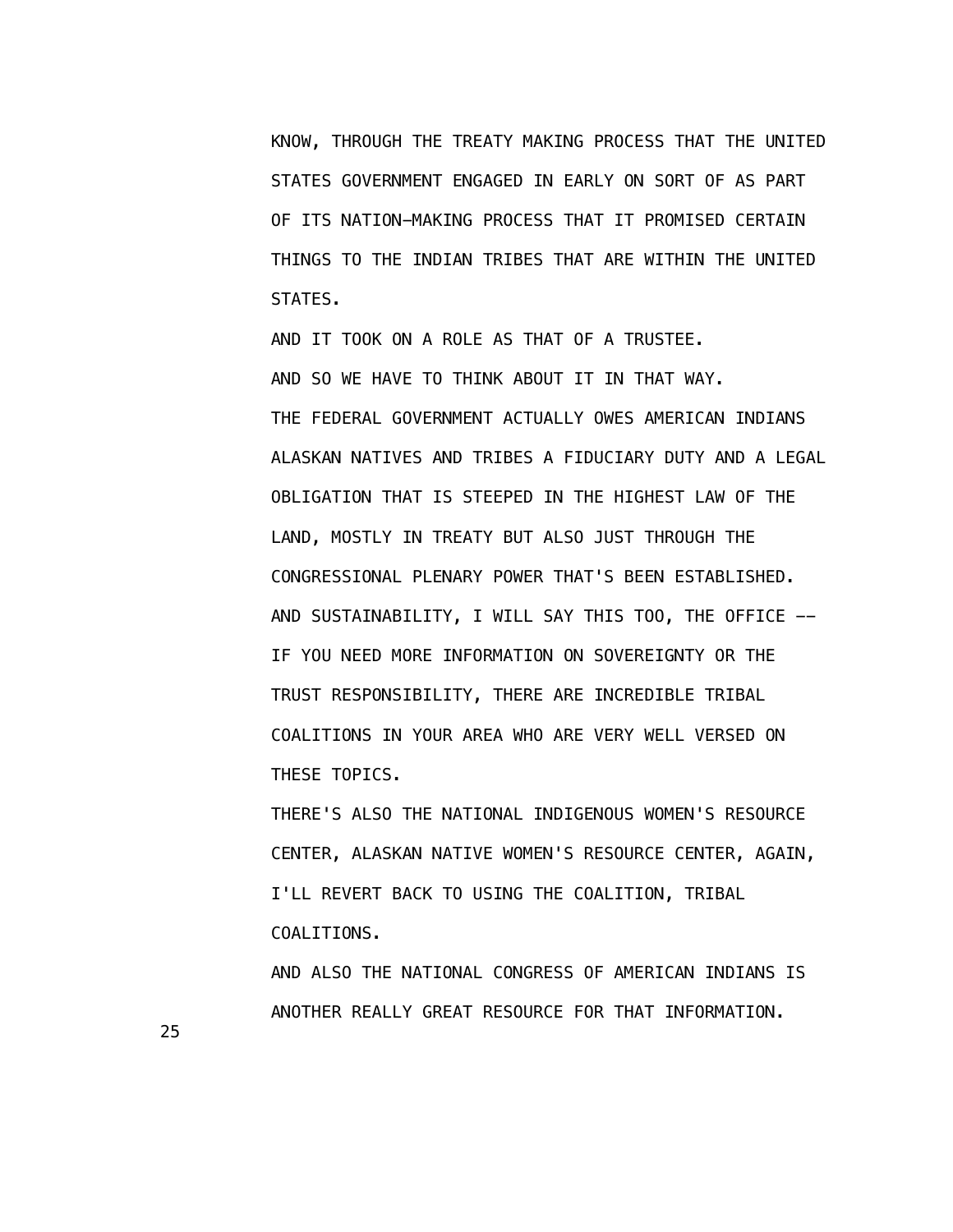KNOW, THROUGH THE TREATY MAKING PROCESS THAT THE UNITED STATES GOVERNMENT ENGAGED IN EARLY ON SORT OF AS PART OF ITS NATION-MAKING PROCESS THAT IT PROMISED CERTAIN THINGS TO THE INDIAN TRIBES THAT ARE WITHIN THE UNITED STATES.

AND IT TOOK ON A ROLE AS THAT OF A TRUSTEE.

AND SO WE HAVE TO THINK ABOUT IT IN THAT WAY.

THE FEDERAL GOVERNMENT ACTUALLY OWES AMERICAN INDIANS ALASKAN NATIVES AND TRIBES A FIDUCIARY DUTY AND A LEGAL OBLIGATION THAT IS STEEPED IN THE HIGHEST LAW OF THE LAND, MOSTLY IN TREATY BUT ALSO JUST THROUGH THE CONGRESSIONAL PLENARY POWER THAT'S BEEN ESTABLISHED.

AND SUSTAINABILITY, I WILL SAY THIS TOO, THE OFFICE -- IF YOU NEED MORE INFORMATION ON SOVEREIGNTY OR THE TRUST RESPONSIBILITY, THERE ARE INCREDIBLE TRIBAL COALITIONS IN YOUR AREA WHO ARE VERY WELL VERSED ON THESE TOPICS.

THERE'S ALSO THE NATIONAL INDIGENOUS WOMEN'S RESOURCE CENTER, ALASKAN NATIVE WOMEN'S RESOURCE CENTER, AGAIN, I'LL REVERT BACK TO USING THE COALITION, TRIBAL COALITIONS.

AND ALSO THE NATIONAL CONGRESS OF AMERICAN INDIANS IS ANOTHER REALLY GREAT RESOURCE FOR THAT INFORMATION.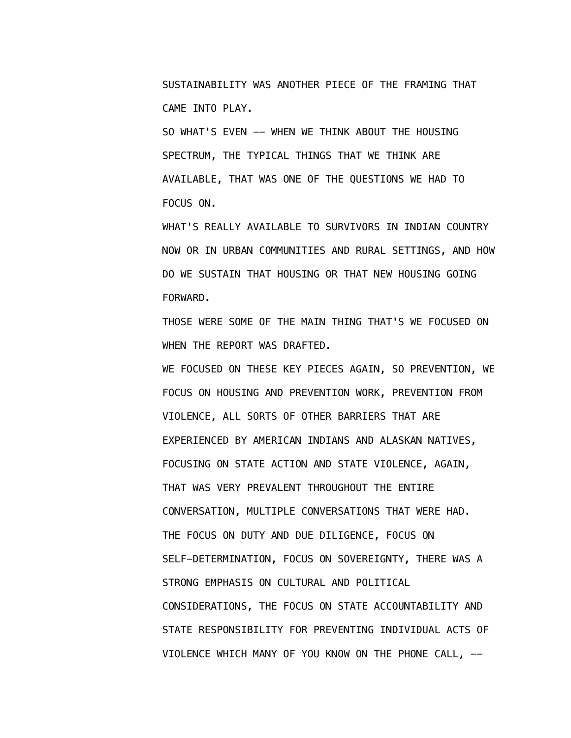SUSTAINABILITY WAS ANOTHER PIECE OF THE FRAMING THAT CAME INTO PLAY.

SO WHAT'S EVEN -- WHEN WE THINK ABOUT THE HOUSING SPECTRUM, THE TYPICAL THINGS THAT WE THINK ARE AVAILABLE, THAT WAS ONE OF THE QUESTIONS WE HAD TO FOCUS ON.

WHAT'S REALLY AVAILABLE TO SURVIVORS IN INDIAN COUNTRY NOW OR IN URBAN COMMUNITIES AND RURAL SETTINGS, AND HOW DO WE SUSTAIN THAT HOUSING OR THAT NEW HOUSING GOING FORWARD.

THOSE WERE SOME OF THE MAIN THING THAT'S WE FOCUSED ON WHEN THE REPORT WAS DRAFTED.

WE FOCUSED ON THESE KEY PIECES AGAIN, SO PREVENTION, WE FOCUS ON HOUSING AND PREVENTION WORK, PREVENTION FROM VIOLENCE, ALL SORTS OF OTHER BARRIERS THAT ARE EXPERIENCED BY AMERICAN INDIANS AND ALASKAN NATIVES, FOCUSING ON STATE ACTION AND STATE VIOLENCE, AGAIN, THAT WAS VERY PREVALENT THROUGHOUT THE ENTIRE CONVERSATION, MULTIPLE CONVERSATIONS THAT WERE HAD.

THE FOCUS ON DUTY AND DUE DILIGENCE, FOCUS ON SELF-DETERMINATION, FOCUS ON SOVEREIGNTY, THERE WAS A STRONG EMPHASIS ON CULTURAL AND POLITICAL CONSIDERATIONS, THE FOCUS ON STATE ACCOUNTABILITY AND STATE RESPONSIBILITY FOR PREVENTING INDIVIDUAL ACTS OF VIOLENCE WHICH MANY OF YOU KNOW ON THE PHONE CALL, --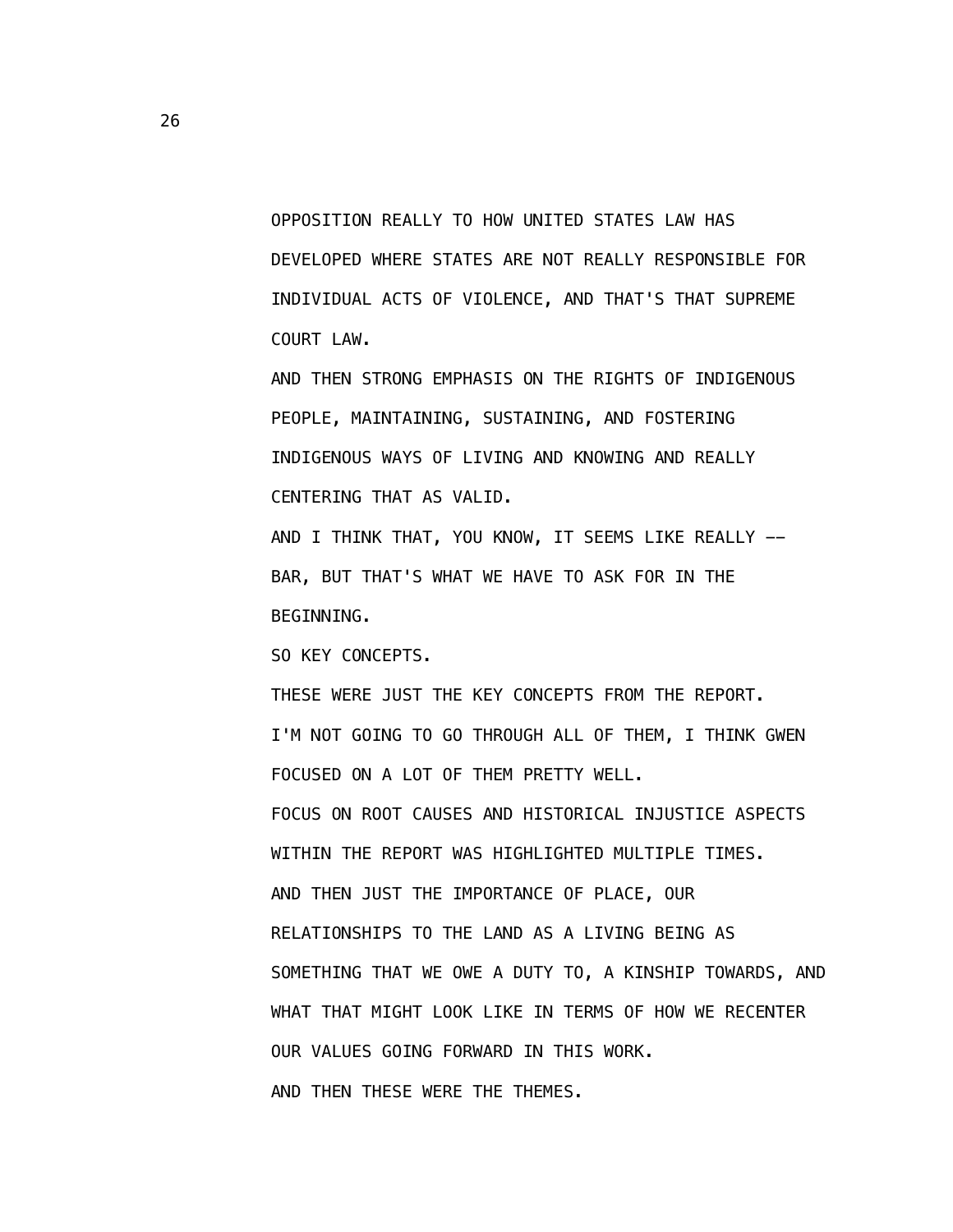OPPOSITION REALLY TO HOW UNITED STATES LAW HAS DEVELOPED WHERE STATES ARE NOT REALLY RESPONSIBLE FOR INDIVIDUAL ACTS OF VIOLENCE, AND THAT'S THAT SUPREME COURT LAW.

AND THEN STRONG EMPHASIS ON THE RIGHTS OF INDIGENOUS PEOPLE, MAINTAINING, SUSTAINING, AND FOSTERING INDIGENOUS WAYS OF LIVING AND KNOWING AND REALLY CENTERING THAT AS VALID.

AND I THINK THAT, YOU KNOW, IT SEEMS LIKE REALLY -- BAR, BUT THAT'S WHAT WE HAVE TO ASK FOR IN THE BEGINNING.

SO KEY CONCEPTS.

THESE WERE JUST THE KEY CONCEPTS FROM THE REPORT.

I'M NOT GOING TO GO THROUGH ALL OF THEM, I THINK GWEN FOCUSED ON A LOT OF THEM PRETTY WELL.

FOCUS ON ROOT CAUSES AND HISTORICAL INJUSTICE ASPECTS WITHIN THE REPORT WAS HIGHLIGHTED MULTIPLE TIMES.

AND THEN JUST THE IMPORTANCE OF PLACE, OUR RELATIONSHIPS TO THE LAND AS A LIVING BEING AS SOMETHING THAT WE OWE A DUTY TO, A KINSHIP TOWARDS, AND WHAT THAT MIGHT LOOK LIKE IN TERMS OF HOW WE RECENTER OUR VALUES GOING FORWARD IN THIS WORK.

AND THEN THESE WERE THE THEMES.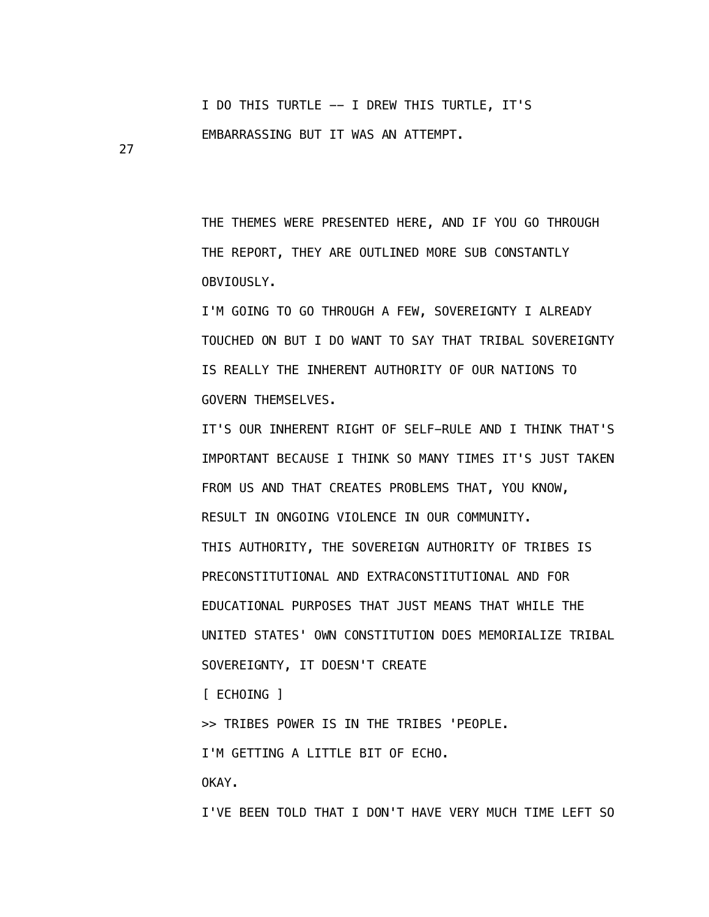I DO THIS TURTLE -- I DREW THIS TURTLE, IT'S EMBARRASSING BUT IT WAS AN ATTEMPT.

THE THEMES WERE PRESENTED HERE, AND IF YOU GO THROUGH THE REPORT, THEY ARE OUTLINED MORE SUB CONSTANTLY OBVIOUSLY.

I'M GOING TO GO THROUGH A FEW, SOVEREIGNTY I ALREADY TOUCHED ON BUT I DO WANT TO SAY THAT TRIBAL SOVEREIGNTY IS REALLY THE INHERENT AUTHORITY OF OUR NATIONS TO GOVERN THEMSELVES.

IT'S OUR INHERENT RIGHT OF SELF-RULE AND I THINK THAT'S IMPORTANT BECAUSE I THINK SO MANY TIMES IT'S JUST TAKEN FROM US AND THAT CREATES PROBLEMS THAT, YOU KNOW, RESULT IN ONGOING VIOLENCE IN OUR COMMUNITY.

THIS AUTHORITY, THE SOVEREIGN AUTHORITY OF TRIBES IS PRECONSTITUTIONAL AND EXTRACONSTITUTIONAL AND FOR EDUCATIONAL PURPOSES THAT JUST MEANS THAT WHILE THE UNITED STATES' OWN CONSTITUTION DOES MEMORIALIZE TRIBAL SOVEREIGNTY, IT DOESN'T CREATE

[ ECHOING ]

>> TRIBES POWER IS IN THE TRIBES 'PEOPLE.

I'M GETTING A LITTLE BIT OF ECHO.

OKAY.

I'VE BEEN TOLD THAT I DON'T HAVE VERY MUCH TIME LEFT SO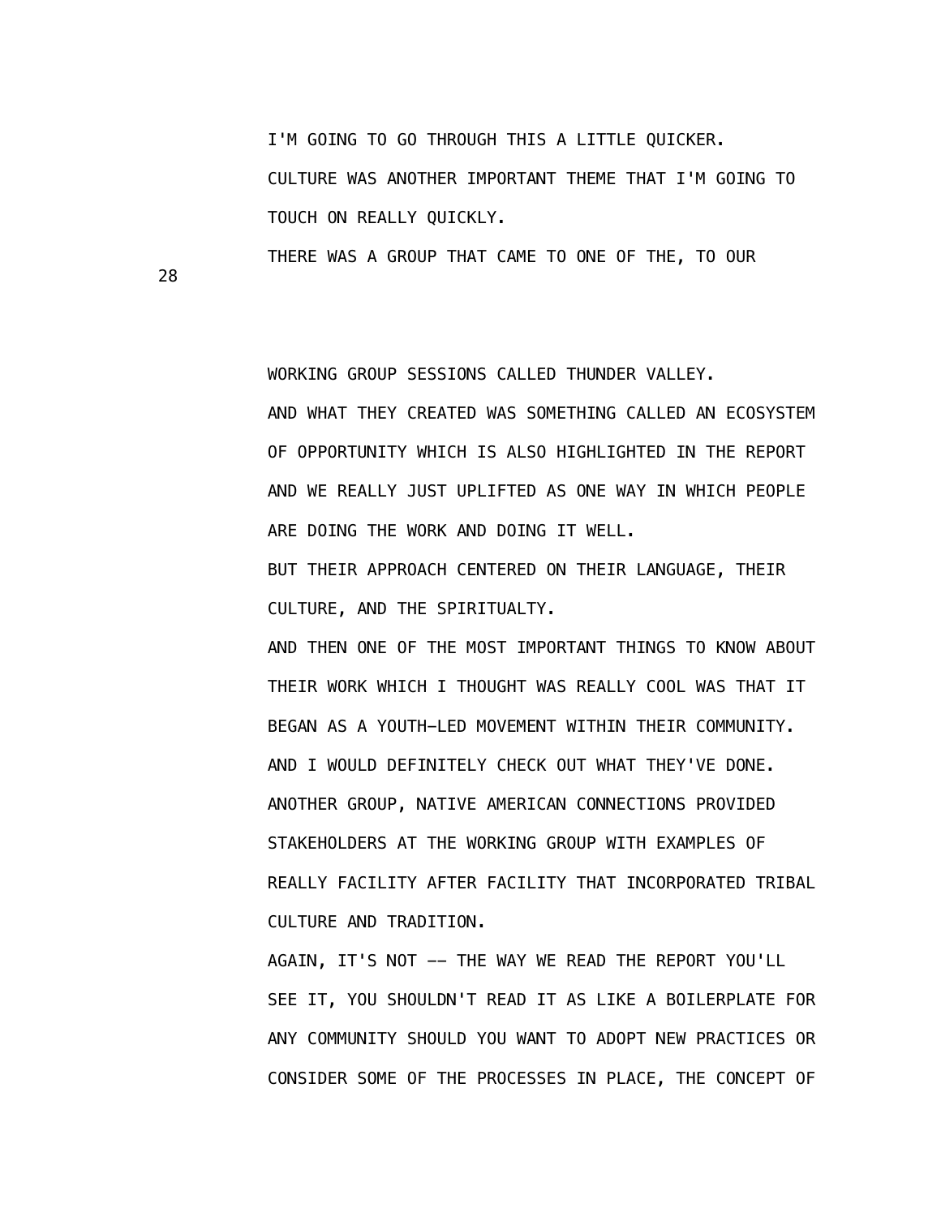I'M GOING TO GO THROUGH THIS A LITTLE QUICKER.

CULTURE WAS ANOTHER IMPORTANT THEME THAT I'M GOING TO TOUCH ON REALLY QUICKLY.

THERE WAS A GROUP THAT CAME TO ONE OF THE, TO OUR WORKING GROUP SESSIONS CALLED THUNDER VALLEY.

AND WHAT THEY CREATED WAS SOMETHING CALLED AN ECOSYSTEM OF OPPORTUNITY WHICH IS ALSO HIGHLIGHTED IN THE REPORT AND WE REALLY JUST UPLIFTED AS ONE WAY IN WHICH PEOPLE ARE DOING THE WORK AND DOING IT WELL.

BUT THEIR APPROACH CENTERED ON THEIR LANGUAGE, THEIR CULTURE, AND THE SPIRITUALTY.

AND THEN ONE OF THE MOST IMPORTANT THINGS TO KNOW ABOUT THEIR WORK WHICH I THOUGHT WAS REALLY COOL WAS THAT IT BEGAN AS A YOUTH-LED MOVEMENT WITHIN THEIR COMMUNITY.

AND I WOULD DEFINITELY CHECK OUT WHAT THEY'VE DONE.

ANOTHER GROUP, NATIVE AMERICAN CONNECTIONS PROVIDED STAKEHOLDERS AT THE WORKING GROUP WITH EXAMPLES OF REALLY FACILITY AFTER FACILITY THAT INCORPORATED TRIBAL CULTURE AND TRADITION.

AGAIN, IT'S NOT -- THE WAY WE READ THE REPORT YOU'LL SEE IT, YOU SHOULDN'T READ IT AS LIKE A BOILERPLATE FOR ANY COMMUNITY SHOULD YOU WANT TO ADOPT NEW PRACTICES OR CONSIDER SOME OF THE PROCESSES IN PLACE, THE CONCEPT OF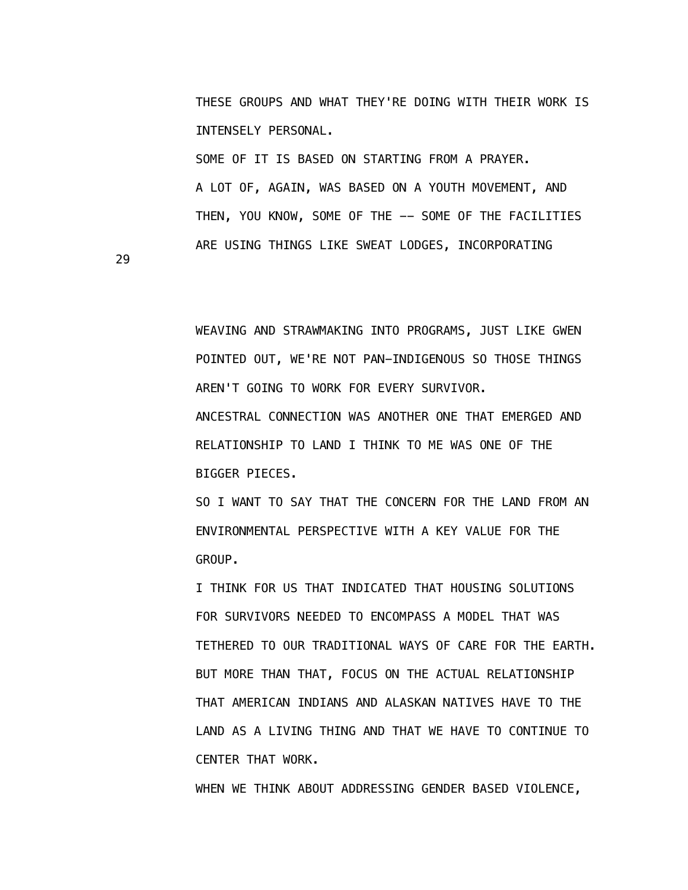THESE GROUPS AND WHAT THEY'RE DOING WITH THEIR WORK IS INTENSELY PERSONAL.

SOME OF IT IS BASED ON STARTING FROM A PRAYER.

A LOT OF, AGAIN, WAS BASED ON A YOUTH MOVEMENT, AND THEN, YOU KNOW, SOME OF THE -- SOME OF THE FACILITIES ARE USING THINGS LIKE SWEAT LODGES, INCORPORATING WEAVING AND STRAWMAKING INTO PROGRAMS, JUST LIKE GWEN POINTED OUT, WE'RE NOT PAN-INDIGENOUS SO THOSE THINGS AREN'T GOING TO WORK FOR EVERY SURVIVOR.

ANCESTRAL CONNECTION WAS ANOTHER ONE THAT EMERGED AND RELATIONSHIP TO LAND I THINK TO ME WAS ONE OF THE BIGGER PIECES.

SO I WANT TO SAY THAT THE CONCERN FOR THE LAND FROM AN ENVIRONMENTAL PERSPECTIVE WITH A KEY VALUE FOR THE GROUP.

I THINK FOR US THAT INDICATED THAT HOUSING SOLUTIONS FOR SURVIVORS NEEDED TO ENCOMPASS A MODEL THAT WAS TETHERED TO OUR TRADITIONAL WAYS OF CARE FOR THE EARTH.

BUT MORE THAN THAT, FOCUS ON THE ACTUAL RELATIONSHIP THAT AMERICAN INDIANS AND ALASKAN NATIVES HAVE TO THE LAND AS A LIVING THING AND THAT WE HAVE TO CONTINUE TO CENTER THAT WORK.

WHEN WE THINK ABOUT ADDRESSING GENDER BASED VIOLENCE,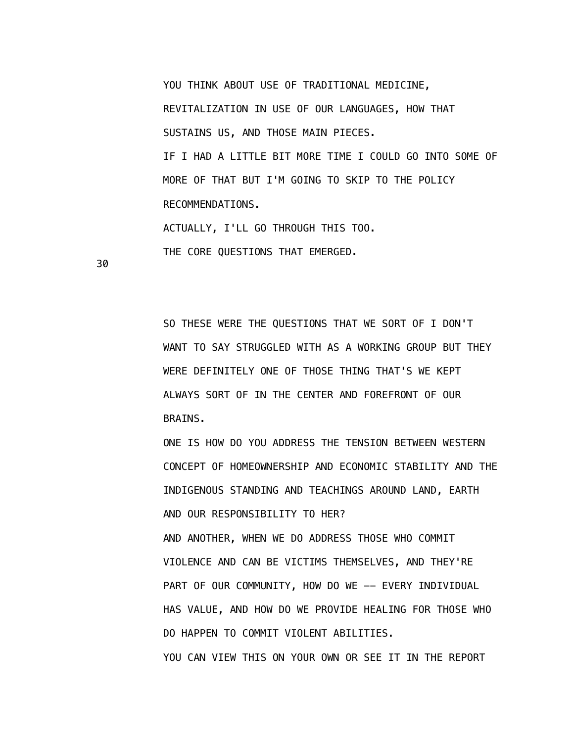YOU THINK ABOUT USE OF TRADITIONAL MEDICINE, REVITALIZATION IN USE OF OUR LANGUAGES, HOW THAT SUSTAINS US, AND THOSE MAIN PIECES.

IF I HAD A LITTLE BIT MORE TIME I COULD GO INTO SOME OF MORE OF THAT BUT I'M GOING TO SKIP TO THE POLICY RECOMMENDATIONS.

ACTUALLY, I'LL GO THROUGH THIS TOO.

THE CORE QUESTIONS THAT EMERGED.

SO THESE WERE THE QUESTIONS THAT WE SORT OF I DON'T WANT TO SAY STRUGGLED WITH AS A WORKING GROUP BUT THEY WERE DEFINITELY ONE OF THOSE THING THAT'S WE KEPT ALWAYS SORT OF IN THE CENTER AND FOREFRONT OF OUR BRAINS.

ONE IS HOW DO YOU ADDRESS THE TENSION BETWEEN WESTERN CONCEPT OF HOMEOWNERSHIP AND ECONOMIC STABILITY AND THE INDIGENOUS STANDING AND TEACHINGS AROUND LAND, EARTH AND OUR RESPONSIBILITY TO HER?

AND ANOTHER, WHEN WE DO ADDRESS THOSE WHO COMMIT VIOLENCE AND CAN BE VICTIMS THEMSELVES, AND THEY'RE PART OF OUR COMMUNITY, HOW DO WE -- EVERY INDIVIDUAL HAS VALUE, AND HOW DO WE PROVIDE HEALING FOR THOSE WHO DO HAPPEN TO COMMIT VIOLENT ABILITIES.

YOU CAN VIEW THIS ON YOUR OWN OR SEE IT IN THE REPORT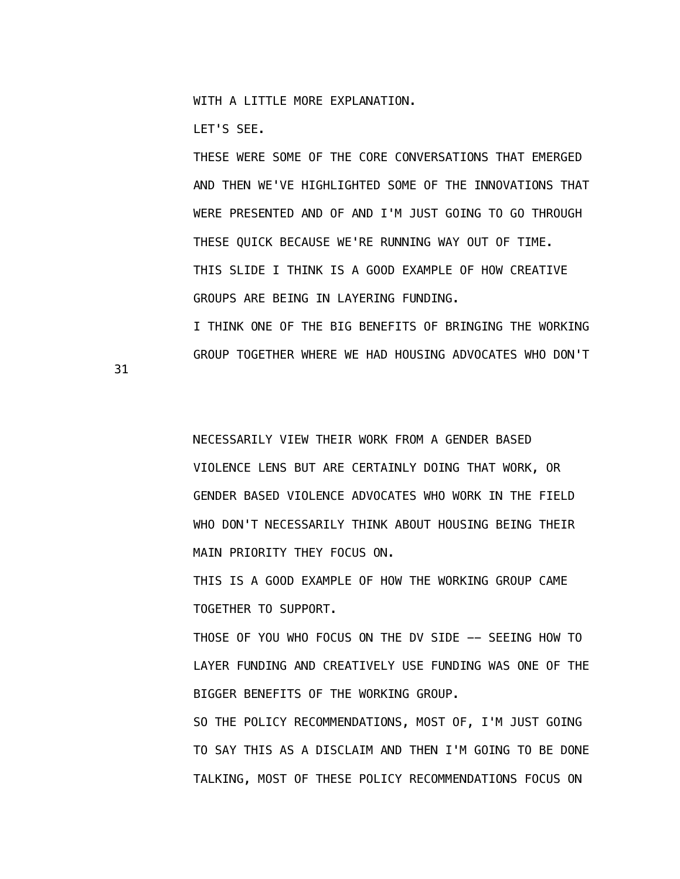WITH A LITTLE MORE EXPLANATION.

LET'S SEE.

THESE WERE SOME OF THE CORE CONVERSATIONS THAT EMERGED AND THEN WE'VE HIGHLIGHTED SOME OF THE INNOVATIONS THAT WERE PRESENTED AND OF AND I'M JUST GOING TO GO THROUGH THESE QUICK BECAUSE WE'RE RUNNING WAY OUT OF TIME.

THIS SLIDE I THINK IS A GOOD EXAMPLE OF HOW CREATIVE GROUPS ARE BEING IN LAYERING FUNDING.

I THINK ONE OF THE BIG BENEFITS OF BRINGING THE WORKING GROUP TOGETHER WHERE WE HAD HOUSING ADVOCATES WHO DON'T NECESSARILY VIEW THEIR WORK FROM A GENDER BASED VIOLENCE LENS BUT ARE CERTAINLY DOING THAT WORK, OR GENDER BASED VIOLENCE ADVOCATES WHO WORK IN THE FIELD WHO DON'T NECESSARILY THINK ABOUT HOUSING BEING THEIR MAIN PRIORITY THEY FOCUS ON.

THIS IS A GOOD EXAMPLE OF HOW THE WORKING GROUP CAME TOGETHER TO SUPPORT.

THOSE OF YOU WHO FOCUS ON THE DV SIDE -- SEEING HOW TO LAYER FUNDING AND CREATIVELY USE FUNDING WAS ONE OF THE BIGGER BENEFITS OF THE WORKING GROUP.

SO THE POLICY RECOMMENDATIONS, MOST OF, I'M JUST GOING TO SAY THIS AS A DISCLAIM AND THEN I'M GOING TO BE DONE TALKING, MOST OF THESE POLICY RECOMMENDATIONS FOCUS ON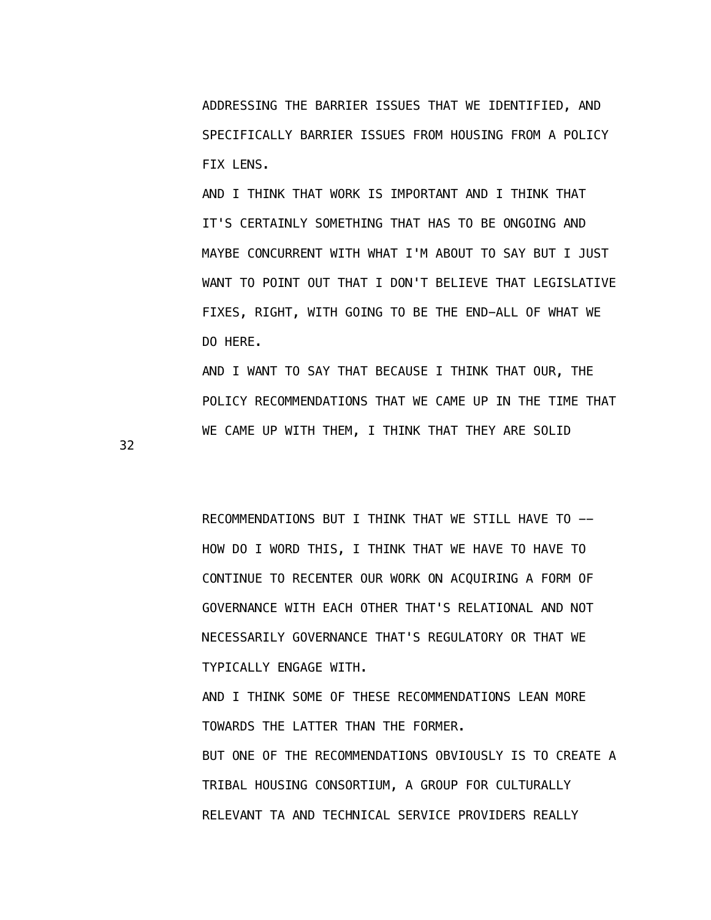ADDRESSING THE BARRIER ISSUES THAT WE IDENTIFIED, AND SPECIFICALLY BARRIER ISSUES FROM HOUSING FROM A POLICY FIX LENS.

AND I THINK THAT WORK IS IMPORTANT AND I THINK THAT IT'S CERTAINLY SOMETHING THAT HAS TO BE ONGOING AND MAYBE CONCURRENT WITH WHAT I'M ABOUT TO SAY BUT I JUST WANT TO POINT OUT THAT I DON'T BELIEVE THAT LEGISLATIVE FIXES, RIGHT, WITH GOING TO BE THE END-ALL OF WHAT WE DO HERE.

AND I WANT TO SAY THAT BECAUSE I THINK THAT OUR, THE POLICY RECOMMENDATIONS THAT WE CAME UP IN THE TIME THAT WE CAME UP WITH THEM, I THINK THAT THEY ARE SOLID RECOMMENDATIONS BUT I THINK THAT WE STILL HAVE TO -- HOW DO I WORD THIS, I THINK THAT WE HAVE TO HAVE TO CONTINUE TO RECENTER OUR WORK ON ACQUIRING A FORM OF GOVERNANCE WITH EACH OTHER THAT'S RELATIONAL AND NOT NECESSARILY GOVERNANCE THAT'S REGULATORY OR THAT WE TYPICALLY ENGAGE WITH.

AND I THINK SOME OF THESE RECOMMENDATIONS LEAN MORE TOWARDS THE LATTER THAN THE FORMER.

BUT ONE OF THE RECOMMENDATIONS OBVIOUSLY IS TO CREATE A TRIBAL HOUSING CONSORTIUM, A GROUP FOR CULTURALLY RELEVANT TA AND TECHNICAL SERVICE PROVIDERS REALLY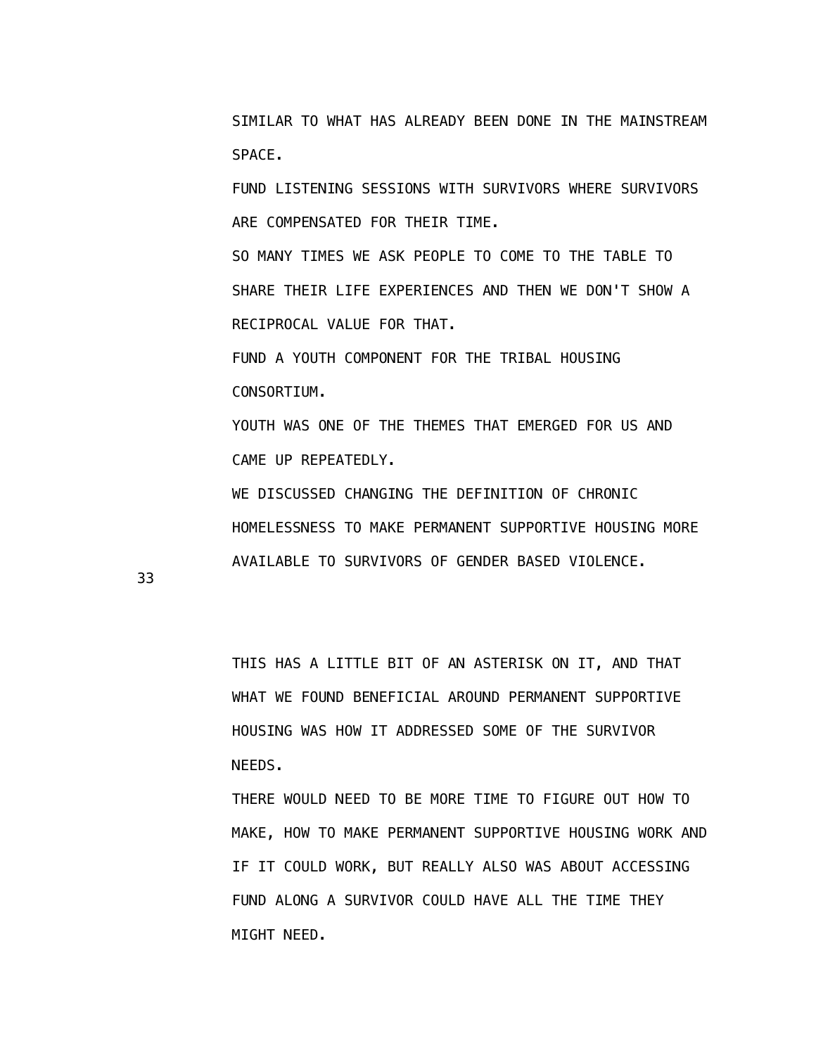SIMILAR TO WHAT HAS ALREADY BEEN DONE IN THE MAINSTREAM SPACE.

FUND LISTENING SESSIONS WITH SURVIVORS WHERE SURVIVORS ARE COMPENSATED FOR THEIR TIME.

SO MANY TIMES WE ASK PEOPLE TO COME TO THE TABLE TO SHARE THEIR LIFE EXPERIENCES AND THEN WE DON'T SHOW A RECIPROCAL VALUE FOR THAT.

FUND A YOUTH COMPONENT FOR THE TRIBAL HOUSING CONSORTIUM.

YOUTH WAS ONE OF THE THEMES THAT EMERGED FOR US AND CAME UP REPEATEDLY.

WE DISCUSSED CHANGING THE DEFINITION OF CHRONIC HOMELESSNESS TO MAKE PERMANENT SUPPORTIVE HOUSING MORE AVAILABLE TO SURVIVORS OF GENDER BASED VIOLENCE.

THIS HAS A LITTLE BIT OF AN ASTERISK ON IT, AND THAT WHAT WE FOUND BENEFICIAL AROUND PERMANENT SUPPORTIVE HOUSING WAS HOW IT ADDRESSED SOME OF THE SURVIVOR NEEDS.

THERE WOULD NEED TO BE MORE TIME TO FIGURE OUT HOW TO MAKE, HOW TO MAKE PERMANENT SUPPORTIVE HOUSING WORK AND IF IT COULD WORK, BUT REALLY ALSO WAS ABOUT ACCESSING FUND ALONG A SURVIVOR COULD HAVE ALL THE TIME THEY MIGHT NEED.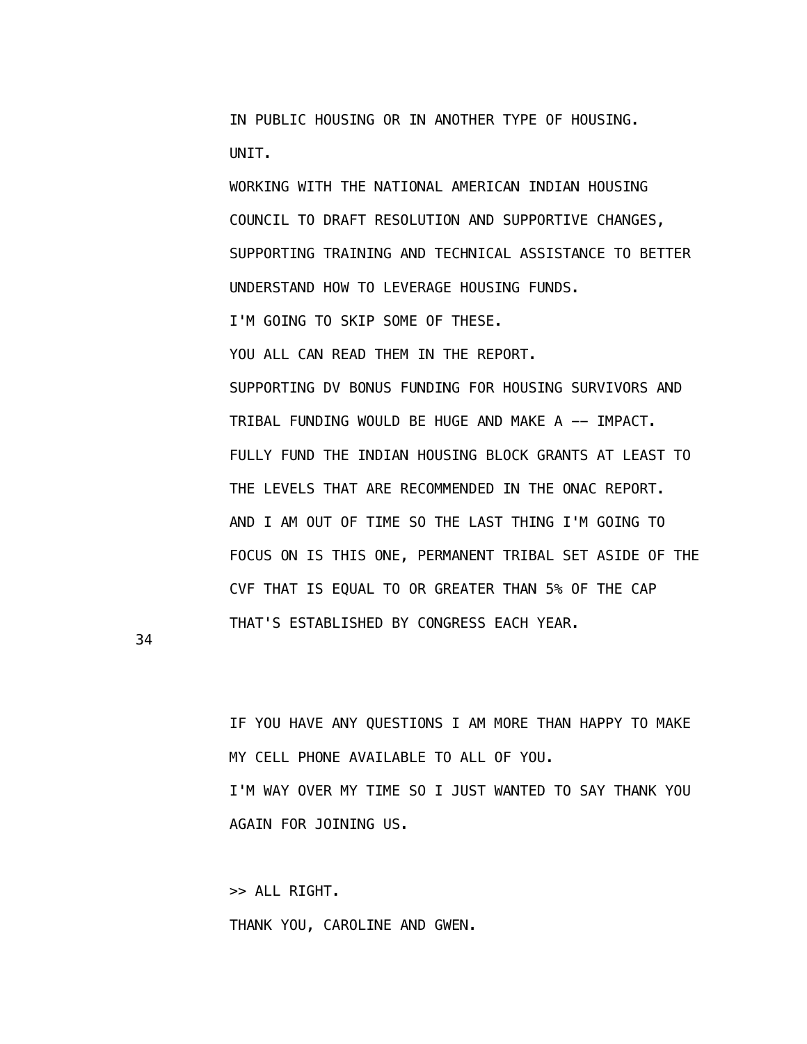IN PUBLIC HOUSING OR IN ANOTHER TYPE OF HOUSING.

UNIT.

WORKING WITH THE NATIONAL AMERICAN INDIAN HOUSING COUNCIL TO DRAFT RESOLUTION AND SUPPORTIVE CHANGES, SUPPORTING TRAINING AND TECHNICAL ASSISTANCE TO BETTER UNDERSTAND HOW TO LEVERAGE HOUSING FUNDS.

I'M GOING TO SKIP SOME OF THESE.

YOU ALL CAN READ THEM IN THE REPORT.

SUPPORTING DV BONUS FUNDING FOR HOUSING SURVIVORS AND TRIBAL FUNDING WOULD BE HUGE AND MAKE A -- IMPACT.

FULLY FUND THE INDIAN HOUSING BLOCK GRANTS AT LEAST TO THE LEVELS THAT ARE RECOMMENDED IN THE ONAC REPORT.

AND I AM OUT OF TIME SO THE LAST THING I'M GOING TO FOCUS ON IS THIS ONE, PERMANENT TRIBAL SET ASIDE OF THE CVF THAT IS EQUAL TO OR GREATER THAN 5% OF THE CAP THAT'S ESTABLISHED BY CONGRESS EACH YEAR.

IF YOU HAVE ANY QUESTIONS I AM MORE THAN HAPPY TO MAKE MY CELL PHONE AVAILABLE TO ALL OF YOU.

I'M WAY OVER MY TIME SO I JUST WANTED TO SAY THANK YOU AGAIN FOR JOINING US.

>> ALL RIGHT.

THANK YOU, CAROLINE AND GWEN.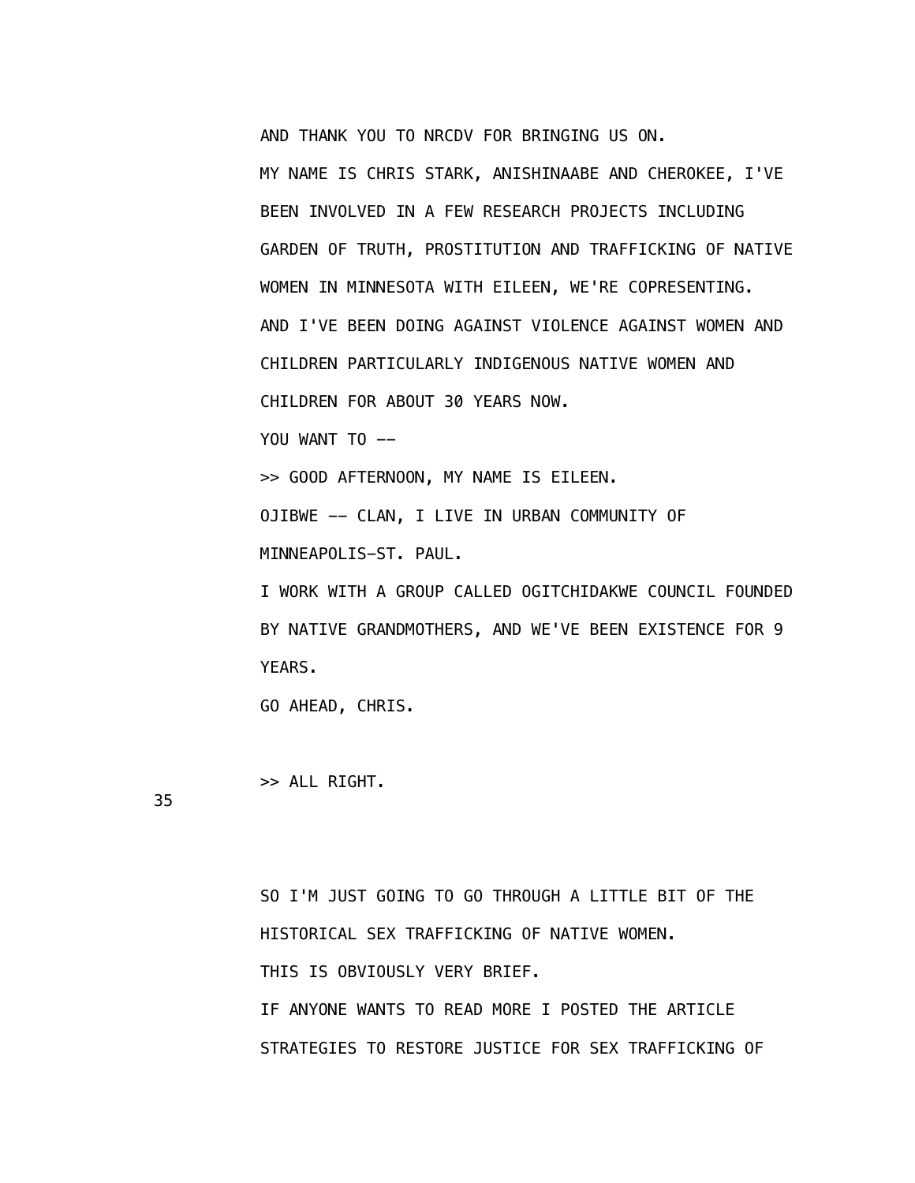AND THANK YOU TO NRCDV FOR BRINGING US ON.

MY NAME IS CHRIS STARK, ANISHINAABE AND CHEROKEE, I'VE BEEN INVOLVED IN A FEW RESEARCH PROJECTS INCLUDING GARDEN OF TRUTH, PROSTITUTION AND TRAFFICKING OF NATIVE WOMEN IN MINNESOTA WITH EILEEN, WE'RE COPRESENTING.

AND I'VE BEEN DOING AGAINST VIOLENCE AGAINST WOMEN AND CHILDREN PARTICULARLY INDIGENOUS NATIVE WOMEN AND CHILDREN FOR ABOUT 30 YEARS NOW.

YOU WANT TO --

>> GOOD AFTERNOON, MY NAME IS EILEEN.

OJIBWE -- CLAN, I LIVE IN URBAN COMMUNITY OF MINNEAPOLIS-ST. PAUL.

I WORK WITH A GROUP CALLED OGITCHIDAKWE COUNCIL FOUNDED BY NATIVE GRANDMOTHERS, AND WE'VE BEEN EXISTENCE FOR 9 YEARS.

GO AHEAD, CHRIS.

>> ALL RIGHT.

SO I'M JUST GOING TO GO THROUGH A LITTLE BIT OF THE HISTORICAL SEX TRAFFICKING OF NATIVE WOMEN.

THIS IS OBVIOUSLY VERY BRIEF.

IF ANYONE WANTS TO READ MORE I POSTED THE ARTICLE STRATEGIES TO RESTORE JUSTICE FOR SEX TRAFFICKING OF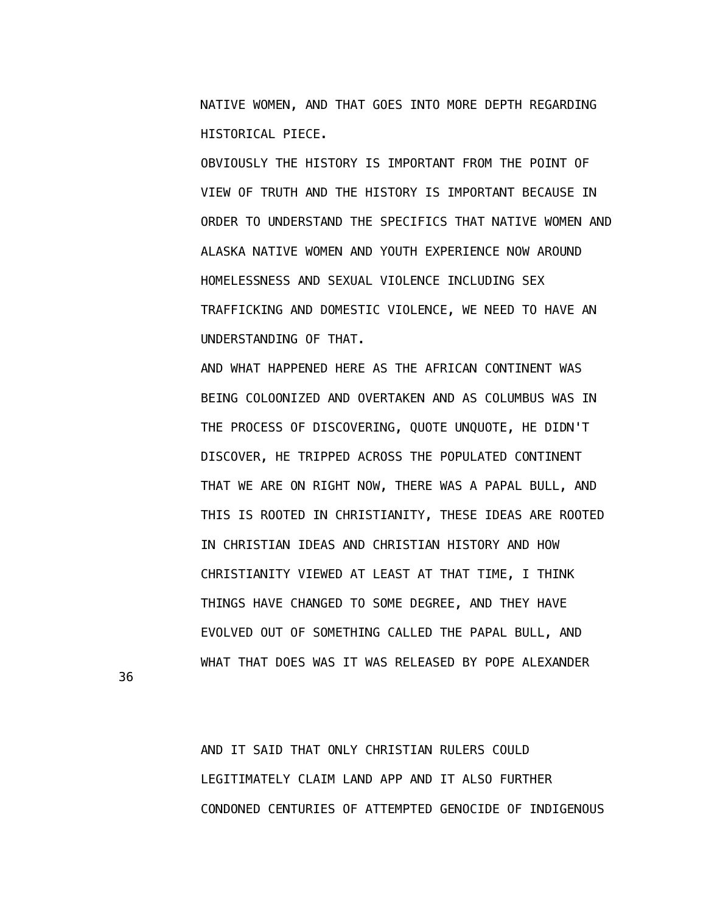NATIVE WOMEN, AND THAT GOES INTO MORE DEPTH REGARDING HISTORICAL PIECE.

OBVIOUSLY THE HISTORY IS IMPORTANT FROM THE POINT OF VIEW OF TRUTH AND THE HISTORY IS IMPORTANT BECAUSE IN ORDER TO UNDERSTAND THE SPECIFICS THAT NATIVE WOMEN AND ALASKA NATIVE WOMEN AND YOUTH EXPERIENCE NOW AROUND HOMELESSNESS AND SEXUAL VIOLENCE INCLUDING SEX TRAFFICKING AND DOMESTIC VIOLENCE, WE NEED TO HAVE AN UNDERSTANDING OF THAT.

AND WHAT HAPPENED HERE AS THE AFRICAN CONTINENT WAS BEING COLOONIZED AND OVERTAKEN AND AS COLUMBUS WAS IN THE PROCESS OF DISCOVERING, QUOTE UNQUOTE, HE DIDN'T DISCOVER, HE TRIPPED ACROSS THE POPULATED CONTINENT THAT WE ARE ON RIGHT NOW, THERE WAS A PAPAL BULL, AND THIS IS ROOTED IN CHRISTIANITY, THESE IDEAS ARE ROOTED IN CHRISTIAN IDEAS AND CHRISTIAN HISTORY AND HOW CHRISTIANITY VIEWED AT LEAST AT THAT TIME, I THINK THINGS HAVE CHANGED TO SOME DEGREE, AND THEY HAVE EVOLVED OUT OF SOMETHING CALLED THE PAPAL BULL, AND WHAT THAT DOES WAS IT WAS RELEASED BY POPE ALEXANDER

AND IT SAID THAT ONLY CHRISTIAN RULERS COULD LEGITIMATELY CLAIM LAND APP AND IT ALSO FURTHER CONDONED CENTURIES OF ATTEMPTED GENOCIDE OF INDIGENOUS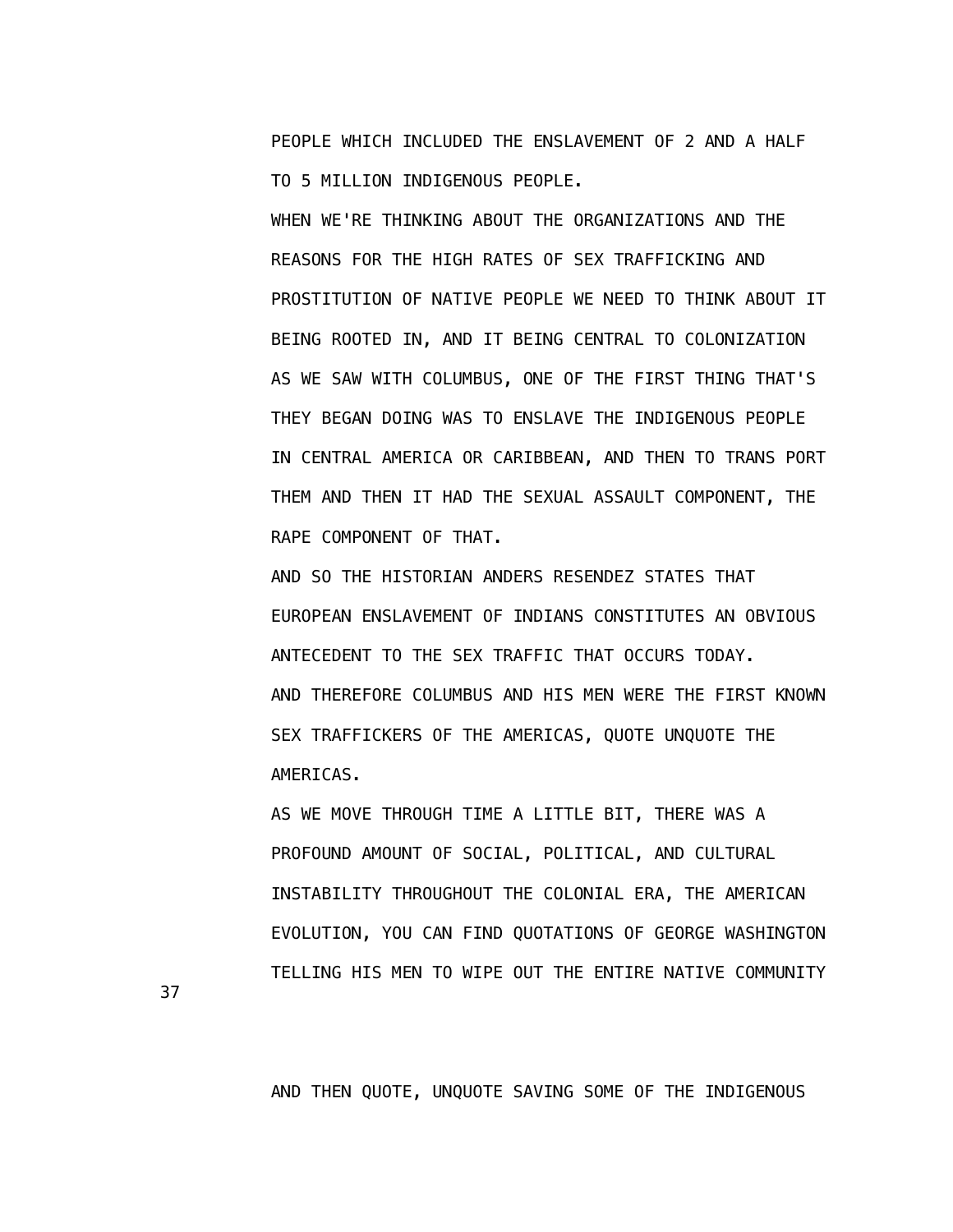PEOPLE WHICH INCLUDED THE ENSLAVEMENT OF 2 AND A HALF TO 5 MILLION INDIGENOUS PEOPLE.

WHEN WE'RE THINKING ABOUT THE ORGANIZATIONS AND THE REASONS FOR THE HIGH RATES OF SEX TRAFFICKING AND PROSTITUTION OF NATIVE PEOPLE WE NEED TO THINK ABOUT IT BEING ROOTED IN, AND IT BEING CENTRAL TO COLONIZATION AS WE SAW WITH COLUMBUS, ONE OF THE FIRST THING THAT'S THEY BEGAN DOING WAS TO ENSLAVE THE INDIGENOUS PEOPLE IN CENTRAL AMERICA OR CARIBBEAN, AND THEN TO TRANS PORT THEM AND THEN IT HAD THE SEXUAL ASSAULT COMPONENT, THE RAPE COMPONENT OF THAT.

AND SO THE HISTORIAN ANDERS RESENDEZ STATES THAT EUROPEAN ENSLAVEMENT OF INDIANS CONSTITUTES AN OBVIOUS ANTECEDENT TO THE SEX TRAFFIC THAT OCCURS TODAY.

AND THEREFORE COLUMBUS AND HIS MEN WERE THE FIRST KNOWN SEX TRAFFICKERS OF THE AMERICAS, QUOTE UNQUOTE THE AMERICAS.

AS WE MOVE THROUGH TIME A LITTLE BIT, THERE WAS A PROFOUND AMOUNT OF SOCIAL, POLITICAL, AND CULTURAL INSTABILITY THROUGHOUT THE COLONIAL ERA, THE AMERICAN EVOLUTION, YOU CAN FIND QUOTATIONS OF GEORGE WASHINGTON TELLING HIS MEN TO WIPE OUT THE ENTIRE NATIVE COMMUNITY

AND THEN QUOTE, UNQUOTE SAVING SOME OF THE INDIGENOUS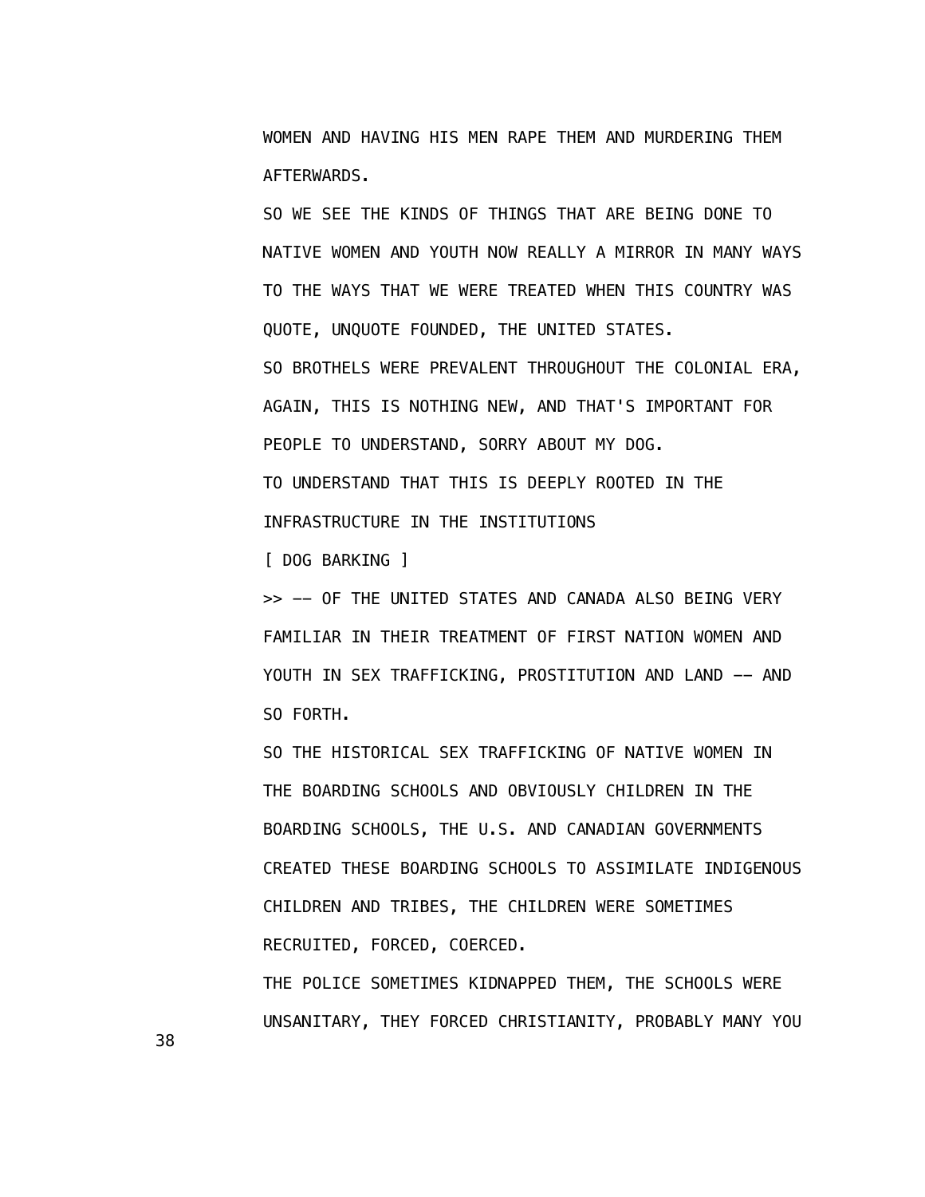WOMEN AND HAVING HIS MEN RAPE THEM AND MURDERING THEM AFTERWARDS.

SO WE SEE THE KINDS OF THINGS THAT ARE BEING DONE TO NATIVE WOMEN AND YOUTH NOW REALLY A MIRROR IN MANY WAYS TO THE WAYS THAT WE WERE TREATED WHEN THIS COUNTRY WAS QUOTE, UNQUOTE FOUNDED, THE UNITED STATES.

SO BROTHELS WERE PREVALENT THROUGHOUT THE COLONIAL ERA, AGAIN, THIS IS NOTHING NEW, AND THAT'S IMPORTANT FOR PEOPLE TO UNDERSTAND, SORRY ABOUT MY DOG.

TO UNDERSTAND THAT THIS IS DEEPLY ROOTED IN THE INFRASTRUCTURE IN THE INSTITUTIONS

[ DOG BARKING ]

>> -- OF THE UNITED STATES AND CANADA ALSO BEING VERY FAMILIAR IN THEIR TREATMENT OF FIRST NATION WOMEN AND YOUTH IN SEX TRAFFICKING, PROSTITUTION AND LAND -- AND SO FORTH.

SO THE HISTORICAL SEX TRAFFICKING OF NATIVE WOMEN IN THE BOARDING SCHOOLS AND OBVIOUSLY CHILDREN IN THE BOARDING SCHOOLS, THE U.S. AND CANADIAN GOVERNMENTS CREATED THESE BOARDING SCHOOLS TO ASSIMILATE INDIGENOUS CHILDREN AND TRIBES, THE CHILDREN WERE SOMETIMES RECRUITED, FORCED, COERCED.

THE POLICE SOMETIMES KIDNAPPED THEM, THE SCHOOLS WERE UNSANITARY, THEY FORCED CHRISTIANITY, PROBABLY MANY YOU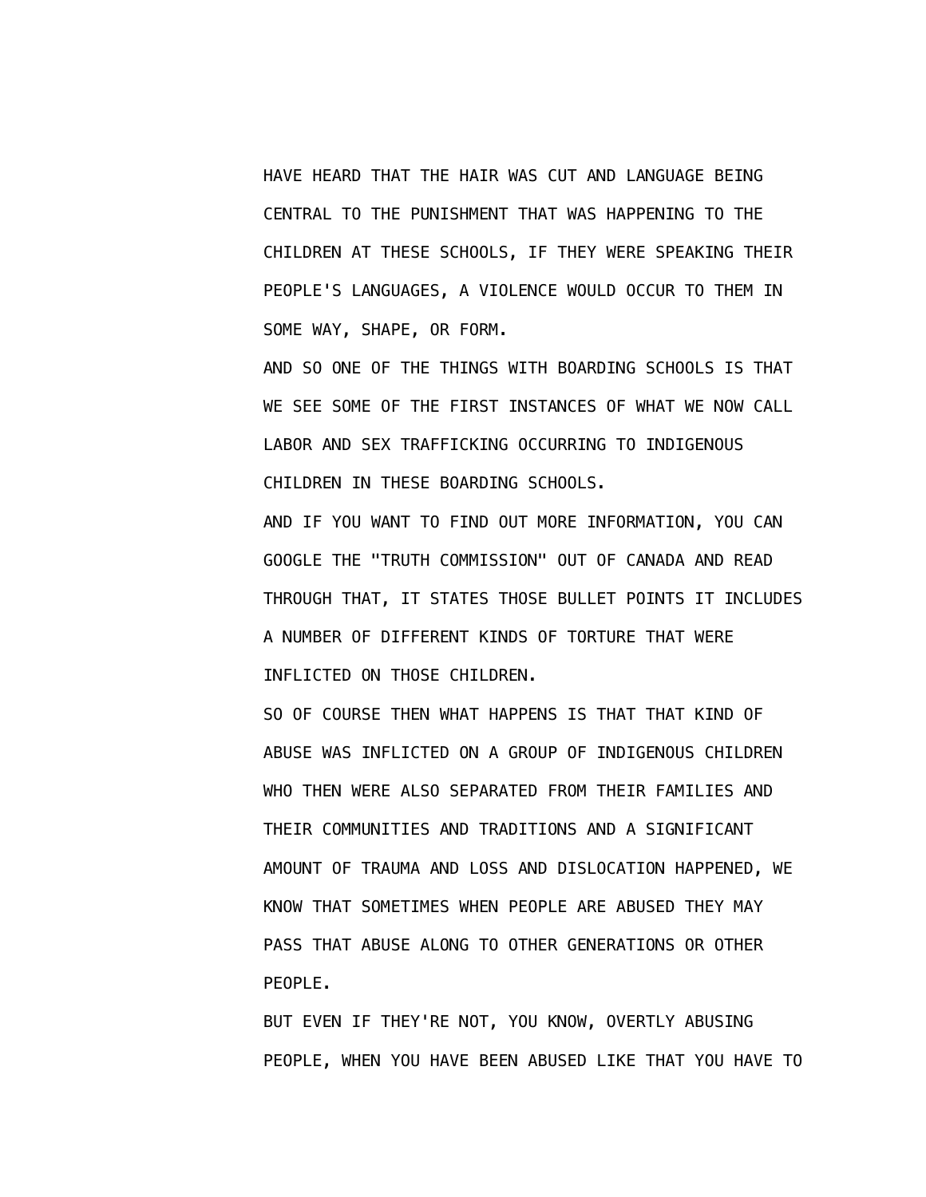HAVE HEARD THAT THE HAIR WAS CUT AND LANGUAGE BEING CENTRAL TO THE PUNISHMENT THAT WAS HAPPENING TO THE CHILDREN AT THESE SCHOOLS, IF THEY WERE SPEAKING THEIR PEOPLE'S LANGUAGES, A VIOLENCE WOULD OCCUR TO THEM IN SOME WAY, SHAPE, OR FORM.

AND SO ONE OF THE THINGS WITH BOARDING SCHOOLS IS THAT WE SEE SOME OF THE FIRST INSTANCES OF WHAT WE NOW CALL LABOR AND SEX TRAFFICKING OCCURRING TO INDIGENOUS CHILDREN IN THESE BOARDING SCHOOLS.

AND IF YOU WANT TO FIND OUT MORE INFORMATION, YOU CAN GOOGLE THE "TRUTH COMMISSION" OUT OF CANADA AND READ THROUGH THAT, IT STATES THOSE BULLET POINTS IT INCLUDES A NUMBER OF DIFFERENT KINDS OF TORTURE THAT WERE INFLICTED ON THOSE CHILDREN.

SO OF COURSE THEN WHAT HAPPENS IS THAT THAT KIND OF ABUSE WAS INFLICTED ON A GROUP OF INDIGENOUS CHILDREN WHO THEN WERE ALSO SEPARATED FROM THEIR FAMILIES AND THEIR COMMUNITIES AND TRADITIONS AND A SIGNIFICANT AMOUNT OF TRAUMA AND LOSS AND DISLOCATION HAPPENED, WE KNOW THAT SOMETIMES WHEN PEOPLE ARE ABUSED THEY MAY PASS THAT ABUSE ALONG TO OTHER GENERATIONS OR OTHER PEOPLE.

BUT EVEN IF THEY'RE NOT, YOU KNOW, OVERTLY ABUSING PEOPLE, WHEN YOU HAVE BEEN ABUSED LIKE THAT YOU HAVE TO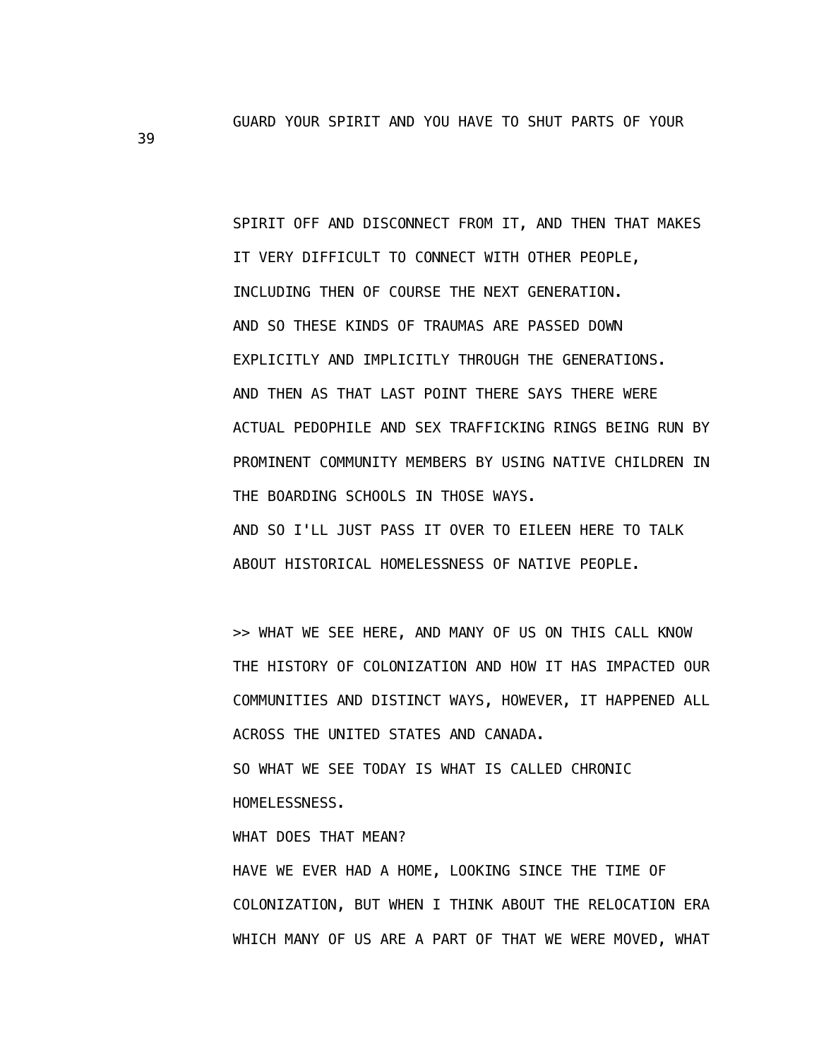GUARD YOUR SPIRIT AND YOU HAVE TO SHUT PARTS OF YOUR

SPIRIT OFF AND DISCONNECT FROM IT, AND THEN THAT MAKES IT VERY DIFFICULT TO CONNECT WITH OTHER PEOPLE, INCLUDING THEN OF COURSE THE NEXT GENERATION.
AND SO THESE KINDS OF TRAUMAS ARE PASSED DOWN EXPLICITLY AND IMPLICITLY THROUGH THE GENERATIONS.
AND THEN AS THAT LAST POINT THERE SAYS THERE WERE ACTUAL PEDOPHILE AND SEX TRAFFICKING RINGS BEING RUN BY PROMINENT COMMUNITY MEMBERS BY USING NATIVE CHILDREN IN THE BOARDING SCHOOLS IN THOSE WAYS.
AND SO I'LL JUST PASS IT OVER TO EILEEN HERE TO TALK ABOUT HISTORICAL HOMELESSNESS OF NATIVE PEOPLE.

>> WHAT WE SEE HERE, AND MANY OF US ON THIS CALL KNOW THE HISTORY OF COLONIZATION AND HOW IT HAS IMPACTED OUR COMMUNITIES AND DISTINCT WAYS, HOWEVER, IT HAPPENED ALL ACROSS THE UNITED STATES AND CANADA.
SO WHAT WE SEE TODAY IS WHAT IS CALLED CHRONIC HOMELESSNESS.
WHAT DOES THAT MEAN?
HAVE WE EVER HAD A HOME, LOOKING SINCE THE TIME OF COLONIZATION, BUT WHEN I THINK ABOUT THE RELOCATION ERA WHICH MANY OF US ARE A PART OF THAT WE WERE MOVED, WHAT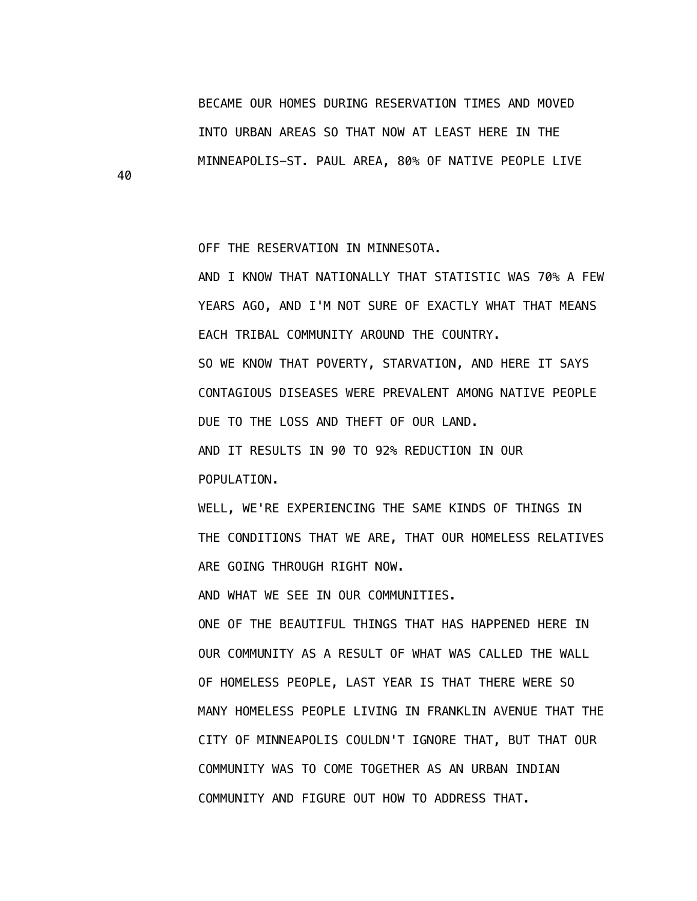BECAME OUR HOMES DURING RESERVATION TIMES AND MOVED INTO URBAN AREAS SO THAT NOW AT LEAST HERE IN THE MINNEAPOLIS—ST. PAUL AREA, 80% OF NATIVE PEOPLE LIVE OFF THE RESERVATION IN MINNESOTA.

AND I KNOW THAT NATIONALLY THAT STATISTIC WAS 70% A FEW YEARS AGO, AND I'M NOT SURE OF EXACTLY WHAT THAT MEANS EACH TRIBAL COMMUNITY AROUND THE COUNTRY.

SO WE KNOW THAT POVERTY, STARVATION, AND HERE IT SAYS CONTAGIOUS DISEASES WERE PREVALENT AMONG NATIVE PEOPLE DUE TO THE LOSS AND THEFT OF OUR LAND.

AND IT RESULTS IN 90 TO 92% REDUCTION IN OUR POPULATION.

WELL, WE'RE EXPERIENCING THE SAME KINDS OF THINGS IN THE CONDITIONS THAT WE ARE, THAT OUR HOMELESS RELATIVES ARE GOING THROUGH RIGHT NOW.

AND WHAT WE SEE IN OUR COMMUNITIES.

ONE OF THE BEAUTIFUL THINGS THAT HAS HAPPENED HERE IN OUR COMMUNITY AS A RESULT OF WHAT WAS CALLED THE WALL OF HOMELESS PEOPLE, LAST YEAR IS THAT THERE WERE SO MANY HOMELESS PEOPLE LIVING IN FRANKLIN AVENUE THAT THE CITY OF MINNEAPOLIS COULDN'T IGNORE THAT, BUT THAT OUR COMMUNITY WAS TO COME TOGETHER AS AN URBAN INDIAN COMMUNITY AND FIGURE OUT HOW TO ADDRESS THAT.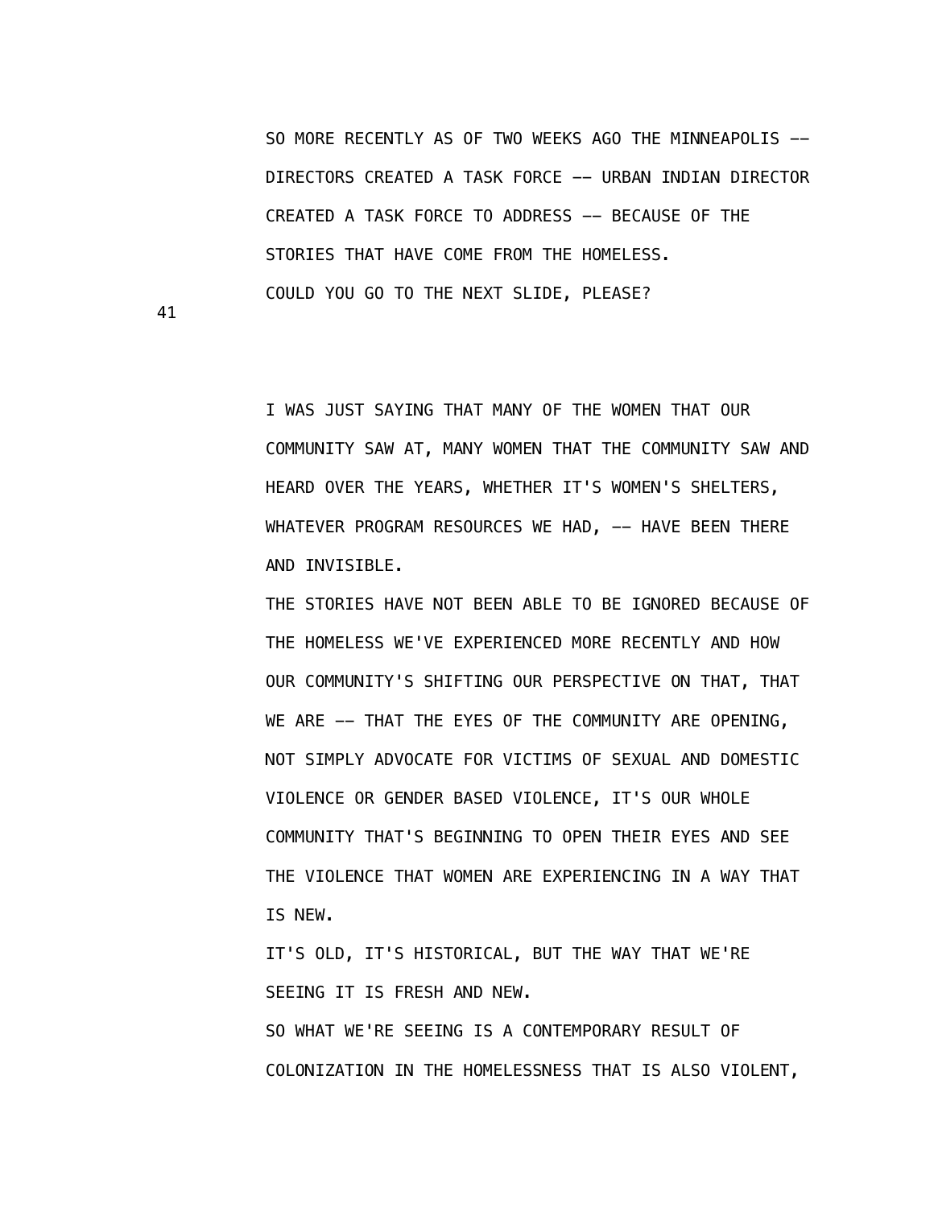SO MORE RECENTLY AS OF TWO WEEKS AGO THE MINNEAPOLIS -- DIRECTORS CREATED A TASK FORCE -- URBAN INDIAN DIRECTOR CREATED A TASK FORCE TO ADDRESS -- BECAUSE OF THE STORIES THAT HAVE COME FROM THE HOMELESS.

COULD YOU GO TO THE NEXT SLIDE, PLEASE?

41

I WAS JUST SAYING THAT MANY OF THE WOMEN THAT OUR COMMUNITY SAW AT, MANY WOMEN THAT THE COMMUNITY SAW AND HEARD OVER THE YEARS, WHETHER IT'S WOMEN'S SHELTERS, WHATEVER PROGRAM RESOURCES WE HAD, -- HAVE BEEN THERE AND INVISIBLE.

THE STORIES HAVE NOT BEEN ABLE TO BE IGNORED BECAUSE OF THE HOMELESS WE'VE EXPERIENCED MORE RECENTLY AND HOW OUR COMMUNITY'S SHIFTING OUR PERSPECTIVE ON THAT, THAT WE ARE -- THAT THE EYES OF THE COMMUNITY ARE OPENING, NOT SIMPLY ADVOCATE FOR VICTIMS OF SEXUAL AND DOMESTIC VIOLENCE OR GENDER BASED VIOLENCE, IT'S OUR WHOLE COMMUNITY THAT'S BEGINNING TO OPEN THEIR EYES AND SEE THE VIOLENCE THAT WOMEN ARE EXPERIENCING IN A WAY THAT IS NEW.

IT'S OLD, IT'S HISTORICAL, BUT THE WAY THAT WE'RE SEEING IT IS FRESH AND NEW.

SO WHAT WE'RE SEEING IS A CONTEMPORARY RESULT OF COLONIZATION IN THE HOMELESSNESS THAT IS ALSO VIOLENT,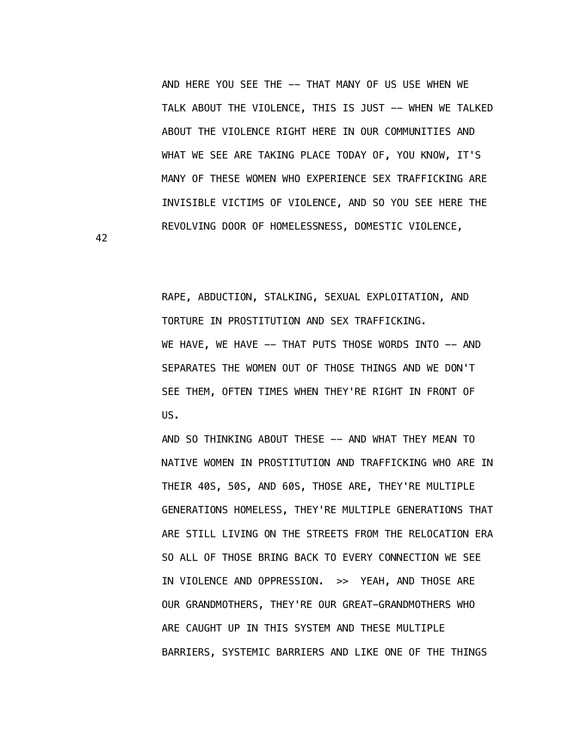AND HERE YOU SEE THE -- THAT MANY OF US USE WHEN WE TALK ABOUT THE VIOLENCE, THIS IS JUST -- WHEN WE TALKED ABOUT THE VIOLENCE RIGHT HERE IN OUR COMMUNITIES AND WHAT WE SEE ARE TAKING PLACE TODAY OF, YOU KNOW, IT'S MANY OF THESE WOMEN WHO EXPERIENCE SEX TRAFFICKING ARE INVISIBLE VICTIMS OF VIOLENCE, AND SO YOU SEE HERE THE REVOLVING DOOR OF HOMELESSNESS, DOMESTIC VIOLENCE,

RAPE, ABDUCTION, STALKING, SEXUAL EXPLOITATION, AND TORTURE IN PROSTITUTION AND SEX TRAFFICKING.

WE HAVE, WE HAVE -- THAT PUTS THOSE WORDS INTO -- AND SEPARATES THE WOMEN OUT OF THOSE THINGS AND WE DON'T SEE THEM, OFTEN TIMES WHEN THEY'RE RIGHT IN FRONT OF US.

AND SO THINKING ABOUT THESE -- AND WHAT THEY MEAN TO NATIVE WOMEN IN PROSTITUTION AND TRAFFICKING WHO ARE IN THEIR 40S, 50S, AND 60S, THOSE ARE, THEY'RE MULTIPLE GENERATIONS HOMELESS, THEY'RE MULTIPLE GENERATIONS THAT ARE STILL LIVING ON THE STREETS FROM THE RELOCATION ERA SO ALL OF THOSE BRING BACK TO EVERY CONNECTION WE SEE IN VIOLENCE AND OPPRESSION. >> YEAH, AND THOSE ARE OUR GRANDMOTHERS, THEY'RE OUR GREAT-GRANDMOTHERS WHO ARE CAUGHT UP IN THIS SYSTEM AND THESE MULTIPLE BARRIERS, SYSTEMIC BARRIERS AND LIKE ONE OF THE THINGS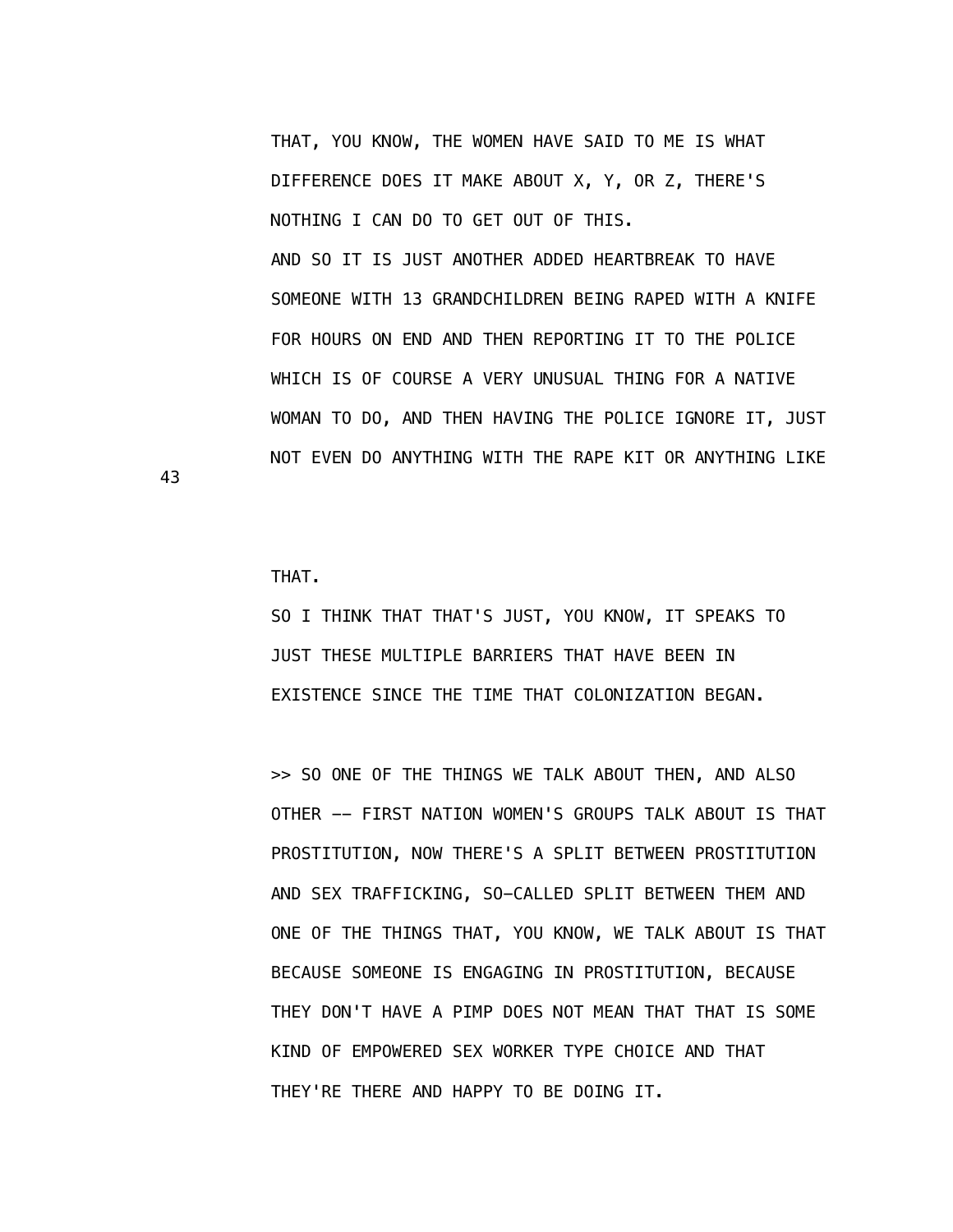THAT, YOU KNOW, THE WOMEN HAVE SAID TO ME IS WHAT DIFFERENCE DOES IT MAKE ABOUT X, Y, OR Z, THERE'S NOTHING I CAN DO TO GET OUT OF THIS.

AND SO IT IS JUST ANOTHER ADDED HEARTBREAK TO HAVE SOMEONE WITH 13 GRANDCHILDREN BEING RAPED WITH A KNIFE FOR HOURS ON END AND THEN REPORTING IT TO THE POLICE WHICH IS OF COURSE A VERY UNUSUAL THING FOR A NATIVE WOMAN TO DO, AND THEN HAVING THE POLICE IGNORE IT, JUST NOT EVEN DO ANYTHING WITH THE RAPE KIT OR ANYTHING LIKE THAT.

SO I THINK THAT THAT'S JUST, YOU KNOW, IT SPEAKS TO JUST THESE MULTIPLE BARRIERS THAT HAVE BEEN IN EXISTENCE SINCE THE TIME THAT COLONIZATION BEGAN.

>> SO ONE OF THE THINGS WE TALK ABOUT THEN, AND ALSO OTHER -- FIRST NATION WOMEN'S GROUPS TALK ABOUT IS THAT PROSTITUTION, NOW THERE'S A SPLIT BETWEEN PROSTITUTION AND SEX TRAFFICKING, SO-CALLED SPLIT BETWEEN THEM AND ONE OF THE THINGS THAT, YOU KNOW, WE TALK ABOUT IS THAT BECAUSE SOMEONE IS ENGAGING IN PROSTITUTION, BECAUSE THEY DON'T HAVE A PIMP DOES NOT MEAN THAT THAT IS SOME KIND OF EMPOWERED SEX WORKER TYPE CHOICE AND THAT THEY'RE THERE AND HAPPY TO BE DOING IT.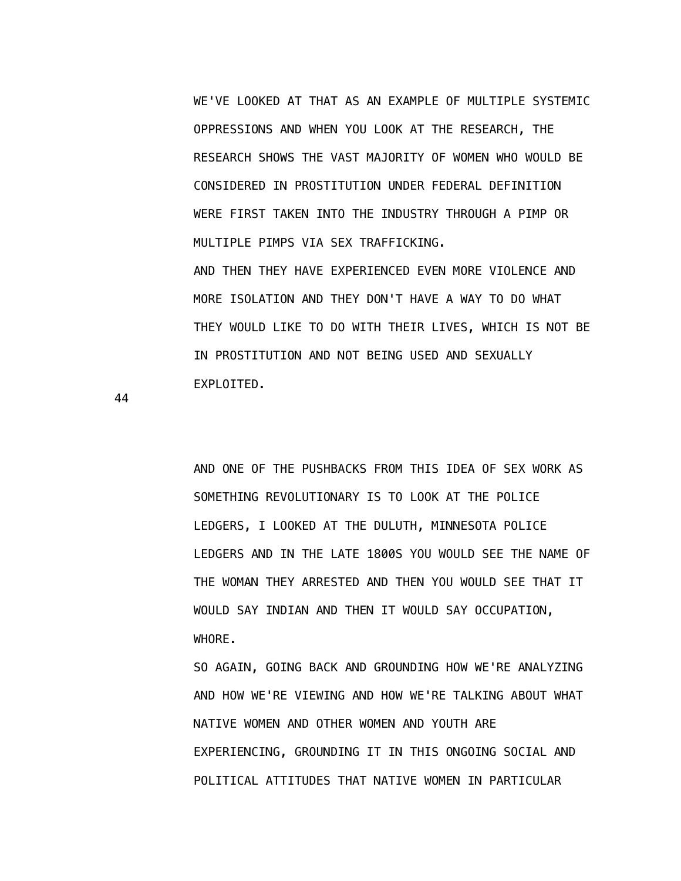WE'VE LOOKED AT THAT AS AN EXAMPLE OF MULTIPLE SYSTEMIC OPPRESSIONS AND WHEN YOU LOOK AT THE RESEARCH, THE RESEARCH SHOWS THE VAST MAJORITY OF WOMEN WHO WOULD BE CONSIDERED IN PROSTITUTION UNDER FEDERAL DEFINITION WERE FIRST TAKEN INTO THE INDUSTRY THROUGH A PIMP OR MULTIPLE PIMPS VIA SEX TRAFFICKING.

AND THEN THEY HAVE EXPERIENCED EVEN MORE VIOLENCE AND MORE ISOLATION AND THEY DON'T HAVE A WAY TO DO WHAT THEY WOULD LIKE TO DO WITH THEIR LIVES, WHICH IS NOT BE IN PROSTITUTION AND NOT BEING USED AND SEXUALLY EXPLOITED.

44

AND ONE OF THE PUSHBACKS FROM THIS IDEA OF SEX WORK AS SOMETHING REVOLUTIONARY IS TO LOOK AT THE POLICE LEDGERS, I LOOKED AT THE DULUTH, MINNESOTA POLICE LEDGERS AND IN THE LATE 1800S YOU WOULD SEE THE NAME OF THE WOMAN THEY ARRESTED AND THEN YOU WOULD SEE THAT IT WOULD SAY INDIAN AND THEN IT WOULD SAY OCCUPATION, WHORE.

SO AGAIN, GOING BACK AND GROUNDING HOW WE'RE ANALYZING AND HOW WE'RE VIEWING AND HOW WE'RE TALKING ABOUT WHAT NATIVE WOMEN AND OTHER WOMEN AND YOUTH ARE EXPERIENCING, GROUNDING IT IN THIS ONGOING SOCIAL AND POLITICAL ATTITUDES THAT NATIVE WOMEN IN PARTICULAR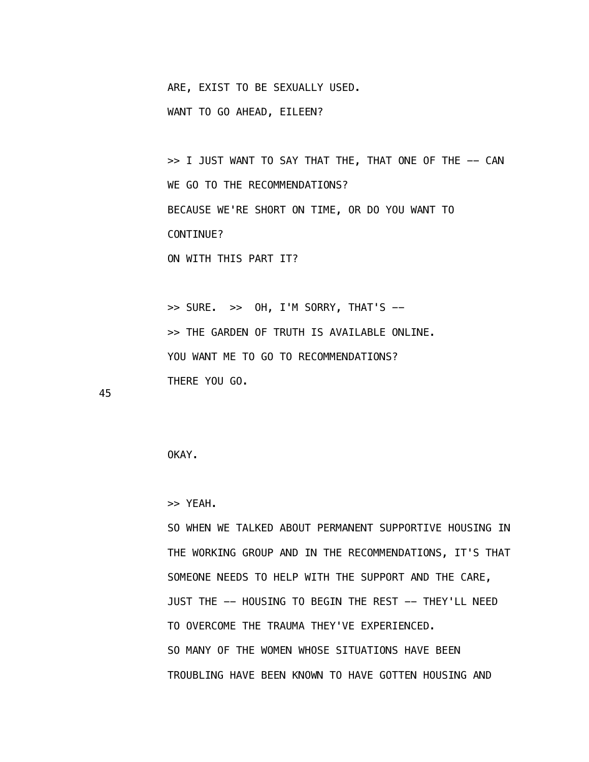ARE, EXIST TO BE SEXUALLY USED.

WANT TO GO AHEAD, EILEEN?

>> I JUST WANT TO SAY THAT THE, THAT ONE OF THE -- CAN WE GO TO THE RECOMMENDATIONS?

BECAUSE WE'RE SHORT ON TIME, OR DO YOU WANT TO CONTINUE?

ON WITH THIS PART IT?

>> SURE. >> OH, I'M SORRY, THAT'S --

>> THE GARDEN OF TRUTH IS AVAILABLE ONLINE.

YOU WANT ME TO GO TO RECOMMENDATIONS?

THERE YOU GO.

OKAY.

>> YEAH.

SO WHEN WE TALKED ABOUT PERMANENT SUPPORTIVE HOUSING IN THE WORKING GROUP AND IN THE RECOMMENDATIONS, IT'S THAT SOMEONE NEEDS TO HELP WITH THE SUPPORT AND THE CARE, JUST THE -- HOUSING TO BEGIN THE REST -- THEY'LL NEED TO OVERCOME THE TRAUMA THEY'VE EXPERIENCED.

SO MANY OF THE WOMEN WHOSE SITUATIONS HAVE BEEN TROUBLING HAVE BEEN KNOWN TO HAVE GOTTEN HOUSING AND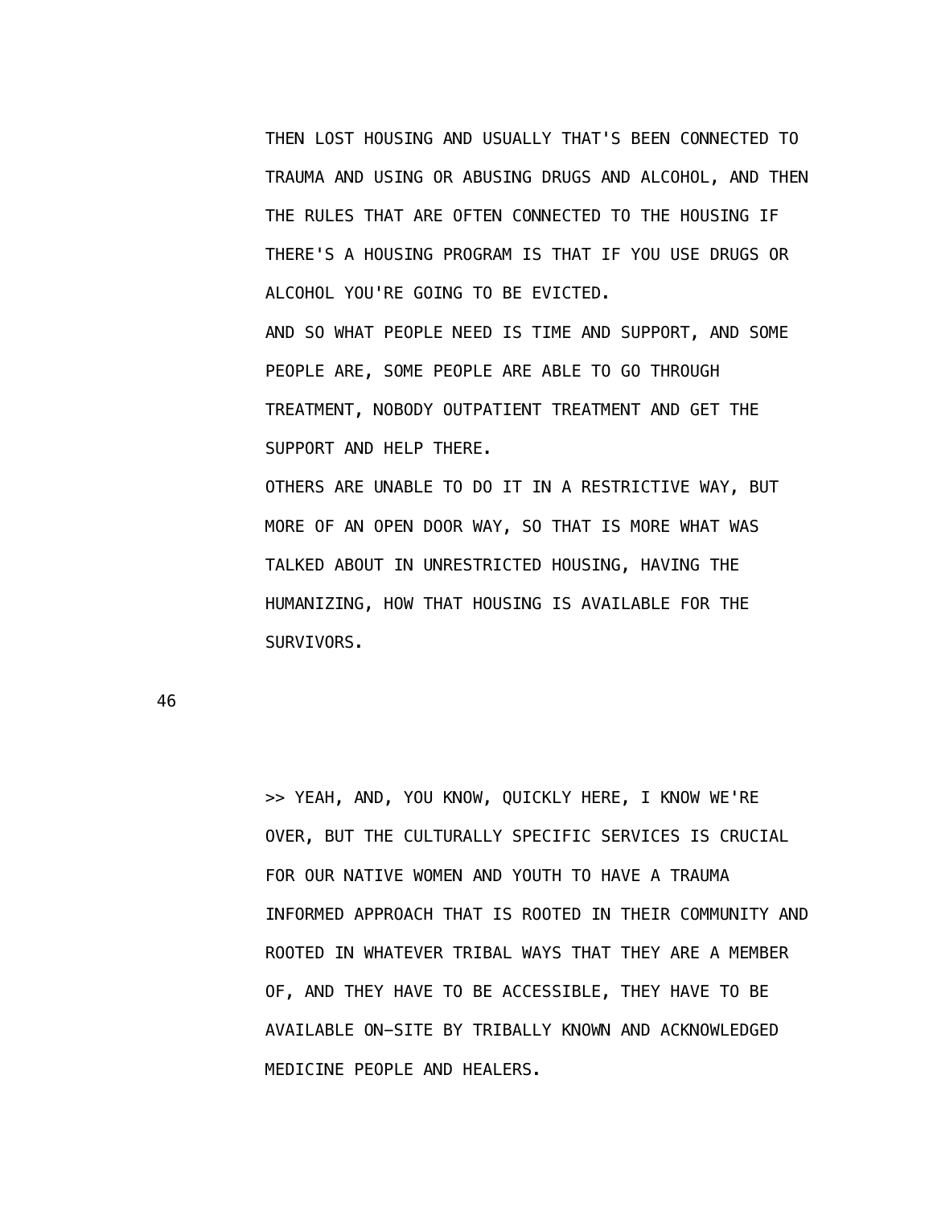THEN LOST HOUSING AND USUALLY THAT'S BEEN CONNECTED TO TRAUMA AND USING OR ABUSING DRUGS AND ALCOHOL, AND THEN THE RULES THAT ARE OFTEN CONNECTED TO THE HOUSING IF THERE'S A HOUSING PROGRAM IS THAT IF YOU USE DRUGS OR ALCOHOL YOU'RE GOING TO BE EVICTED.

AND SO WHAT PEOPLE NEED IS TIME AND SUPPORT, AND SOME PEOPLE ARE, SOME PEOPLE ARE ABLE TO GO THROUGH TREATMENT, NOBODY OUTPATIENT TREATMENT AND GET THE SUPPORT AND HELP THERE.

OTHERS ARE UNABLE TO DO IT IN A RESTRICTIVE WAY, BUT MORE OF AN OPEN DOOR WAY, SO THAT IS MORE WHAT WAS TALKED ABOUT IN UNRESTRICTED HOUSING, HAVING THE HUMANIZING, HOW THAT HOUSING IS AVAILABLE FOR THE SURVIVORS.

>> YEAH, AND, YOU KNOW, QUICKLY HERE, I KNOW WE'RE OVER, BUT THE CULTURALLY SPECIFIC SERVICES IS CRUCIAL FOR OUR NATIVE WOMEN AND YOUTH TO HAVE A TRAUMA INFORMED APPROACH THAT IS ROOTED IN THEIR COMMUNITY AND ROOTED IN WHATEVER TRIBAL WAYS THAT THEY ARE A MEMBER OF, AND THEY HAVE TO BE ACCESSIBLE, THEY HAVE TO BE AVAILABLE ON-SITE BY TRIBALLY KNOWN AND ACKNOWLEDGED MEDICINE PEOPLE AND HEALERS.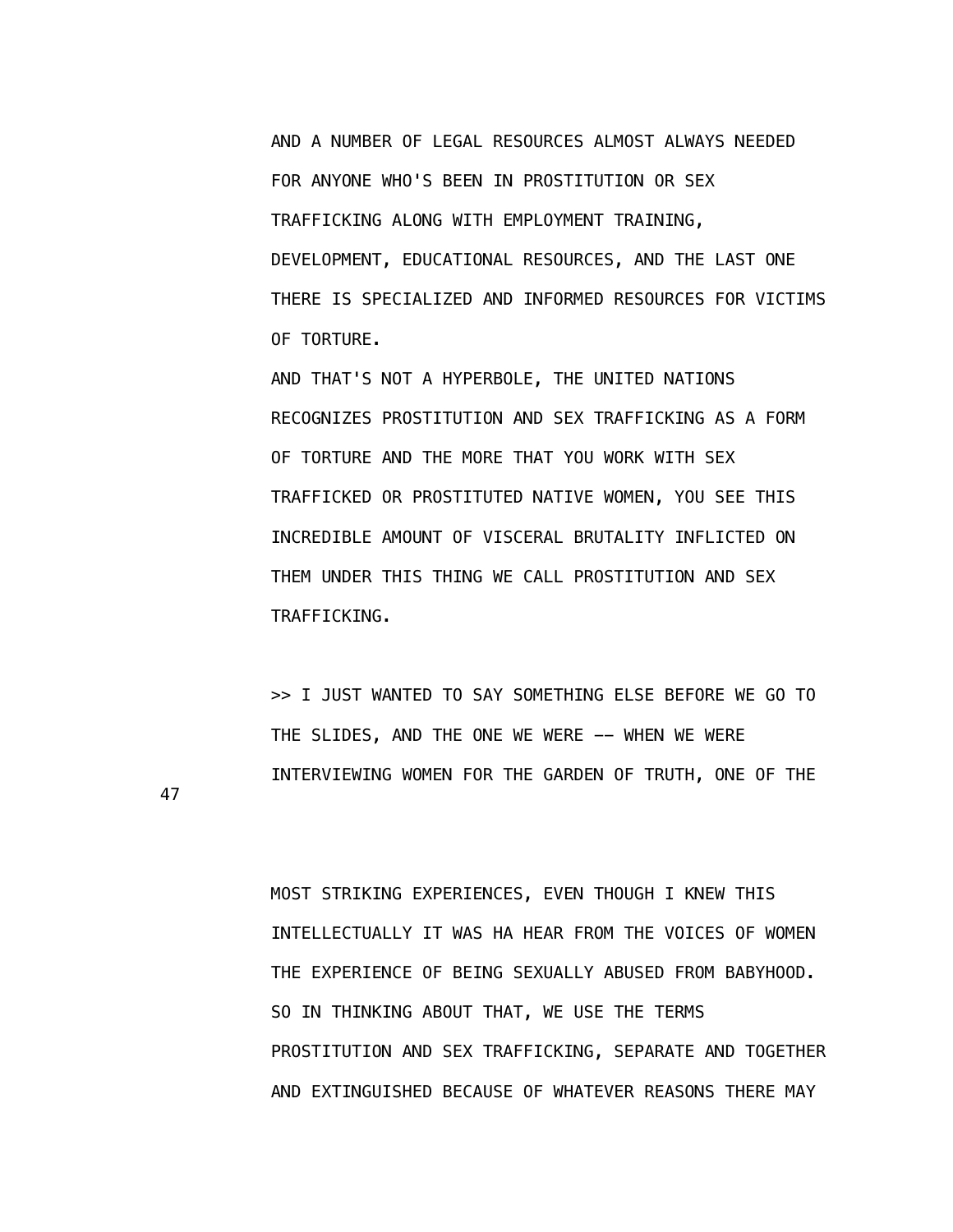AND A NUMBER OF LEGAL RESOURCES ALMOST ALWAYS NEEDED FOR ANYONE WHO'S BEEN IN PROSTITUTION OR SEX TRAFFICKING ALONG WITH EMPLOYMENT TRAINING, DEVELOPMENT, EDUCATIONAL RESOURCES, AND THE LAST ONE THERE IS SPECIALIZED AND INFORMED RESOURCES FOR VICTIMS OF TORTURE.

AND THAT'S NOT A HYPERBOLE, THE UNITED NATIONS RECOGNIZES PROSTITUTION AND SEX TRAFFICKING AS A FORM OF TORTURE AND THE MORE THAT YOU WORK WITH SEX TRAFFICKED OR PROSTITUTED NATIVE WOMEN, YOU SEE THIS INCREDIBLE AMOUNT OF VISCERAL BRUTALITY INFLICTED ON THEM UNDER THIS THING WE CALL PROSTITUTION AND SEX TRAFFICKING.

>> I JUST WANTED TO SAY SOMETHING ELSE BEFORE WE GO TO THE SLIDES, AND THE ONE WE WERE -- WHEN WE WERE INTERVIEWING WOMEN FOR THE GARDEN OF TRUTH, ONE OF THE MOST STRIKING EXPERIENCES, EVEN THOUGH I KNEW THIS INTELLECTUALLY IT WAS HA HEAR FROM THE VOICES OF WOMEN THE EXPERIENCE OF BEING SEXUALLY ABUSED FROM BABYHOOD. SO IN THINKING ABOUT THAT, WE USE THE TERMS PROSTITUTION AND SEX TRAFFICKING, SEPARATE AND TOGETHER AND EXTINGUISHED BECAUSE OF WHATEVER REASONS THERE MAY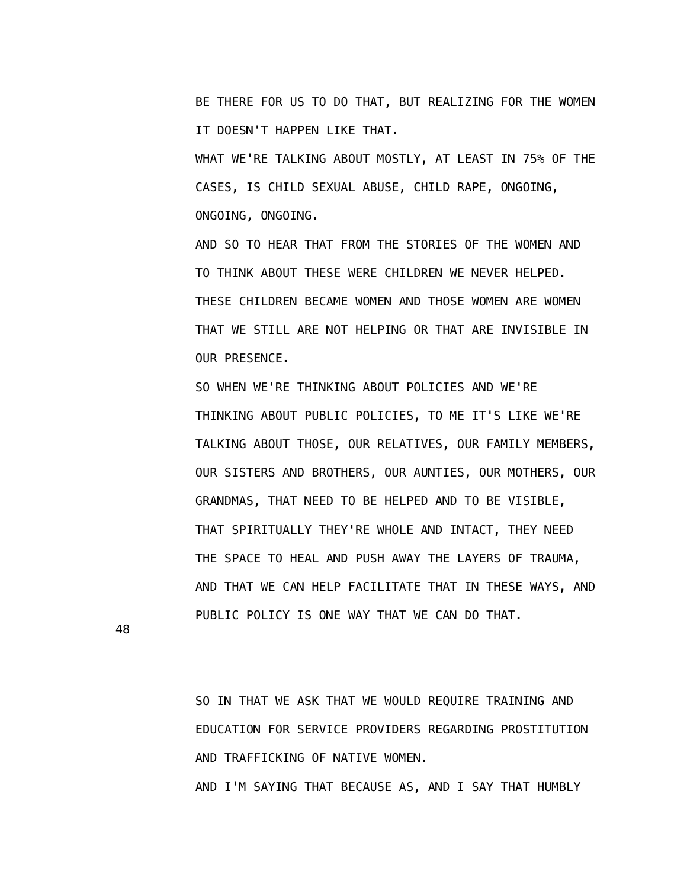BE THERE FOR US TO DO THAT, BUT REALIZING FOR THE WOMEN IT DOESN'T HAPPEN LIKE THAT.

WHAT WE'RE TALKING ABOUT MOSTLY, AT LEAST IN 75% OF THE CASES, IS CHILD SEXUAL ABUSE, CHILD RAPE, ONGOING, ONGOING, ONGOING.

AND SO TO HEAR THAT FROM THE STORIES OF THE WOMEN AND TO THINK ABOUT THESE WERE CHILDREN WE NEVER HELPED. THESE CHILDREN BECAME WOMEN AND THOSE WOMEN ARE WOMEN THAT WE STILL ARE NOT HELPING OR THAT ARE INVISIBLE IN OUR PRESENCE.

SO WHEN WE'RE THINKING ABOUT POLICIES AND WE'RE THINKING ABOUT PUBLIC POLICIES, TO ME IT'S LIKE WE'RE TALKING ABOUT THOSE, OUR RELATIVES, OUR FAMILY MEMBERS, OUR SISTERS AND BROTHERS, OUR AUNTIES, OUR MOTHERS, OUR GRANDMAS, THAT NEED TO BE HELPED AND TO BE VISIBLE, THAT SPIRITUALLY THEY'RE WHOLE AND INTACT, THEY NEED THE SPACE TO HEAL AND PUSH AWAY THE LAYERS OF TRAUMA, AND THAT WE CAN HELP FACILITATE THAT IN THESE WAYS, AND PUBLIC POLICY IS ONE WAY THAT WE CAN DO THAT.

SO IN THAT WE ASK THAT WE WOULD REQUIRE TRAINING AND EDUCATION FOR SERVICE PROVIDERS REGARDING PROSTITUTION AND TRAFFICKING OF NATIVE WOMEN.

AND I'M SAYING THAT BECAUSE AS, AND I SAY THAT HUMBLY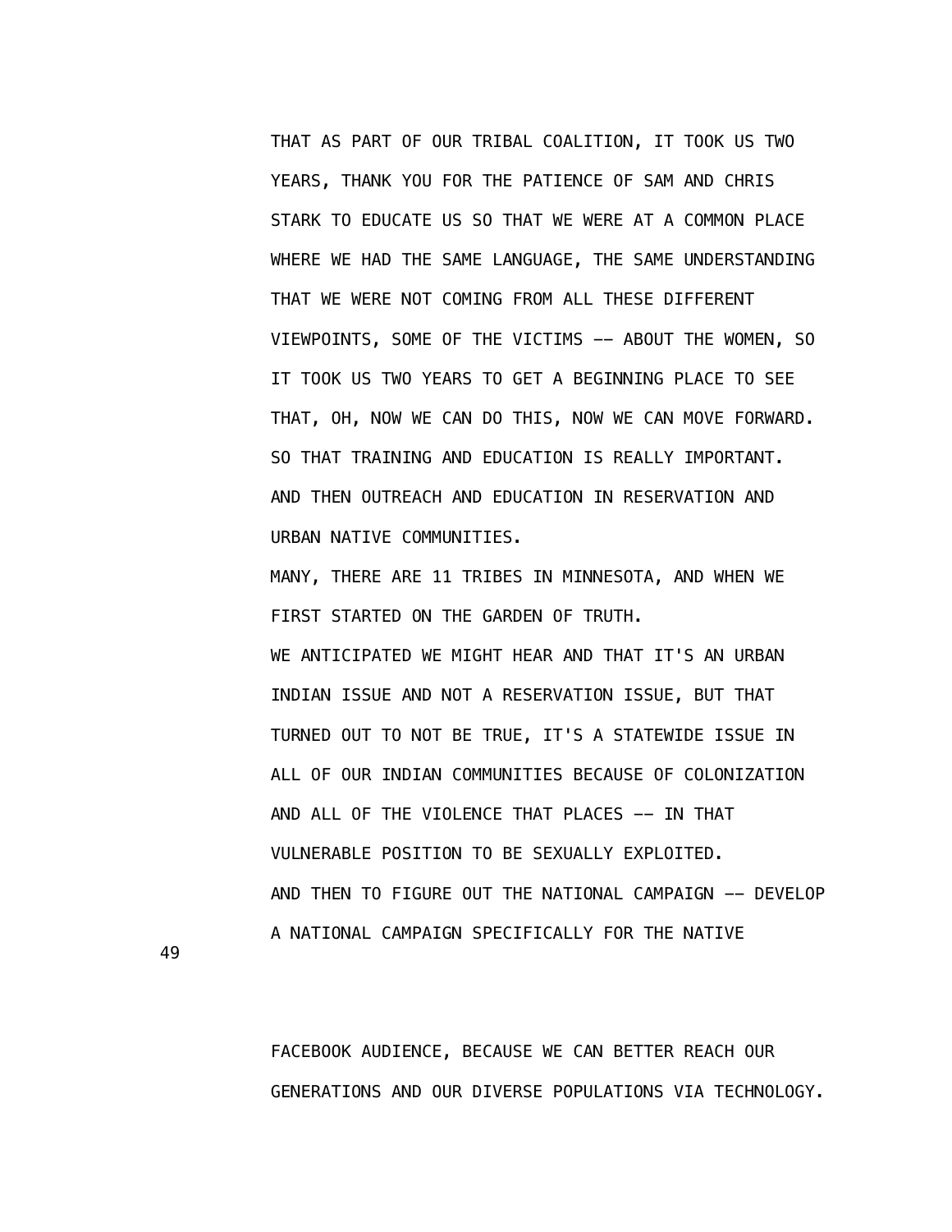THAT AS PART OF OUR TRIBAL COALITION, IT TOOK US TWO YEARS, THANK YOU FOR THE PATIENCE OF SAM AND CHRIS STARK TO EDUCATE US SO THAT WE WERE AT A COMMON PLACE WHERE WE HAD THE SAME LANGUAGE, THE SAME UNDERSTANDING THAT WE WERE NOT COMING FROM ALL THESE DIFFERENT VIEWPOINTS, SOME OF THE VICTIMS -- ABOUT THE WOMEN, SO IT TOOK US TWO YEARS TO GET A BEGINNING PLACE TO SEE THAT, OH, NOW WE CAN DO THIS, NOW WE CAN MOVE FORWARD. SO THAT TRAINING AND EDUCATION IS REALLY IMPORTANT. AND THEN OUTREACH AND EDUCATION IN RESERVATION AND URBAN NATIVE COMMUNITIES.

MANY, THERE ARE 11 TRIBES IN MINNESOTA, AND WHEN WE FIRST STARTED ON THE GARDEN OF TRUTH.

WE ANTICIPATED WE MIGHT HEAR AND THAT IT'S AN URBAN INDIAN ISSUE AND NOT A RESERVATION ISSUE, BUT THAT TURNED OUT TO NOT BE TRUE, IT'S A STATEWIDE ISSUE IN ALL OF OUR INDIAN COMMUNITIES BECAUSE OF COLONIZATION AND ALL OF THE VIOLENCE THAT PLACES -- IN THAT VULNERABLE POSITION TO BE SEXUALLY EXPLOITED.

AND THEN TO FIGURE OUT THE NATIONAL CAMPAIGN -- DEVELOP A NATIONAL CAMPAIGN SPECIFICALLY FOR THE NATIVE FACEBOOK AUDIENCE, BECAUSE WE CAN BETTER REACH OUR GENERATIONS AND OUR DIVERSE POPULATIONS VIA TECHNOLOGY.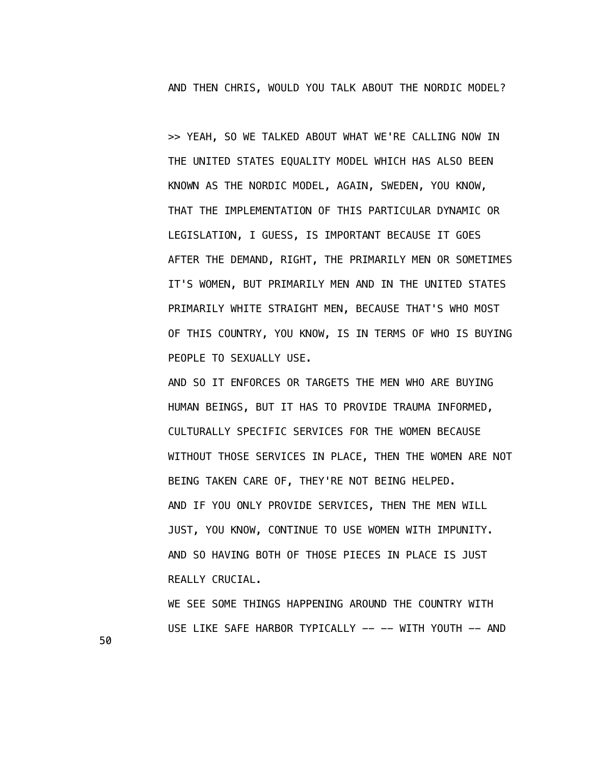AND THEN CHRIS, WOULD YOU TALK ABOUT THE NORDIC MODEL?

>> YEAH, SO WE TALKED ABOUT WHAT WE'RE CALLING NOW IN THE UNITED STATES EQUALITY MODEL WHICH HAS ALSO BEEN KNOWN AS THE NORDIC MODEL, AGAIN, SWEDEN, YOU KNOW, THAT THE IMPLEMENTATION OF THIS PARTICULAR DYNAMIC OR LEGISLATION, I GUESS, IS IMPORTANT BECAUSE IT GOES AFTER THE DEMAND, RIGHT, THE PRIMARILY MEN OR SOMETIMES IT'S WOMEN, BUT PRIMARILY MEN AND IN THE UNITED STATES PRIMARILY WHITE STRAIGHT MEN, BECAUSE THAT'S WHO MOST OF THIS COUNTRY, YOU KNOW, IS IN TERMS OF WHO IS BUYING PEOPLE TO SEXUALLY USE.

AND SO IT ENFORCES OR TARGETS THE MEN WHO ARE BUYING HUMAN BEINGS, BUT IT HAS TO PROVIDE TRAUMA INFORMED, CULTURALLY SPECIFIC SERVICES FOR THE WOMEN BECAUSE WITHOUT THOSE SERVICES IN PLACE, THEN THE WOMEN ARE NOT BEING TAKEN CARE OF, THEY'RE NOT BEING HELPED.

AND IF YOU ONLY PROVIDE SERVICES, THEN THE MEN WILL JUST, YOU KNOW, CONTINUE TO USE WOMEN WITH IMPUNITY.

AND SO HAVING BOTH OF THOSE PIECES IN PLACE IS JUST REALLY CRUCIAL.

WE SEE SOME THINGS HAPPENING AROUND THE COUNTRY WITH USE LIKE SAFE HARBOR TYPICALLY -- -- WITH YOUTH -- AND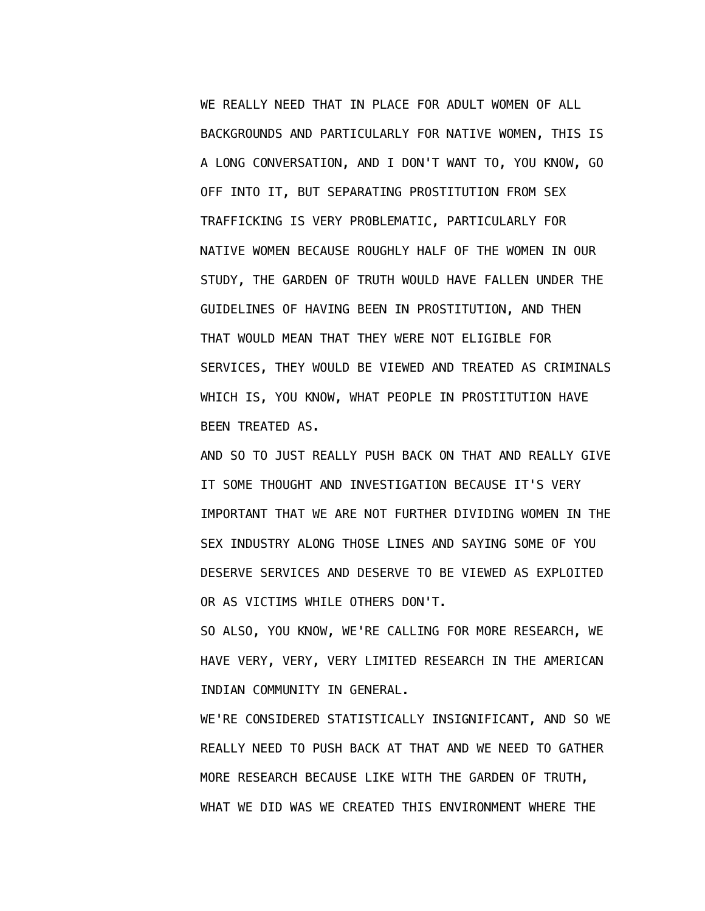WE REALLY NEED THAT IN PLACE FOR ADULT WOMEN OF ALL BACKGROUNDS AND PARTICULARLY FOR NATIVE WOMEN, THIS IS A LONG CONVERSATION, AND I DON'T WANT TO, YOU KNOW, GO OFF INTO IT, BUT SEPARATING PROSTITUTION FROM SEX TRAFFICKING IS VERY PROBLEMATIC, PARTICULARLY FOR NATIVE WOMEN BECAUSE ROUGHLY HALF OF THE WOMEN IN OUR STUDY, THE GARDEN OF TRUTH WOULD HAVE FALLEN UNDER THE GUIDELINES OF HAVING BEEN IN PROSTITUTION, AND THEN THAT WOULD MEAN THAT THEY WERE NOT ELIGIBLE FOR SERVICES, THEY WOULD BE VIEWED AND TREATED AS CRIMINALS WHICH IS, YOU KNOW, WHAT PEOPLE IN PROSTITUTION HAVE BEEN TREATED AS.

AND SO TO JUST REALLY PUSH BACK ON THAT AND REALLY GIVE IT SOME THOUGHT AND INVESTIGATION BECAUSE IT'S VERY IMPORTANT THAT WE ARE NOT FURTHER DIVIDING WOMEN IN THE SEX INDUSTRY ALONG THOSE LINES AND SAYING SOME OF YOU DESERVE SERVICES AND DESERVE TO BE VIEWED AS EXPLOITED OR AS VICTIMS WHILE OTHERS DON'T.

SO ALSO, YOU KNOW, WE'RE CALLING FOR MORE RESEARCH, WE HAVE VERY, VERY, VERY LIMITED RESEARCH IN THE AMERICAN INDIAN COMMUNITY IN GENERAL.

WE'RE CONSIDERED STATISTICALLY INSIGNIFICANT, AND SO WE REALLY NEED TO PUSH BACK AT THAT AND WE NEED TO GATHER MORE RESEARCH BECAUSE LIKE WITH THE GARDEN OF TRUTH, WHAT WE DID WAS WE CREATED THIS ENVIRONMENT WHERE THE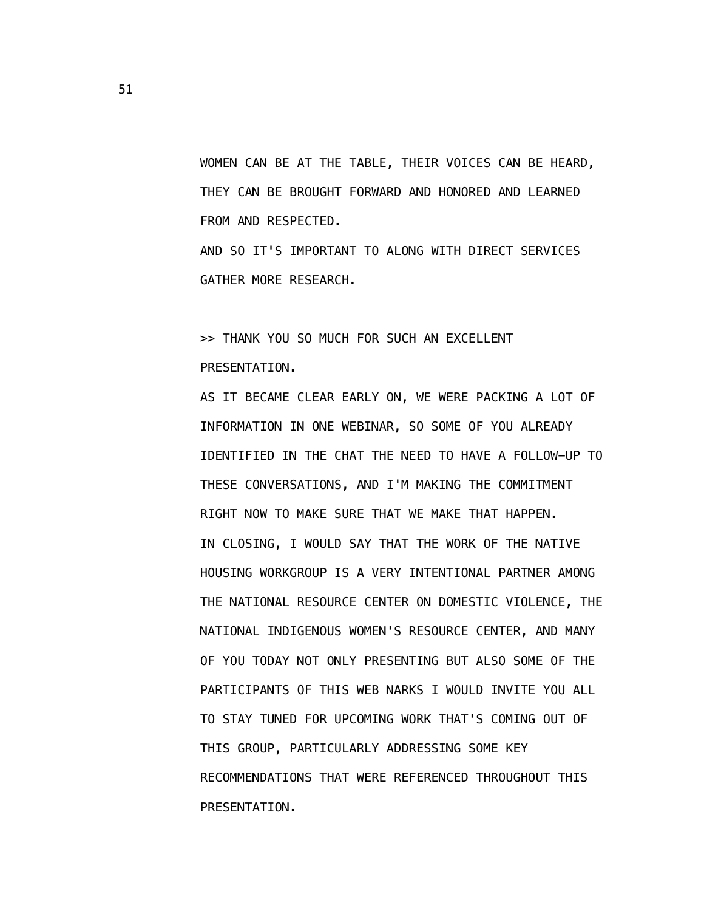WOMEN CAN BE AT THE TABLE, THEIR VOICES CAN BE HEARD, THEY CAN BE BROUGHT FORWARD AND HONORED AND LEARNED FROM AND RESPECTED.

AND SO IT'S IMPORTANT TO ALONG WITH DIRECT SERVICES GATHER MORE RESEARCH.

>> THANK YOU SO MUCH FOR SUCH AN EXCELLENT PRESENTATION.

AS IT BECAME CLEAR EARLY ON, WE WERE PACKING A LOT OF INFORMATION IN ONE WEBINAR, SO SOME OF YOU ALREADY IDENTIFIED IN THE CHAT THE NEED TO HAVE A FOLLOW-UP TO THESE CONVERSATIONS, AND I'M MAKING THE COMMITMENT RIGHT NOW TO MAKE SURE THAT WE MAKE THAT HAPPEN.

IN CLOSING, I WOULD SAY THAT THE WORK OF THE NATIVE HOUSING WORKGROUP IS A VERY INTENTIONAL PARTNER AMONG THE NATIONAL RESOURCE CENTER ON DOMESTIC VIOLENCE, THE NATIONAL INDIGENOUS WOMEN'S RESOURCE CENTER, AND MANY OF YOU TODAY NOT ONLY PRESENTING BUT ALSO SOME OF THE PARTICIPANTS OF THIS WEB NARKS I WOULD INVITE YOU ALL TO STAY TUNED FOR UPCOMING WORK THAT'S COMING OUT OF THIS GROUP, PARTICULARLY ADDRESSING SOME KEY RECOMMENDATIONS THAT WERE REFERENCED THROUGHOUT THIS PRESENTATION.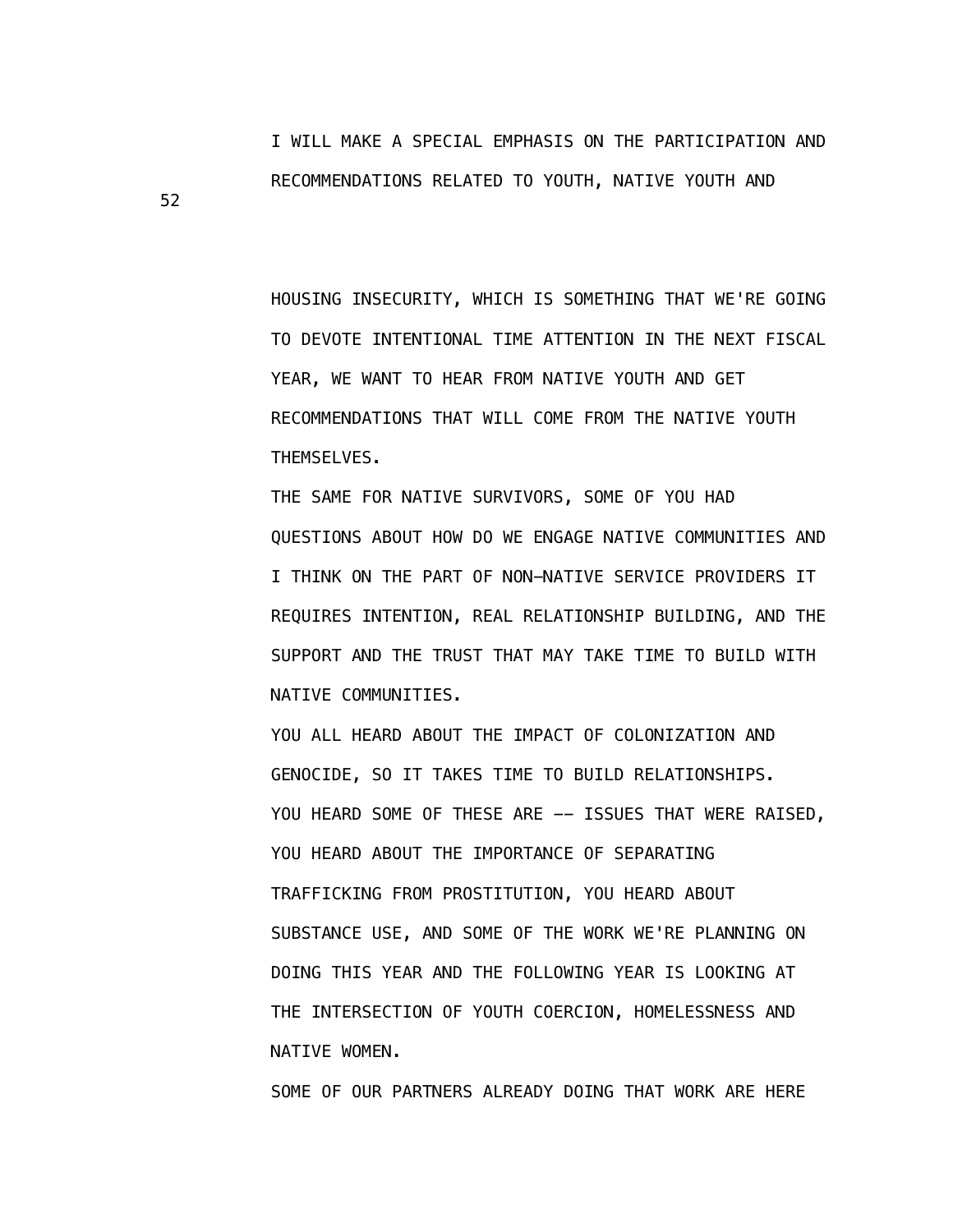I WILL MAKE A SPECIAL EMPHASIS ON THE PARTICIPATION AND RECOMMENDATIONS RELATED TO YOUTH, NATIVE YOUTH AND

HOUSING INSECURITY, WHICH IS SOMETHING THAT WE'RE GOING TO DEVOTE INTENTIONAL TIME ATTENTION IN THE NEXT FISCAL YEAR, WE WANT TO HEAR FROM NATIVE YOUTH AND GET RECOMMENDATIONS THAT WILL COME FROM THE NATIVE YOUTH THEMSELVES.

THE SAME FOR NATIVE SURVIVORS, SOME OF YOU HAD QUESTIONS ABOUT HOW DO WE ENGAGE NATIVE COMMUNITIES AND I THINK ON THE PART OF NON-NATIVE SERVICE PROVIDERS IT REQUIRES INTENTION, REAL RELATIONSHIP BUILDING, AND THE SUPPORT AND THE TRUST THAT MAY TAKE TIME TO BUILD WITH NATIVE COMMUNITIES.

YOU ALL HEARD ABOUT THE IMPACT OF COLONIZATION AND GENOCIDE, SO IT TAKES TIME TO BUILD RELATIONSHIPS.

YOU HEARD SOME OF THESE ARE -- ISSUES THAT WERE RAISED, YOU HEARD ABOUT THE IMPORTANCE OF SEPARATING TRAFFICKING FROM PROSTITUTION, YOU HEARD ABOUT SUBSTANCE USE, AND SOME OF THE WORK WE'RE PLANNING ON DOING THIS YEAR AND THE FOLLOWING YEAR IS LOOKING AT THE INTERSECTION OF YOUTH COERCION, HOMELESSNESS AND NATIVE WOMEN.

SOME OF OUR PARTNERS ALREADY DOING THAT WORK ARE HERE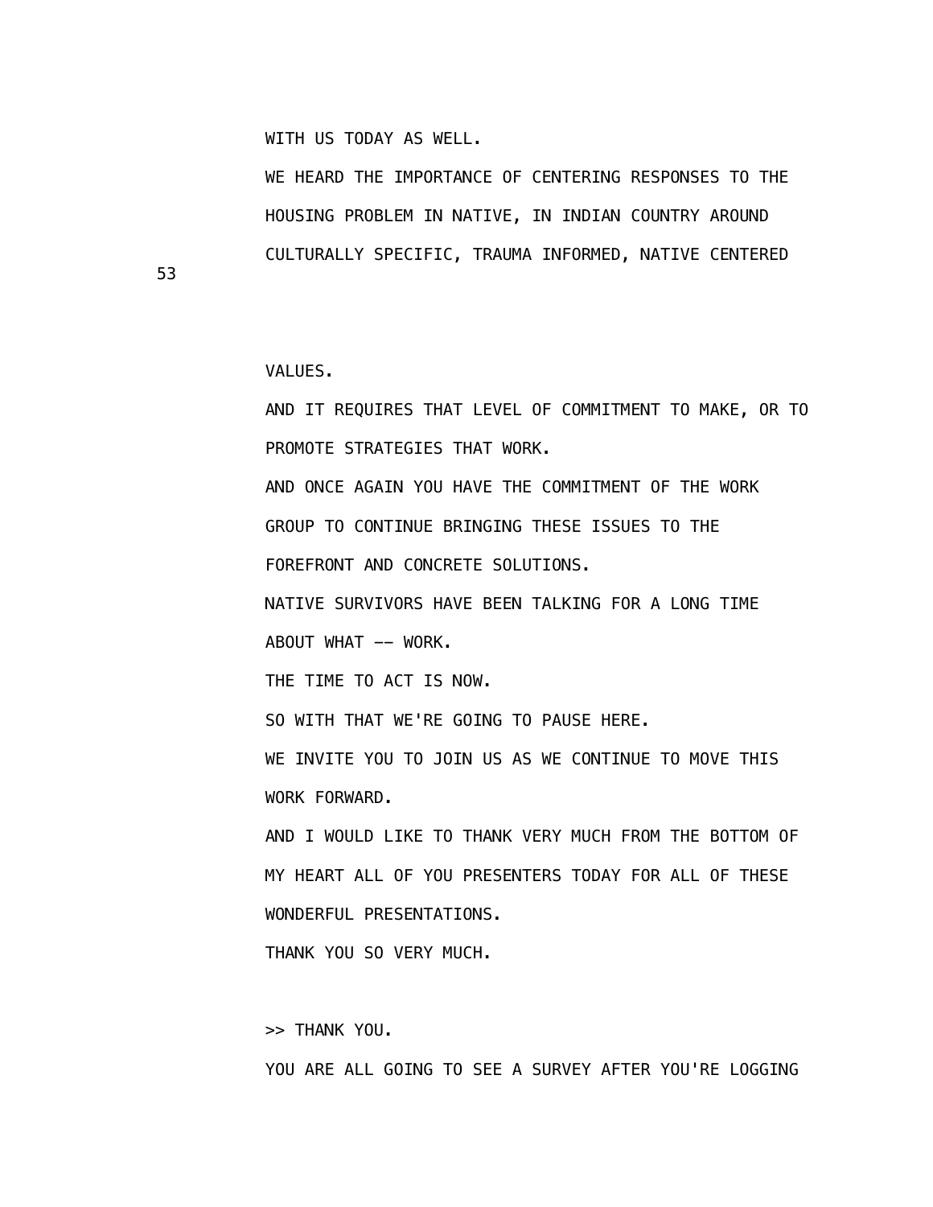WITH US TODAY AS WELL.

WE HEARD THE IMPORTANCE OF CENTERING RESPONSES TO THE HOUSING PROBLEM IN NATIVE, IN INDIAN COUNTRY AROUND CULTURALLY SPECIFIC, TRAUMA INFORMED, NATIVE CENTERED VALUES.

AND IT REQUIRES THAT LEVEL OF COMMITMENT TO MAKE, OR TO PROMOTE STRATEGIES THAT WORK.

AND ONCE AGAIN YOU HAVE THE COMMITMENT OF THE WORK GROUP TO CONTINUE BRINGING THESE ISSUES TO THE FOREFRONT AND CONCRETE SOLUTIONS.

NATIVE SURVIVORS HAVE BEEN TALKING FOR A LONG TIME ABOUT WHAT -- WORK.

THE TIME TO ACT IS NOW.

SO WITH THAT WE'RE GOING TO PAUSE HERE.

WE INVITE YOU TO JOIN US AS WE CONTINUE TO MOVE THIS WORK FORWARD.

AND I WOULD LIKE TO THANK VERY MUCH FROM THE BOTTOM OF MY HEART ALL OF YOU PRESENTERS TODAY FOR ALL OF THESE WONDERFUL PRESENTATIONS.

THANK YOU SO VERY MUCH.

>> THANK YOU.

YOU ARE ALL GOING TO SEE A SURVEY AFTER YOU'RE LOGGING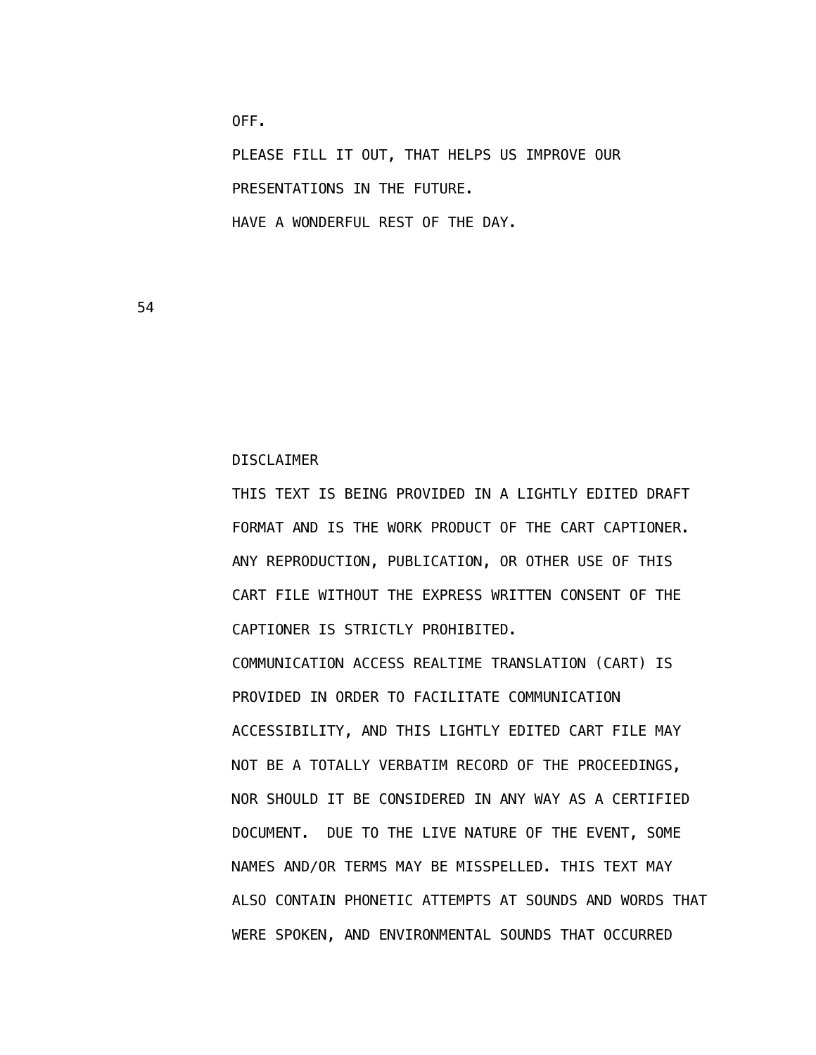OFF.

PLEASE FILL IT OUT, THAT HELPS US IMPROVE OUR PRESENTATIONS IN THE FUTURE.

HAVE A WONDERFUL REST OF THE DAY.

DISCLAIMER

THIS TEXT IS BEING PROVIDED IN A LIGHTLY EDITED DRAFT FORMAT AND IS THE WORK PRODUCT OF THE CART CAPTIONER. ANY REPRODUCTION, PUBLICATION, OR OTHER USE OF THIS CART FILE WITHOUT THE EXPRESS WRITTEN CONSENT OF THE CAPTIONER IS STRICTLY PROHIBITED.

COMMUNICATION ACCESS REALTIME TRANSLATION (CART) IS PROVIDED IN ORDER TO FACILITATE COMMUNICATION ACCESSIBILITY, AND THIS LIGHTLY EDITED CART FILE MAY NOT BE A TOTALLY VERBATIM RECORD OF THE PROCEEDINGS, NOR SHOULD IT BE CONSIDERED IN ANY WAY AS A CERTIFIED DOCUMENT. DUE TO THE LIVE NATURE OF THE EVENT, SOME NAMES AND/OR TERMS MAY BE MISSPELLED. THIS TEXT MAY ALSO CONTAIN PHONETIC ATTEMPTS AT SOUNDS AND WORDS THAT WERE SPOKEN, AND ENVIRONMENTAL SOUNDS THAT OCCURRED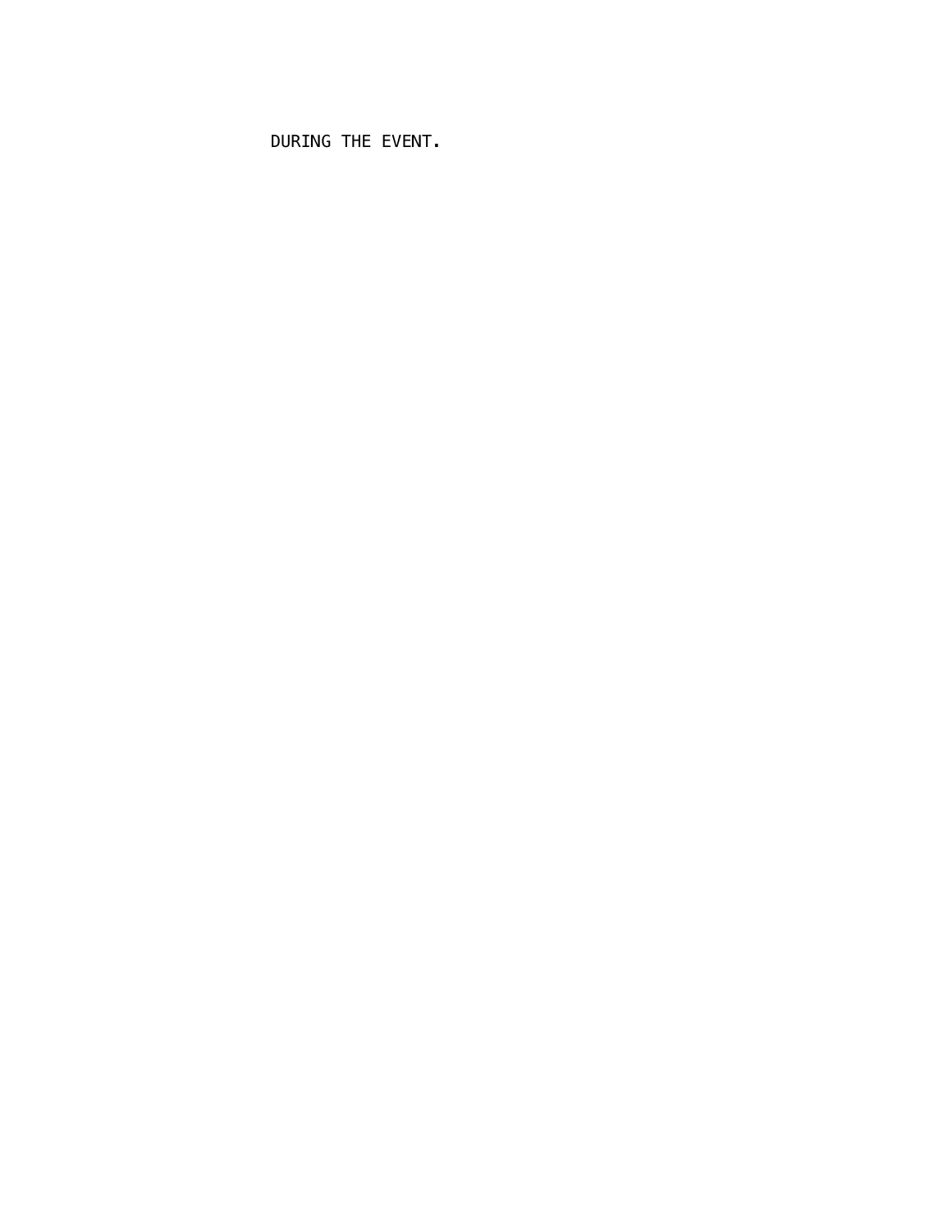DURING THE EVENT.